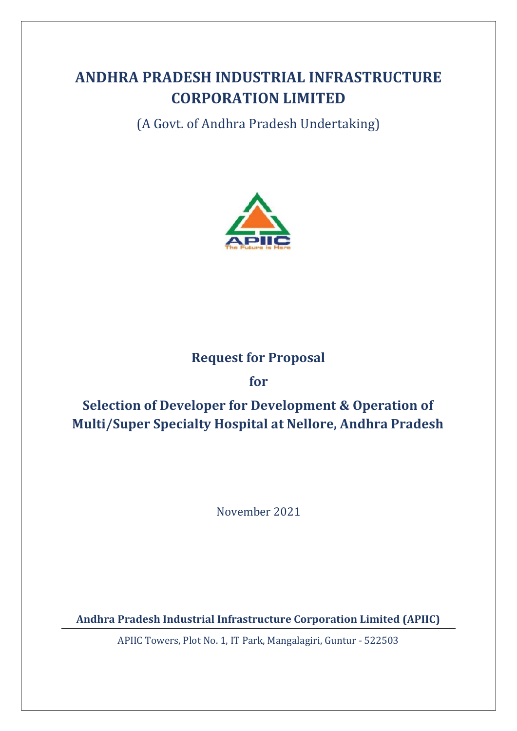# ANDHRA PRADESH INDUSTRIAL INFRASTRUCTURE CORPORATION LIMITED

(A Govt. of Andhra Pradesh Undertaking)

APIIC
The Future is Here

## Request for Proposal

## for

## Selection of Developer for Development & Operation of Multi/Super Specialty Hospital at Nellore, Andhra Pradesh

November 2021

**Andhra Pradesh Industrial Infrastructure Corporation Limited (APIIC)**

APIIC Towers, Plot No. 1, IT Park, Mangalagiri, Guntur - 522503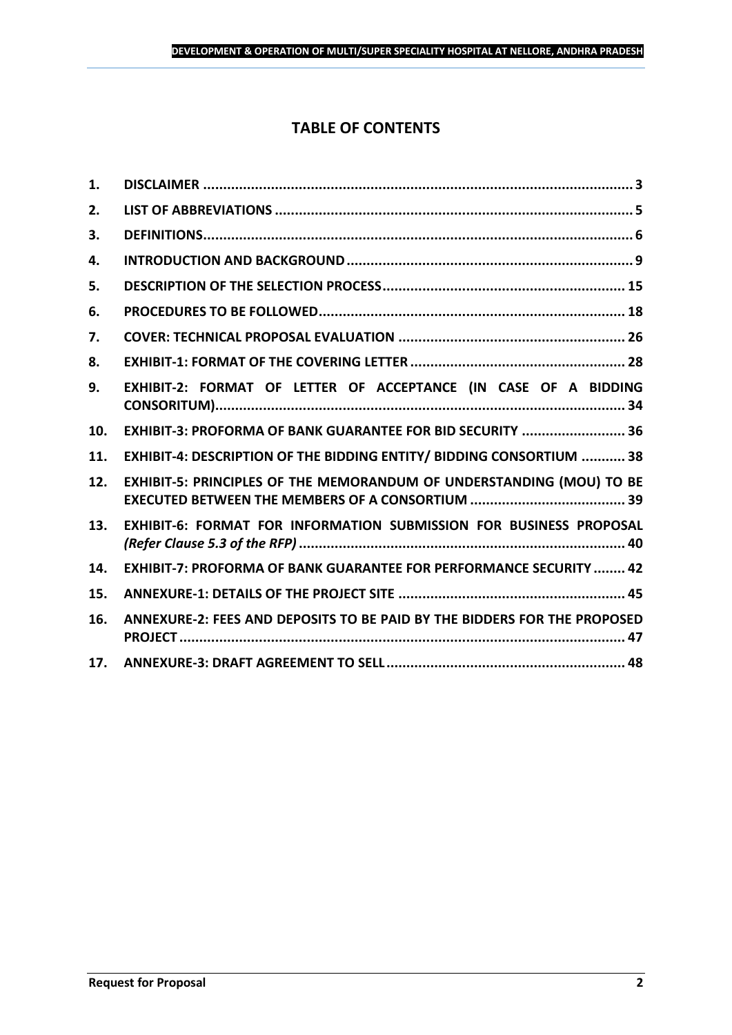# TABLE OF CONTENTS

| | | |
|---|---|---|
| 1. | DISCLAIMER | 3 |
| 2. | LIST OF ABBREVIATIONS | 5 |
| 3. | DEFINITIONS | 6 |
| 4. | INTRODUCTION AND BACKGROUND | 9 |
| 5. | DESCRIPTION OF THE SELECTION PROCESS | 15 |
| 6. | PROCEDURES TO BE FOLLOWED | 18 |
| 7. | COVER: TECHNICAL PROPOSAL EVALUATION | 26 |
| 8. | EXHIBIT-1: FORMAT OF THE COVERING LETTER | 28 |
| 9. | EXHIBIT-2: FORMAT OF LETTER OF ACCEPTANCE (IN CASE OF A BIDDING CONSORITUM) | 34 |
| 10. | EXHIBIT-3: PROFORMA OF BANK GUARANTEE FOR BID SECURITY | 36 |
| 11. | EXHIBIT-4: DESCRIPTION OF THE BIDDING ENTITY/ BIDDING CONSORTIUM | 38 |
| 12. | EXHIBIT-5: PRINCIPLES OF THE MEMORANDUM OF UNDERSTANDING (MOU) TO BE EXECUTED BETWEEN THE MEMBERS OF A CONSORTIUM | 39 |
| 13. | EXHIBIT-6: FORMAT FOR INFORMATION SUBMISSION FOR BUSINESS PROPOSAL *(Refer Clause 5.3 of the RFP)* | 40 |
| 14. | EXHIBIT-7: PROFORMA OF BANK GUARANTEE FOR PERFORMANCE SECURITY | 42 |
| 15. | ANNEXURE-1: DETAILS OF THE PROJECT SITE | 45 |
| 16. | ANNEXURE-2: FEES AND DEPOSITS TO BE PAID BY THE BIDDERS FOR THE PROPOSED PROJECT | 47 |
| 17. | ANNEXURE-3: DRAFT AGREEMENT TO SELL | 48 |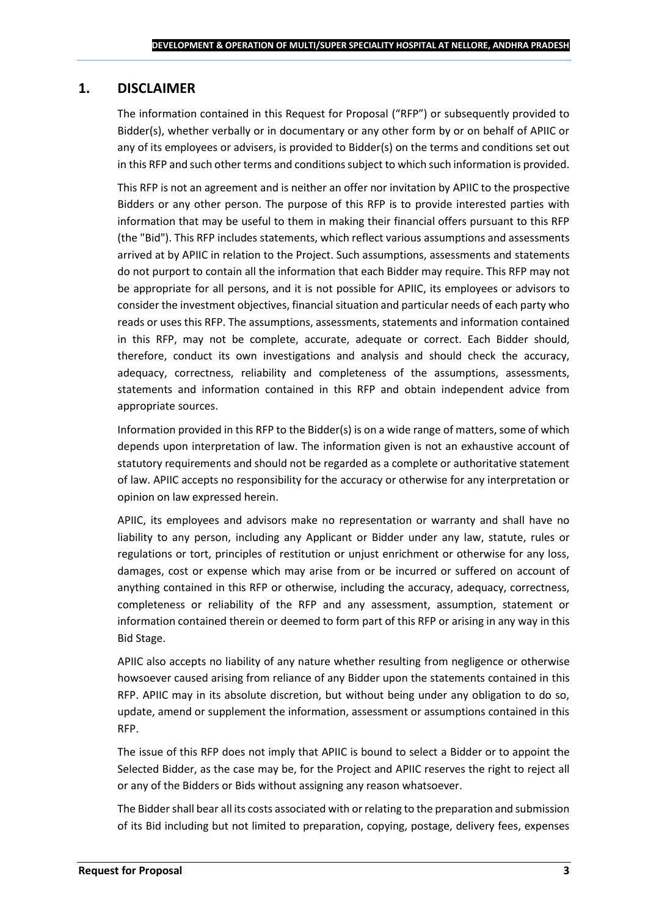## 1. DISCLAIMER

The information contained in this Request for Proposal ("RFP") or subsequently provided to Bidder(s), whether verbally or in documentary or any other form by or on behalf of APIIC or any of its employees or advisers, is provided to Bidder(s) on the terms and conditions set out in this RFP and such other terms and conditions subject to which such information is provided.

This RFP is not an agreement and is neither an offer nor invitation by APIIC to the prospective Bidders or any other person. The purpose of this RFP is to provide interested parties with information that may be useful to them in making their financial offers pursuant to this RFP (the "Bid"). This RFP includes statements, which reflect various assumptions and assessments arrived at by APIIC in relation to the Project. Such assumptions, assessments and statements do not purport to contain all the information that each Bidder may require. This RFP may not be appropriate for all persons, and it is not possible for APIIC, its employees or advisors to consider the investment objectives, financial situation and particular needs of each party who reads or uses this RFP. The assumptions, assessments, statements and information contained in this RFP, may not be complete, accurate, adequate or correct. Each Bidder should, therefore, conduct its own investigations and analysis and should check the accuracy, adequacy, correctness, reliability and completeness of the assumptions, assessments, statements and information contained in this RFP and obtain independent advice from appropriate sources.

Information provided in this RFP to the Bidder(s) is on a wide range of matters, some of which depends upon interpretation of law. The information given is not an exhaustive account of statutory requirements and should not be regarded as a complete or authoritative statement of law. APIIC accepts no responsibility for the accuracy or otherwise for any interpretation or opinion on law expressed herein.

APIIC, its employees and advisors make no representation or warranty and shall have no liability to any person, including any Applicant or Bidder under any law, statute, rules or regulations or tort, principles of restitution or unjust enrichment or otherwise for any loss, damages, cost or expense which may arise from or be incurred or suffered on account of anything contained in this RFP or otherwise, including the accuracy, adequacy, correctness, completeness or reliability of the RFP and any assessment, assumption, statement or information contained therein or deemed to form part of this RFP or arising in any way in this Bid Stage.

APIIC also accepts no liability of any nature whether resulting from negligence or otherwise howsoever caused arising from reliance of any Bidder upon the statements contained in this RFP. APIIC may in its absolute discretion, but without being under any obligation to do so, update, amend or supplement the information, assessment or assumptions contained in this RFP.

The issue of this RFP does not imply that APIIC is bound to select a Bidder or to appoint the Selected Bidder, as the case may be, for the Project and APIIC reserves the right to reject all or any of the Bidders or Bids without assigning any reason whatsoever.

The Bidder shall bear all its costs associated with or relating to the preparation and submission of its Bid including but not limited to preparation, copying, postage, delivery fees, expenses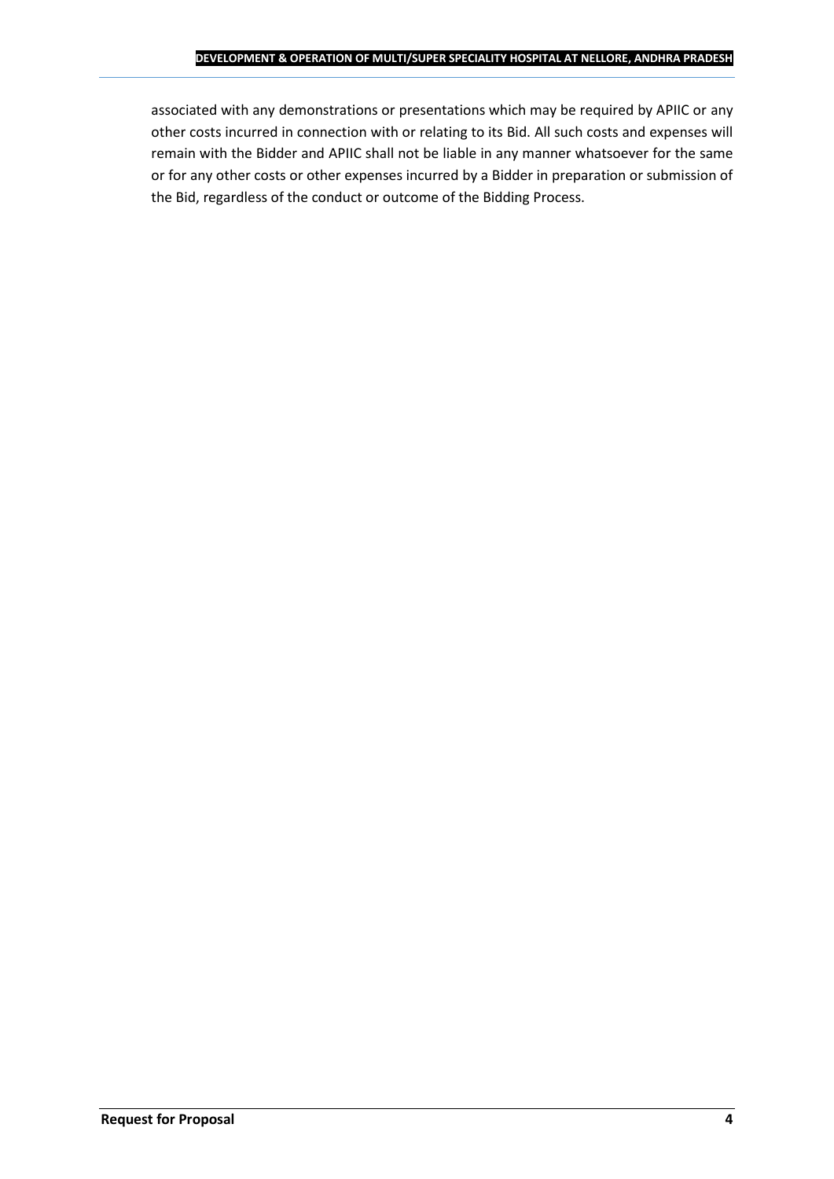associated with any demonstrations or presentations which may be required by APIIC or any other costs incurred in connection with or relating to its Bid. All such costs and expenses will remain with the Bidder and APIIC shall not be liable in any manner whatsoever for the same or for any other costs or other expenses incurred by a Bidder in preparation or submission of the Bid, regardless of the conduct or outcome of the Bidding Process.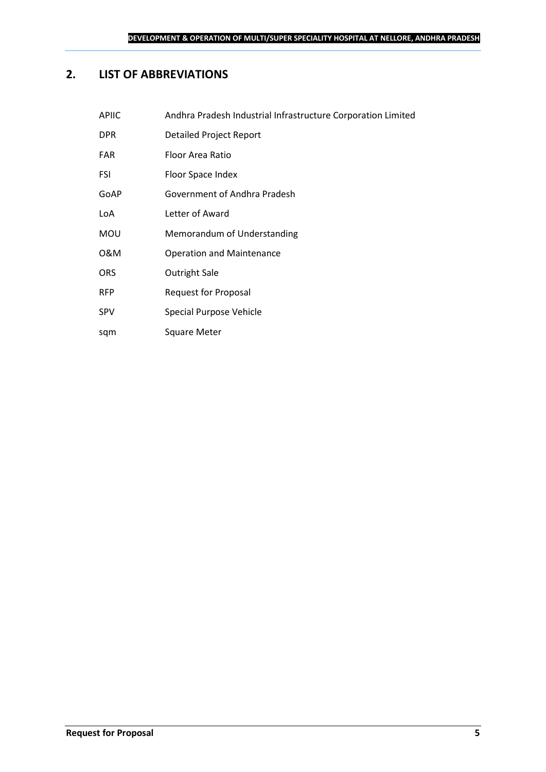## 2. LIST OF ABBREVIATIONS

| | |
|---|---|
| APIIC | Andhra Pradesh Industrial Infrastructure Corporation Limited |
| DPR | Detailed Project Report |
| FAR | Floor Area Ratio |
| FSI | Floor Space Index |
| GoAP | Government of Andhra Pradesh |
| LoA | Letter of Award |
| MOU | Memorandum of Understanding |
| O&M | Operation and Maintenance |
| ORS | Outright Sale |
| RFP | Request for Proposal |
| SPV | Special Purpose Vehicle |
| sqm | Square Meter |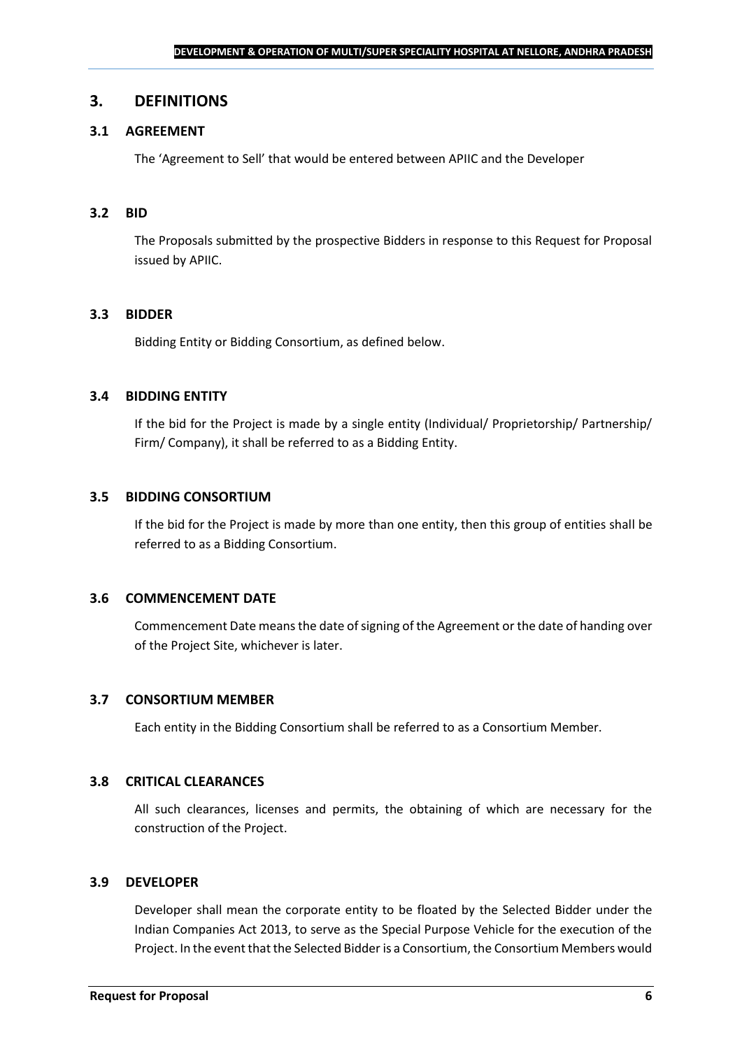## 3. DEFINITIONS

### 3.1 AGREEMENT

The 'Agreement to Sell' that would be entered between APIIC and the Developer

### 3.2 BID

The Proposals submitted by the prospective Bidders in response to this Request for Proposal issued by APIIC.

### 3.3 BIDDER

Bidding Entity or Bidding Consortium, as defined below.

### 3.4 BIDDING ENTITY

If the bid for the Project is made by a single entity (Individual/ Proprietorship/ Partnership/ Firm/ Company), it shall be referred to as a Bidding Entity.

### 3.5 BIDDING CONSORTIUM

If the bid for the Project is made by more than one entity, then this group of entities shall be referred to as a Bidding Consortium.

### 3.6 COMMENCEMENT DATE

Commencement Date means the date of signing of the Agreement or the date of handing over of the Project Site, whichever is later.

### 3.7 CONSORTIUM MEMBER

Each entity in the Bidding Consortium shall be referred to as a Consortium Member.

### 3.8 CRITICAL CLEARANCES

All such clearances, licenses and permits, the obtaining of which are necessary for the construction of the Project.

### 3.9 DEVELOPER

Developer shall mean the corporate entity to be floated by the Selected Bidder under the Indian Companies Act 2013, to serve as the Special Purpose Vehicle for the execution of the Project. In the event that the Selected Bidder is a Consortium, the Consortium Members would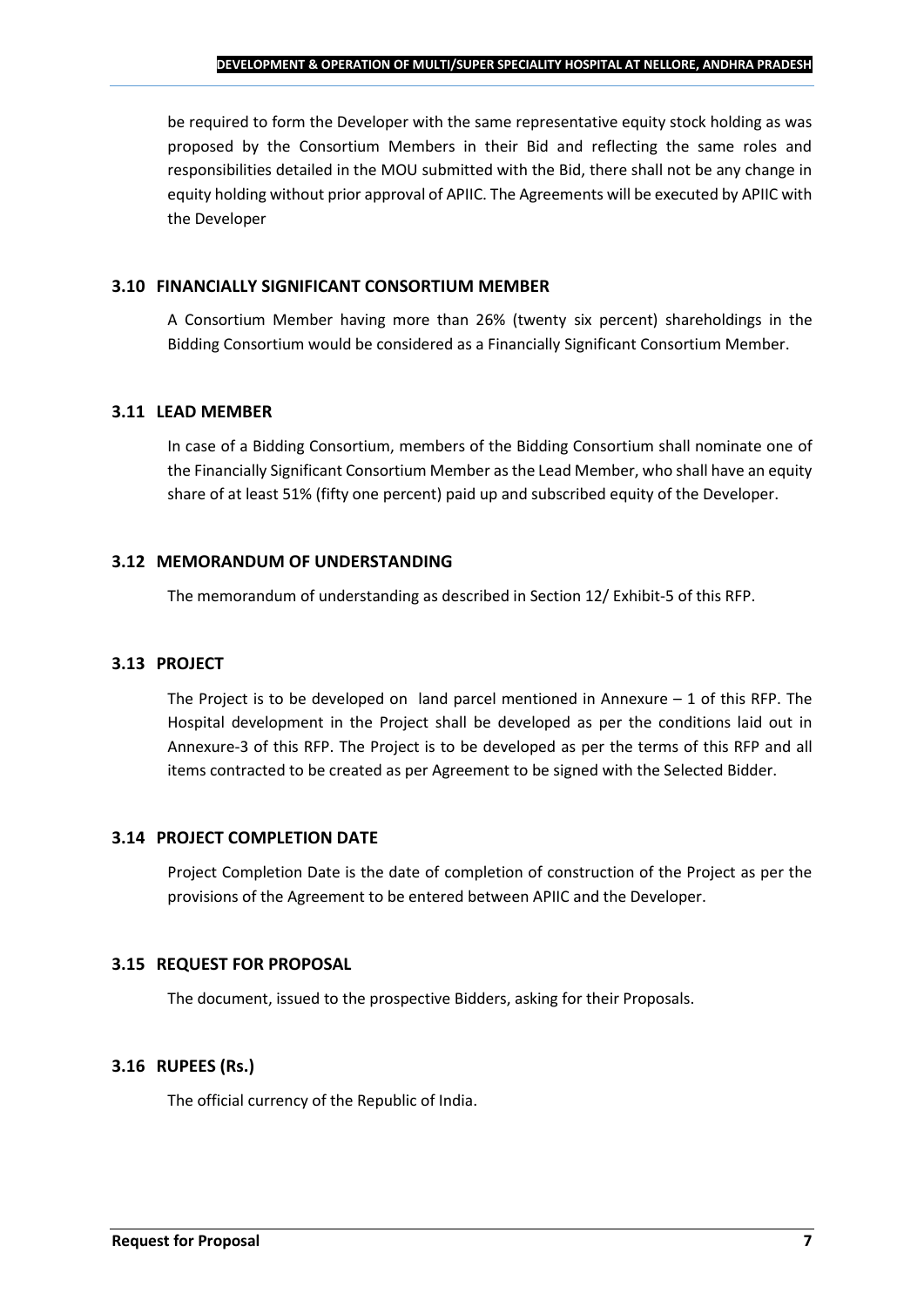be required to form the Developer with the same representative equity stock holding as was proposed by the Consortium Members in their Bid and reflecting the same roles and responsibilities detailed in the MOU submitted with the Bid, there shall not be any change in equity holding without prior approval of APIIC. The Agreements will be executed by APIIC with the Developer

### 3.10 FINANCIALLY SIGNIFICANT CONSORTIUM MEMBER

A Consortium Member having more than 26% (twenty six percent) shareholdings in the Bidding Consortium would be considered as a Financially Significant Consortium Member.

### 3.11 LEAD MEMBER

In case of a Bidding Consortium, members of the Bidding Consortium shall nominate one of the Financially Significant Consortium Member as the Lead Member, who shall have an equity share of at least 51% (fifty one percent) paid up and subscribed equity of the Developer.

### 3.12 MEMORANDUM OF UNDERSTANDING

The memorandum of understanding as described in Section 12/ Exhibit-5 of this RFP.

### 3.13 PROJECT

The Project is to be developed on land parcel mentioned in Annexure – 1 of this RFP. The Hospital development in the Project shall be developed as per the conditions laid out in Annexure-3 of this RFP. The Project is to be developed as per the terms of this RFP and all items contracted to be created as per Agreement to be signed with the Selected Bidder.

### 3.14 PROJECT COMPLETION DATE

Project Completion Date is the date of completion of construction of the Project as per the provisions of the Agreement to be entered between APIIC and the Developer.

### 3.15 REQUEST FOR PROPOSAL

The document, issued to the prospective Bidders, asking for their Proposals.

### 3.16 RUPEES (Rs.)

The official currency of the Republic of India.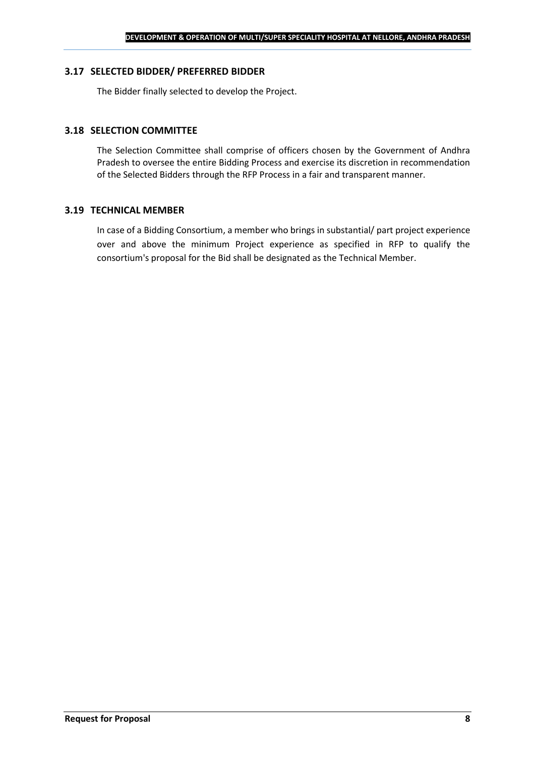### 3.17 SELECTED BIDDER/ PREFERRED BIDDER

The Bidder finally selected to develop the Project.

### 3.18 SELECTION COMMITTEE

The Selection Committee shall comprise of officers chosen by the Government of Andhra Pradesh to oversee the entire Bidding Process and exercise its discretion in recommendation of the Selected Bidders through the RFP Process in a fair and transparent manner.

### 3.19 TECHNICAL MEMBER

In case of a Bidding Consortium, a member who brings in substantial/ part project experience over and above the minimum Project experience as specified in RFP to qualify the consortium's proposal for the Bid shall be designated as the Technical Member.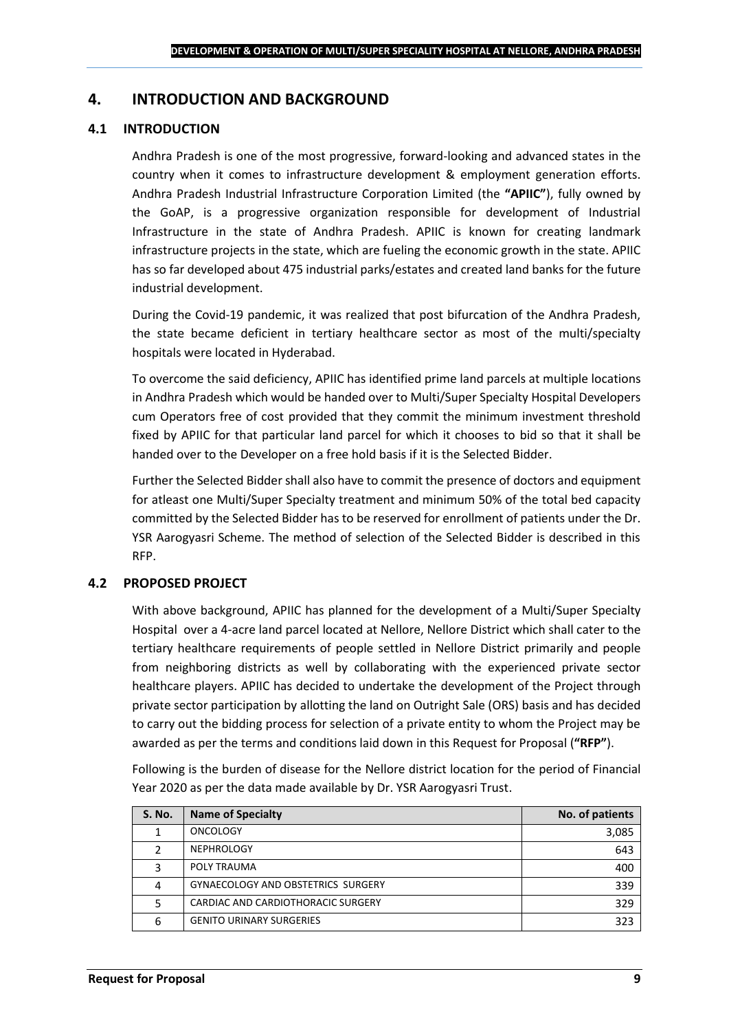# 4. INTRODUCTION AND BACKGROUND

## 4.1 INTRODUCTION

Andhra Pradesh is one of the most progressive, forward-looking and advanced states in the country when it comes to infrastructure development & employment generation efforts. Andhra Pradesh Industrial Infrastructure Corporation Limited (the **"APIIC"**), fully owned by the GoAP, is a progressive organization responsible for development of Industrial Infrastructure in the state of Andhra Pradesh. APIIC is known for creating landmark infrastructure projects in the state, which are fueling the economic growth in the state. APIIC has so far developed about 475 industrial parks/estates and created land banks for the future industrial development.

During the Covid-19 pandemic, it was realized that post bifurcation of the Andhra Pradesh, the state became deficient in tertiary healthcare sector as most of the multi/specialty hospitals were located in Hyderabad.

To overcome the said deficiency, APIIC has identified prime land parcels at multiple locations in Andhra Pradesh which would be handed over to Multi/Super Specialty Hospital Developers cum Operators free of cost provided that they commit the minimum investment threshold fixed by APIIC for that particular land parcel for which it chooses to bid so that it shall be handed over to the Developer on a free hold basis if it is the Selected Bidder.

Further the Selected Bidder shall also have to commit the presence of doctors and equipment for atleast one Multi/Super Specialty treatment and minimum 50% of the total bed capacity committed by the Selected Bidder has to be reserved for enrollment of patients under the Dr. YSR Aarogyasri Scheme. The method of selection of the Selected Bidder is described in this RFP.

## 4.2 PROPOSED PROJECT

With above background, APIIC has planned for the development of a Multi/Super Specialty Hospital over a 4-acre land parcel located at Nellore, Nellore District which shall cater to the tertiary healthcare requirements of people settled in Nellore District primarily and people from neighboring districts as well by collaborating with the experienced private sector healthcare players. APIIC has decided to undertake the development of the Project through private sector participation by allotting the land on Outright Sale (ORS) basis and has decided to carry out the bidding process for selection of a private entity to whom the Project may be awarded as per the terms and conditions laid down in this Request for Proposal (**"RFP"**).

Following is the burden of disease for the Nellore district location for the period of Financial Year 2020 as per the data made available by Dr. YSR Aarogyasri Trust.

| S. No. | Name of Specialty | No. of patients |
|---|---|---|
| 1 | ONCOLOGY | 3,085 |
| 2 | NEPHROLOGY | 643 |
| 3 | POLY TRAUMA | 400 |
| 4 | GYNAECOLOGY AND OBSTETRICS SURGERY | 339 |
| 5 | CARDIAC AND CARDIOTHORACIC SURGERY | 329 |
| 6 | GENITO URINARY SURGERIES | 323 |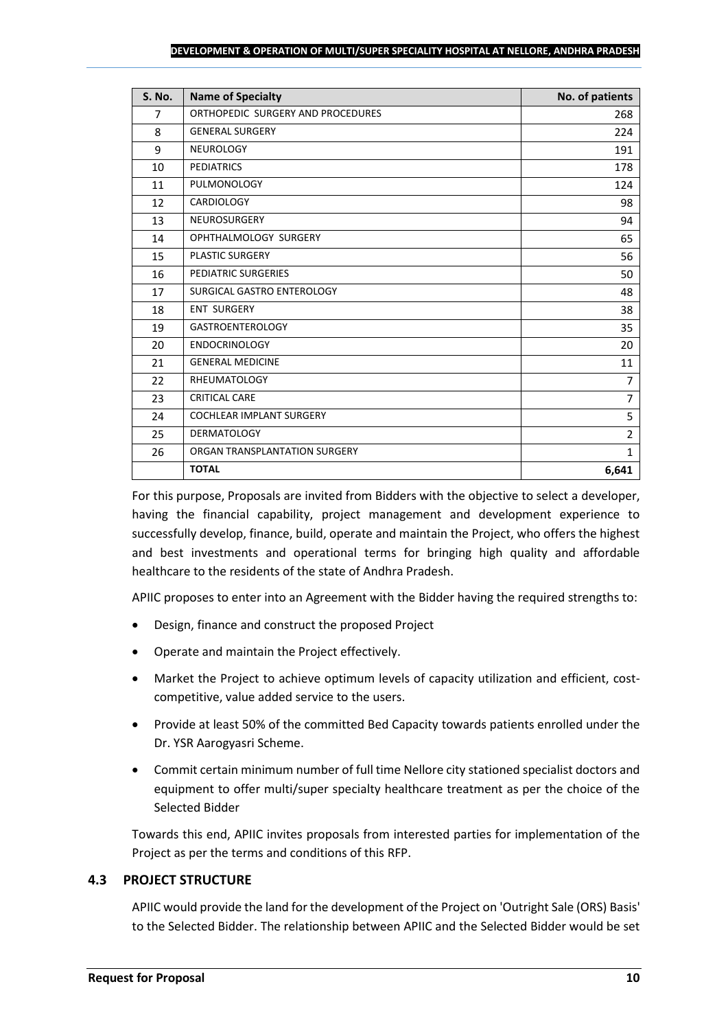| S. No. | Name of Specialty | No. of patients |
|---|---|---|
| 7 | ORTHOPEDIC SURGERY AND PROCEDURES | 268 |
| 8 | GENERAL SURGERY | 224 |
| 9 | NEUROLOGY | 191 |
| 10 | PEDIATRICS | 178 |
| 11 | PULMONOLOGY | 124 |
| 12 | CARDIOLOGY | 98 |
| 13 | NEUROSURGERY | 94 |
| 14 | OPHTHALMOLOGY SURGERY | 65 |
| 15 | PLASTIC SURGERY | 56 |
| 16 | PEDIATRIC SURGERIES | 50 |
| 17 | SURGICAL GASTRO ENTEROLOGY | 48 |
| 18 | ENT SURGERY | 38 |
| 19 | GASTROENTEROLOGY | 35 |
| 20 | ENDOCRINOLOGY | 20 |
| 21 | GENERAL MEDICINE | 11 |
| 22 | RHEUMATOLOGY | 7 |
| 23 | CRITICAL CARE | 7 |
| 24 | COCHLEAR IMPLANT SURGERY | 5 |
| 25 | DERMATOLOGY | 2 |
| 26 | ORGAN TRANSPLANTATION SURGERY | 1 |
| | **TOTAL** | **6,641** |

For this purpose, Proposals are invited from Bidders with the objective to select a developer, having the financial capability, project management and development experience to successfully develop, finance, build, operate and maintain the Project, who offers the highest and best investments and operational terms for bringing high quality and affordable healthcare to the residents of the state of Andhra Pradesh.

APIIC proposes to enter into an Agreement with the Bidder having the required strengths to:

- Design, finance and construct the proposed Project
- Operate and maintain the Project effectively.
- Market the Project to achieve optimum levels of capacity utilization and efficient, cost-competitive, value added service to the users.
- Provide at least 50% of the committed Bed Capacity towards patients enrolled under the Dr. YSR Aarogyasri Scheme.
- Commit certain minimum number of full time Nellore city stationed specialist doctors and equipment to offer multi/super specialty healthcare treatment as per the choice of the Selected Bidder

Towards this end, APIIC invites proposals from interested parties for implementation of the Project as per the terms and conditions of this RFP.

### 4.3 PROJECT STRUCTURE

APIIC would provide the land for the development of the Project on 'Outright Sale (ORS) Basis' to the Selected Bidder. The relationship between APIIC and the Selected Bidder would be set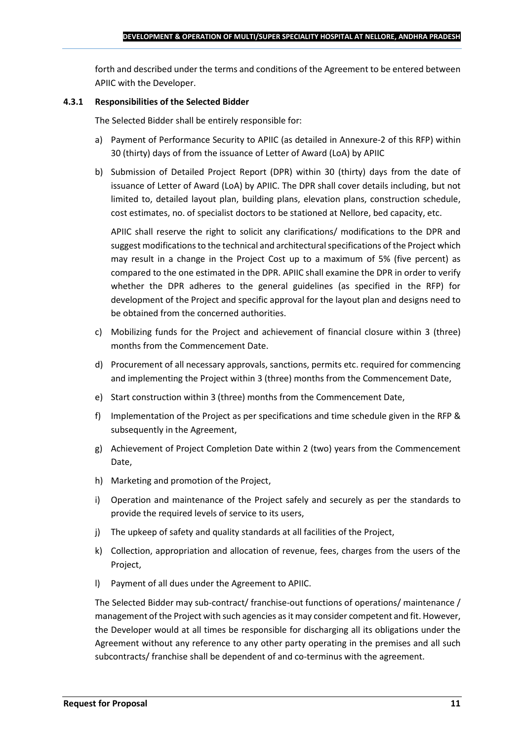forth and described under the terms and conditions of the Agreement to be entered between APIIC with the Developer.

#### 4.3.1 Responsibilities of the Selected Bidder

The Selected Bidder shall be entirely responsible for:

a) Payment of Performance Security to APIIC (as detailed in Annexure-2 of this RFP) within 30 (thirty) days of from the issuance of Letter of Award (LoA) by APIIC

b) Submission of Detailed Project Report (DPR) within 30 (thirty) days from the date of issuance of Letter of Award (LoA) by APIIC. The DPR shall cover details including, but not limited to, detailed layout plan, building plans, elevation plans, construction schedule, cost estimates, no. of specialist doctors to be stationed at Nellore, bed capacity, etc.

   APIIC shall reserve the right to solicit any clarifications/ modifications to the DPR and suggest modifications to the technical and architectural specifications of the Project which may result in a change in the Project Cost up to a maximum of 5% (five percent) as compared to the one estimated in the DPR. APIIC shall examine the DPR in order to verify whether the DPR adheres to the general guidelines (as specified in the RFP) for development of the Project and specific approval for the layout plan and designs need to be obtained from the concerned authorities.

c) Mobilizing funds for the Project and achievement of financial closure within 3 (three) months from the Commencement Date.

d) Procurement of all necessary approvals, sanctions, permits etc. required for commencing and implementing the Project within 3 (three) months from the Commencement Date,

e) Start construction within 3 (three) months from the Commencement Date,

f) Implementation of the Project as per specifications and time schedule given in the RFP & subsequently in the Agreement,

g) Achievement of Project Completion Date within 2 (two) years from the Commencement Date,

h) Marketing and promotion of the Project,

i) Operation and maintenance of the Project safely and securely as per the standards to provide the required levels of service to its users,

j) The upkeep of safety and quality standards at all facilities of the Project,

k) Collection, appropriation and allocation of revenue, fees, charges from the users of the Project,

l) Payment of all dues under the Agreement to APIIC.

The Selected Bidder may sub-contract/ franchise-out functions of operations/ maintenance / management of the Project with such agencies as it may consider competent and fit. However, the Developer would at all times be responsible for discharging all its obligations under the Agreement without any reference to any other party operating in the premises and all such subcontracts/ franchise shall be dependent of and co-terminus with the agreement.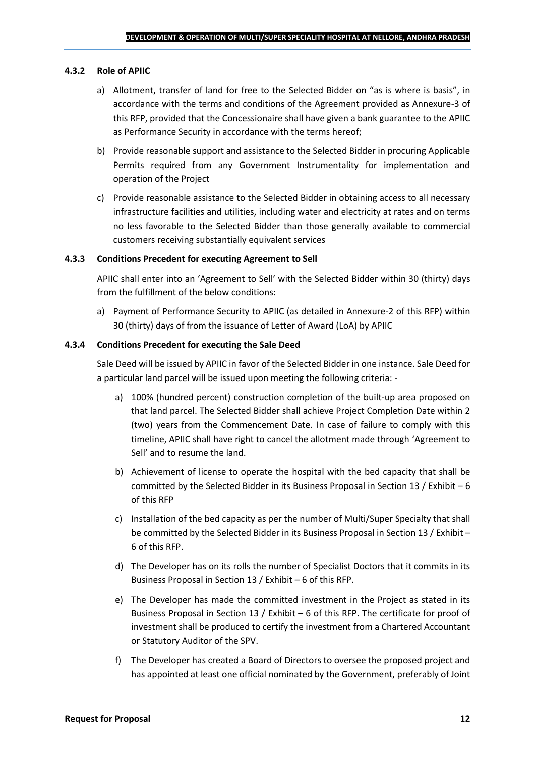#### 4.3.2 Role of APIIC

a) Allotment, transfer of land for free to the Selected Bidder on "as is where is basis", in accordance with the terms and conditions of the Agreement provided as Annexure-3 of this RFP, provided that the Concessionaire shall have given a bank guarantee to the APIIC as Performance Security in accordance with the terms hereof;

b) Provide reasonable support and assistance to the Selected Bidder in procuring Applicable Permits required from any Government Instrumentality for implementation and operation of the Project

c) Provide reasonable assistance to the Selected Bidder in obtaining access to all necessary infrastructure facilities and utilities, including water and electricity at rates and on terms no less favorable to the Selected Bidder than those generally available to commercial customers receiving substantially equivalent services

#### 4.3.3 Conditions Precedent for executing Agreement to Sell

APIIC shall enter into an 'Agreement to Sell' with the Selected Bidder within 30 (thirty) days from the fulfillment of the below conditions:

a) Payment of Performance Security to APIIC (as detailed in Annexure-2 of this RFP) within 30 (thirty) days of from the issuance of Letter of Award (LoA) by APIIC

#### 4.3.4 Conditions Precedent for executing the Sale Deed

Sale Deed will be issued by APIIC in favor of the Selected Bidder in one instance. Sale Deed for a particular land parcel will be issued upon meeting the following criteria: -

a) 100% (hundred percent) construction completion of the built-up area proposed on that land parcel. The Selected Bidder shall achieve Project Completion Date within 2 (two) years from the Commencement Date. In case of failure to comply with this timeline, APIIC shall have right to cancel the allotment made through 'Agreement to Sell' and to resume the land.

b) Achievement of license to operate the hospital with the bed capacity that shall be committed by the Selected Bidder in its Business Proposal in Section 13 / Exhibit – 6 of this RFP

c) Installation of the bed capacity as per the number of Multi/Super Specialty that shall be committed by the Selected Bidder in its Business Proposal in Section 13 / Exhibit – 6 of this RFP.

d) The Developer has on its rolls the number of Specialist Doctors that it commits in its Business Proposal in Section 13 / Exhibit – 6 of this RFP.

e) The Developer has made the committed investment in the Project as stated in its Business Proposal in Section 13 / Exhibit – 6 of this RFP. The certificate for proof of investment shall be produced to certify the investment from a Chartered Accountant or Statutory Auditor of the SPV.

f) The Developer has created a Board of Directors to oversee the proposed project and has appointed at least one official nominated by the Government, preferably of Joint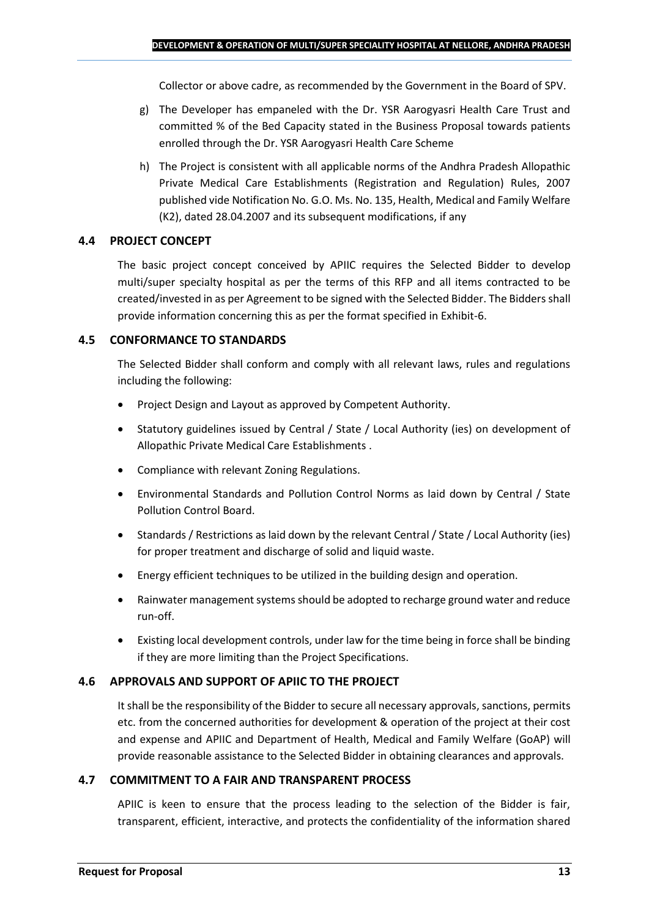Collector or above cadre, as recommended by the Government in the Board of SPV.

g) The Developer has empaneled with the Dr. YSR Aarogyasri Health Care Trust and committed % of the Bed Capacity stated in the Business Proposal towards patients enrolled through the Dr. YSR Aarogyasri Health Care Scheme

h) The Project is consistent with all applicable norms of the Andhra Pradesh Allopathic Private Medical Care Establishments (Registration and Regulation) Rules, 2007 published vide Notification No. G.O. Ms. No. 135, Health, Medical and Family Welfare (K2), dated 28.04.2007 and its subsequent modifications, if any

### 4.4 PROJECT CONCEPT

The basic project concept conceived by APIIC requires the Selected Bidder to develop multi/super specialty hospital as per the terms of this RFP and all items contracted to be created/invested in as per Agreement to be signed with the Selected Bidder. The Bidders shall provide information concerning this as per the format specified in Exhibit-6.

### 4.5 CONFORMANCE TO STANDARDS

The Selected Bidder shall conform and comply with all relevant laws, rules and regulations including the following:

- Project Design and Layout as approved by Competent Authority.
- Statutory guidelines issued by Central / State / Local Authority (ies) on development of Allopathic Private Medical Care Establishments .
- Compliance with relevant Zoning Regulations.
- Environmental Standards and Pollution Control Norms as laid down by Central / State Pollution Control Board.
- Standards / Restrictions as laid down by the relevant Central / State / Local Authority (ies) for proper treatment and discharge of solid and liquid waste.
- Energy efficient techniques to be utilized in the building design and operation.
- Rainwater management systems should be adopted to recharge ground water and reduce run-off.
- Existing local development controls, under law for the time being in force shall be binding if they are more limiting than the Project Specifications.

### 4.6 APPROVALS AND SUPPORT OF APIIC TO THE PROJECT

It shall be the responsibility of the Bidder to secure all necessary approvals, sanctions, permits etc. from the concerned authorities for development & operation of the project at their cost and expense and APIIC and Department of Health, Medical and Family Welfare (GoAP) will provide reasonable assistance to the Selected Bidder in obtaining clearances and approvals.

### 4.7 COMMITMENT TO A FAIR AND TRANSPARENT PROCESS

APIIC is keen to ensure that the process leading to the selection of the Bidder is fair, transparent, efficient, interactive, and protects the confidentiality of the information shared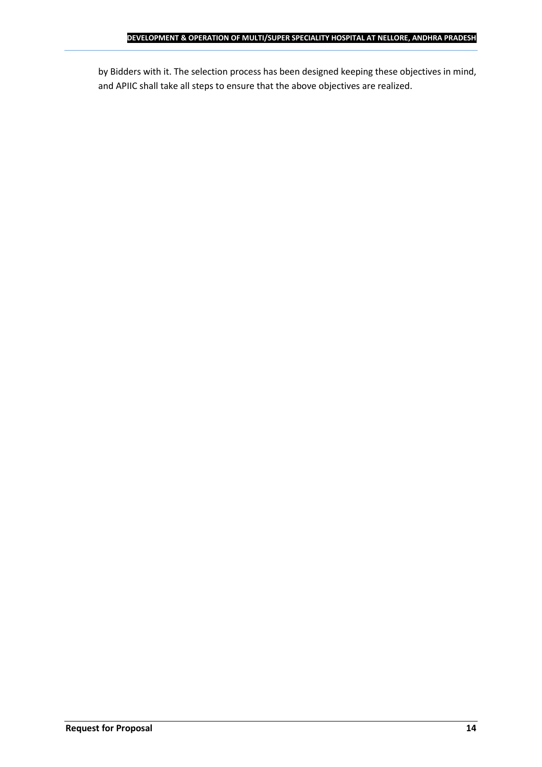by Bidders with it. The selection process has been designed keeping these objectives in mind, and APIIC shall take all steps to ensure that the above objectives are realized.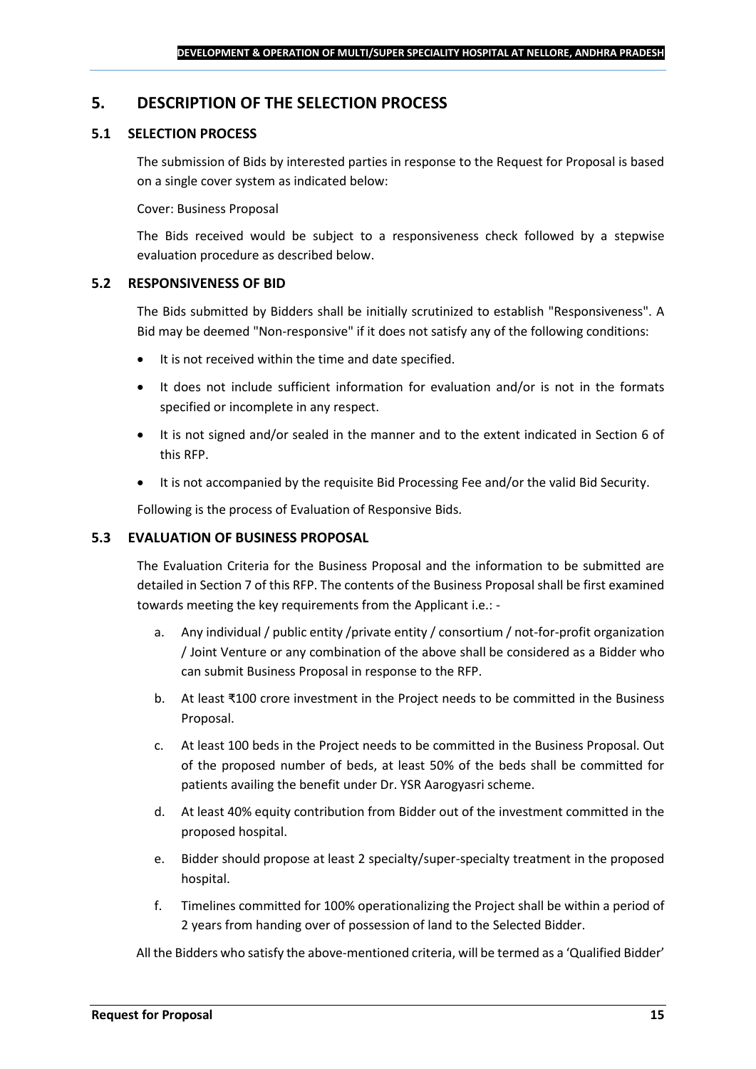## 5. DESCRIPTION OF THE SELECTION PROCESS

### 5.1 SELECTION PROCESS

The submission of Bids by interested parties in response to the Request for Proposal is based on a single cover system as indicated below:

Cover: Business Proposal

The Bids received would be subject to a responsiveness check followed by a stepwise evaluation procedure as described below.

### 5.2 RESPONSIVENESS OF BID

The Bids submitted by Bidders shall be initially scrutinized to establish "Responsiveness". A Bid may be deemed "Non-responsive" if it does not satisfy any of the following conditions:

- It is not received within the time and date specified.
- It does not include sufficient information for evaluation and/or is not in the formats specified or incomplete in any respect.
- It is not signed and/or sealed in the manner and to the extent indicated in Section 6 of this RFP.
- It is not accompanied by the requisite Bid Processing Fee and/or the valid Bid Security.

Following is the process of Evaluation of Responsive Bids.

### 5.3 EVALUATION OF BUSINESS PROPOSAL

The Evaluation Criteria for the Business Proposal and the information to be submitted are detailed in Section 7 of this RFP. The contents of the Business Proposal shall be first examined towards meeting the key requirements from the Applicant i.e.: -

a. Any individual / public entity /private entity / consortium / not-for-profit organization / Joint Venture or any combination of the above shall be considered as a Bidder who can submit Business Proposal in response to the RFP.

b. At least ₹100 crore investment in the Project needs to be committed in the Business Proposal.

c. At least 100 beds in the Project needs to be committed in the Business Proposal. Out of the proposed number of beds, at least 50% of the beds shall be committed for patients availing the benefit under Dr. YSR Aarogyasri scheme.

d. At least 40% equity contribution from Bidder out of the investment committed in the proposed hospital.

e. Bidder should propose at least 2 specialty/super-specialty treatment in the proposed hospital.

f. Timelines committed for 100% operationalizing the Project shall be within a period of 2 years from handing over of possession of land to the Selected Bidder.

All the Bidders who satisfy the above-mentioned criteria, will be termed as a 'Qualified Bidder'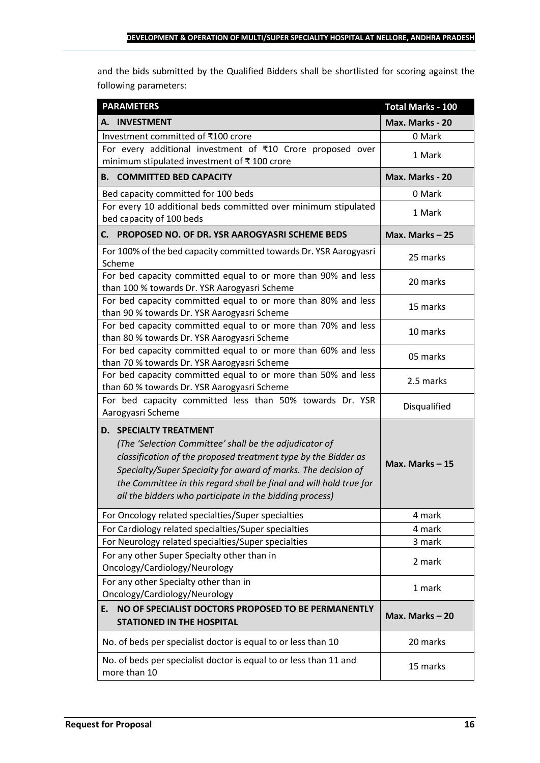and the bids submitted by the Qualified Bidders shall be shortlisted for scoring against the following parameters:

| PARAMETERS | Total Marks - 100 |
|---|---|
| **A. INVESTMENT** | **Max. Marks - 20** |
| Investment committed of ₹100 crore | 0 Mark |
| For every additional investment of ₹10 Crore proposed over minimum stipulated investment of ₹ 100 crore | 1 Mark |
| **B. COMMITTED BED CAPACITY** | **Max. Marks - 20** |
| Bed capacity committed for 100 beds | 0 Mark |
| For every 10 additional beds committed over minimum stipulated bed capacity of 100 beds | 1 Mark |
| **C. PROPOSED NO. OF DR. YSR AAROGYASRI SCHEME BEDS** | **Max. Marks – 25** |
| For 100% of the bed capacity committed towards Dr. YSR Aarogyasri Scheme | 25 marks |
| For bed capacity committed equal to or more than 90% and less than 100 % towards Dr. YSR Aarogyasri Scheme | 20 marks |
| For bed capacity committed equal to or more than 80% and less than 90 % towards Dr. YSR Aarogyasri Scheme | 15 marks |
| For bed capacity committed equal to or more than 70% and less than 80 % towards Dr. YSR Aarogyasri Scheme | 10 marks |
| For bed capacity committed equal to or more than 60% and less than 70 % towards Dr. YSR Aarogyasri Scheme | 05 marks |
| For bed capacity committed equal to or more than 50% and less than 60 % towards Dr. YSR Aarogyasri Scheme | 2.5 marks |
| For bed capacity committed less than 50% towards Dr. YSR Aarogyasri Scheme | Disqualified |
| **D. SPECIALTY TREATMENT** *(The 'Selection Committee' shall be the adjudicator of classification of the proposed treatment type by the Bidder as Specialty/Super Specialty for award of marks. The decision of the Committee in this regard shall be final and will hold true for all the bidders who participate in the bidding process)* | **Max. Marks – 15** |
| For Oncology related specialties/Super specialties | 4 mark |
| For Cardiology related specialties/Super specialties | 4 mark |
| For Neurology related specialties/Super specialties | 3 mark |
| For any other Super Specialty other than in Oncology/Cardiology/Neurology | 2 mark |
| For any other Specialty other than in Oncology/Cardiology/Neurology | 1 mark |
| **E. NO OF SPECIALIST DOCTORS PROPOSED TO BE PERMANENTLY STATIONED IN THE HOSPITAL** | **Max. Marks – 20** |
| No. of beds per specialist doctor is equal to or less than 10 | 20 marks |
| No. of beds per specialist doctor is equal to or less than 11 and more than 10 | 15 marks |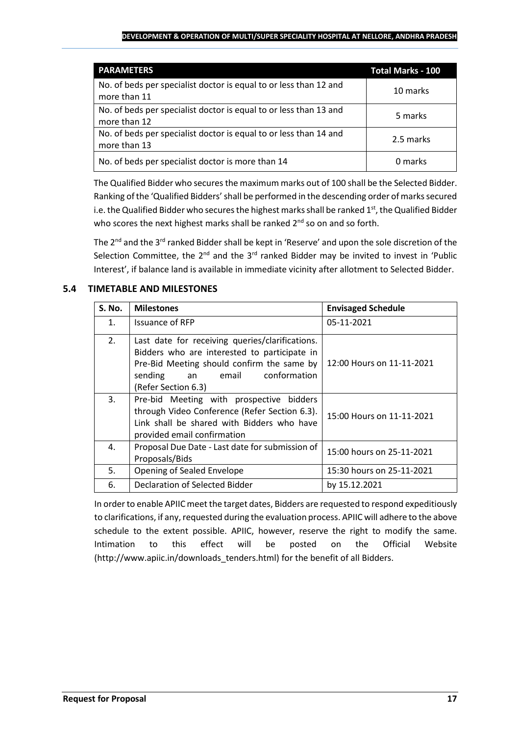| PARAMETERS | Total Marks - 100 |
|---|---|
| No. of beds per specialist doctor is equal to or less than 12 and more than 11 | 10 marks |
| No. of beds per specialist doctor is equal to or less than 13 and more than 12 | 5 marks |
| No. of beds per specialist doctor is equal to or less than 14 and more than 13 | 2.5 marks |
| No. of beds per specialist doctor is more than 14 | 0 marks |

The Qualified Bidder who secures the maximum marks out of 100 shall be the Selected Bidder. Ranking of the 'Qualified Bidders' shall be performed in the descending order of marks secured i.e. the Qualified Bidder who secures the highest marks shall be ranked 1st, the Qualified Bidder who scores the next highest marks shall be ranked 2nd so on and so forth.

The 2nd and the 3rd ranked Bidder shall be kept in 'Reserve' and upon the sole discretion of the Selection Committee, the 2nd and the 3rd ranked Bidder may be invited to invest in 'Public Interest', if balance land is available in immediate vicinity after allotment to Selected Bidder.

## 5.4 TIMETABLE AND MILESTONES

| S. No. | Milestones | Envisaged Schedule |
|---|---|---|
| 1. | Issuance of RFP | 05-11-2021 |
| 2. | Last date for receiving queries/clarifications. Bidders who are interested to participate in Pre-Bid Meeting should confirm the same by sending an email conformation (Refer Section 6.3) | 12:00 Hours on 11-11-2021 |
| 3. | Pre-bid Meeting with prospective bidders through Video Conference (Refer Section 6.3). Link shall be shared with Bidders who have provided email confirmation | 15:00 Hours on 11-11-2021 |
| 4. | Proposal Due Date - Last date for submission of Proposals/Bids | 15:00 hours on 25-11-2021 |
| 5. | Opening of Sealed Envelope | 15:30 hours on 25-11-2021 |
| 6. | Declaration of Selected Bidder | by 15.12.2021 |

In order to enable APIIC meet the target dates, Bidders are requested to respond expeditiously to clarifications, if any, requested during the evaluation process. APIIC will adhere to the above schedule to the extent possible. APIIC, however, reserve the right to modify the same. Intimation to this effect will be posted on the Official Website (http://www.apiic.in/downloads_tenders.html) for the benefit of all Bidders.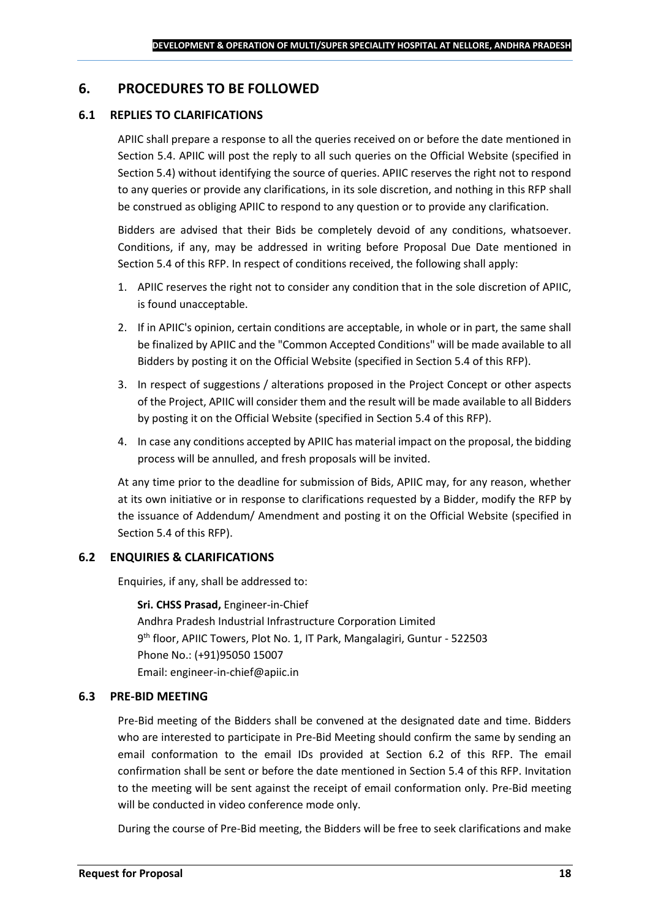# 6. PROCEDURES TO BE FOLLOWED

## 6.1 REPLIES TO CLARIFICATIONS

APIIC shall prepare a response to all the queries received on or before the date mentioned in Section 5.4. APIIC will post the reply to all such queries on the Official Website (specified in Section 5.4) without identifying the source of queries. APIIC reserves the right not to respond to any queries or provide any clarifications, in its sole discretion, and nothing in this RFP shall be construed as obliging APIIC to respond to any question or to provide any clarification.

Bidders are advised that their Bids be completely devoid of any conditions, whatsoever. Conditions, if any, may be addressed in writing before Proposal Due Date mentioned in Section 5.4 of this RFP. In respect of conditions received, the following shall apply:

1. APIIC reserves the right not to consider any condition that in the sole discretion of APIIC, is found unacceptable.
2. If in APIIC's opinion, certain conditions are acceptable, in whole or in part, the same shall be finalized by APIIC and the "Common Accepted Conditions" will be made available to all Bidders by posting it on the Official Website (specified in Section 5.4 of this RFP).
3. In respect of suggestions / alterations proposed in the Project Concept or other aspects of the Project, APIIC will consider them and the result will be made available to all Bidders by posting it on the Official Website (specified in Section 5.4 of this RFP).
4. In case any conditions accepted by APIIC has material impact on the proposal, the bidding process will be annulled, and fresh proposals will be invited.

At any time prior to the deadline for submission of Bids, APIIC may, for any reason, whether at its own initiative or in response to clarifications requested by a Bidder, modify the RFP by the issuance of Addendum/ Amendment and posting it on the Official Website (specified in Section 5.4 of this RFP).

## 6.2 ENQUIRIES & CLARIFICATIONS

Enquiries, if any, shall be addressed to:

**Sri. CHSS Prasad,** Engineer-in-Chief
Andhra Pradesh Industrial Infrastructure Corporation Limited
9th floor, APIIC Towers, Plot No. 1, IT Park, Mangalagiri, Guntur - 522503
Phone No.: (+91)95050 15007
Email: engineer-in-chief@apiic.in

## 6.3 PRE-BID MEETING

Pre-Bid meeting of the Bidders shall be convened at the designated date and time. Bidders who are interested to participate in Pre-Bid Meeting should confirm the same by sending an email conformation to the email IDs provided at Section 6.2 of this RFP. The email confirmation shall be sent or before the date mentioned in Section 5.4 of this RFP. Invitation to the meeting will be sent against the receipt of email conformation only. Pre-Bid meeting will be conducted in video conference mode only.

During the course of Pre-Bid meeting, the Bidders will be free to seek clarifications and make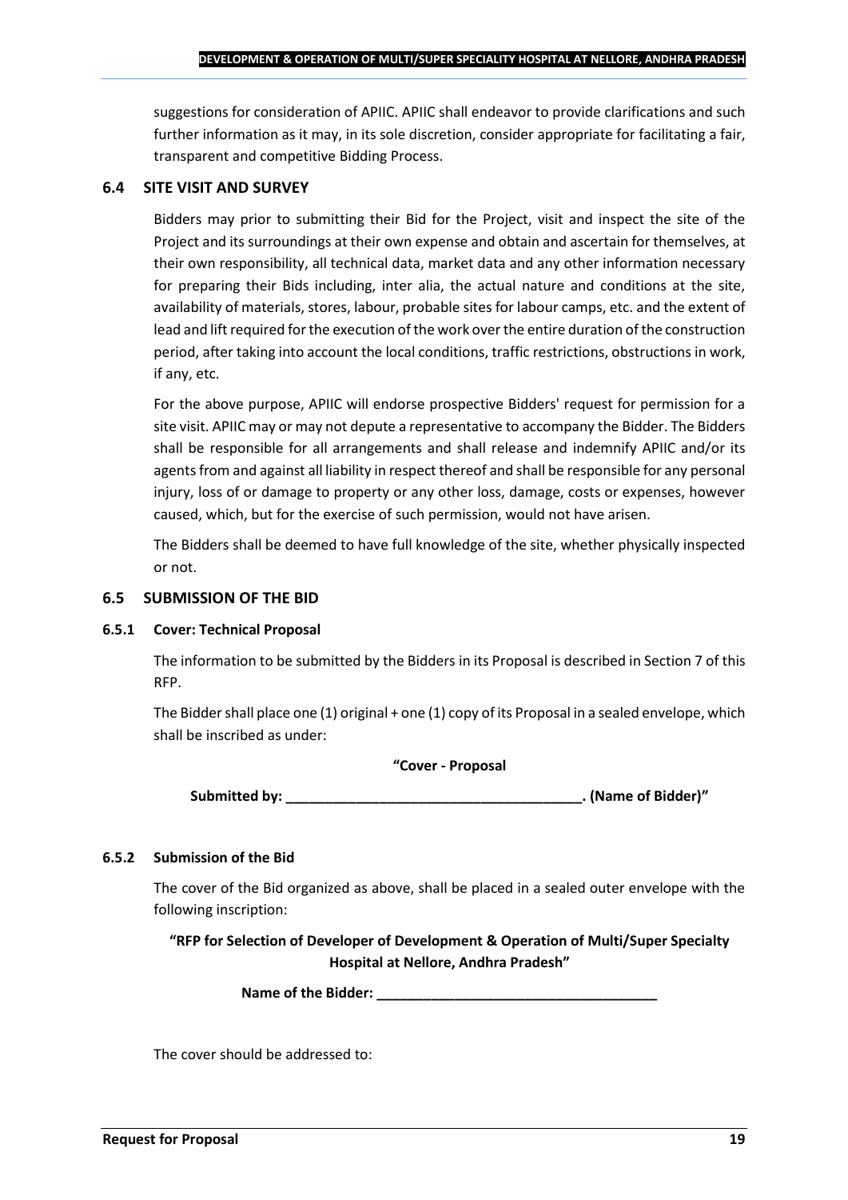suggestions for consideration of APIIC. APIIC shall endeavor to provide clarifications and such further information as it may, in its sole discretion, consider appropriate for facilitating a fair, transparent and competitive Bidding Process.

## 6.4 SITE VISIT AND SURVEY

Bidders may prior to submitting their Bid for the Project, visit and inspect the site of the Project and its surroundings at their own expense and obtain and ascertain for themselves, at their own responsibility, all technical data, market data and any other information necessary for preparing their Bids including, inter alia, the actual nature and conditions at the site, availability of materials, stores, labour, probable sites for labour camps, etc. and the extent of lead and lift required for the execution of the work over the entire duration of the construction period, after taking into account the local conditions, traffic restrictions, obstructions in work, if any, etc.

For the above purpose, APIIC will endorse prospective Bidders' request for permission for a site visit. APIIC may or may not depute a representative to accompany the Bidder. The Bidders shall be responsible for all arrangements and shall release and indemnify APIIC and/or its agents from and against all liability in respect thereof and shall be responsible for any personal injury, loss of or damage to property or any other loss, damage, costs or expenses, however caused, which, but for the exercise of such permission, would not have arisen.

The Bidders shall be deemed to have full knowledge of the site, whether physically inspected or not.

## 6.5 SUBMISSION OF THE BID

### 6.5.1 Cover: Technical Proposal

The information to be submitted by the Bidders in its Proposal is described in Section 7 of this RFP.

The Bidder shall place one (1) original + one (1) copy of its Proposal in a sealed envelope, which shall be inscribed as under:

**"Cover - Proposal**

**Submitted by: ______________________________________. (Name of Bidder)"**

### 6.5.2 Submission of the Bid

The cover of the Bid organized as above, shall be placed in a sealed outer envelope with the following inscription:

**"RFP for Selection of Developer of Development & Operation of Multi/Super Specialty Hospital at Nellore, Andhra Pradesh"**

**Name of the Bidder: ____________________________________**

The cover should be addressed to: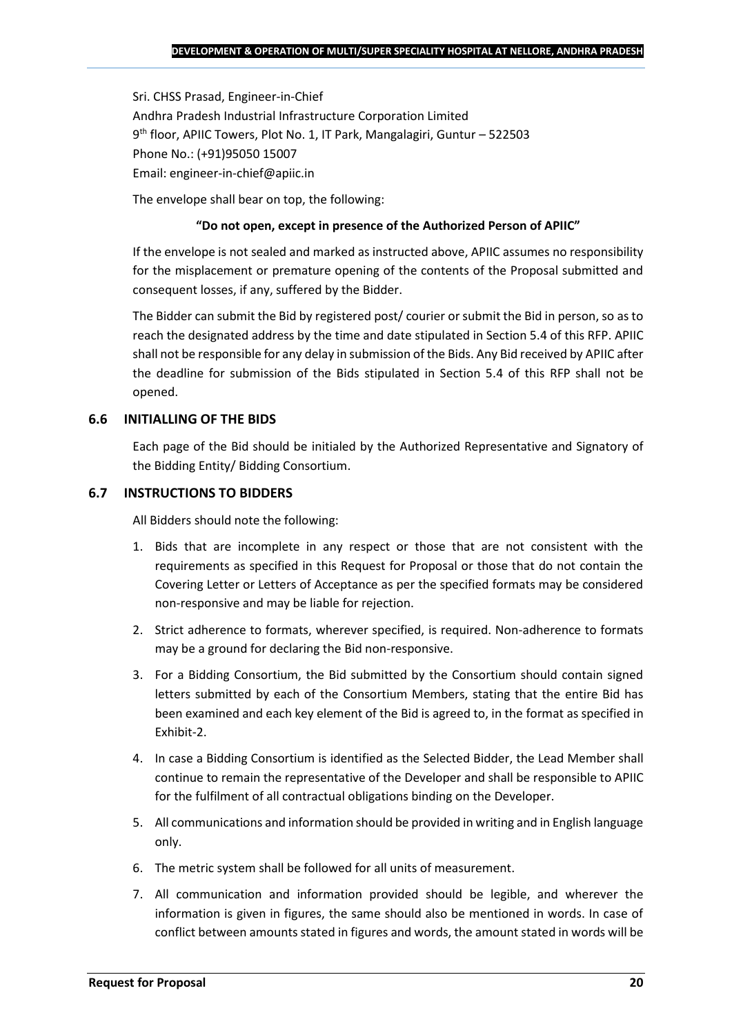Sri. CHSS Prasad, Engineer-in-Chief
Andhra Pradesh Industrial Infrastructure Corporation Limited
9th floor, APIIC Towers, Plot No. 1, IT Park, Mangalagiri, Guntur – 522503
Phone No.: (+91)95050 15007
Email: engineer-in-chief@apiic.in

The envelope shall bear on top, the following:

**"Do not open, except in presence of the Authorized Person of APIIC"**

If the envelope is not sealed and marked as instructed above, APIIC assumes no responsibility for the misplacement or premature opening of the contents of the Proposal submitted and consequent losses, if any, suffered by the Bidder.

The Bidder can submit the Bid by registered post/ courier or submit the Bid in person, so as to reach the designated address by the time and date stipulated in Section 5.4 of this RFP. APIIC shall not be responsible for any delay in submission of the Bids. Any Bid received by APIIC after the deadline for submission of the Bids stipulated in Section 5.4 of this RFP shall not be opened.

## 6.6 INITIALLING OF THE BIDS

Each page of the Bid should be initialed by the Authorized Representative and Signatory of the Bidding Entity/ Bidding Consortium.

## 6.7 INSTRUCTIONS TO BIDDERS

All Bidders should note the following:

1. Bids that are incomplete in any respect or those that are not consistent with the requirements as specified in this Request for Proposal or those that do not contain the Covering Letter or Letters of Acceptance as per the specified formats may be considered non-responsive and may be liable for rejection.
2. Strict adherence to formats, wherever specified, is required. Non-adherence to formats may be a ground for declaring the Bid non-responsive.
3. For a Bidding Consortium, the Bid submitted by the Consortium should contain signed letters submitted by each of the Consortium Members, stating that the entire Bid has been examined and each key element of the Bid is agreed to, in the format as specified in Exhibit-2.
4. In case a Bidding Consortium is identified as the Selected Bidder, the Lead Member shall continue to remain the representative of the Developer and shall be responsible to APIIC for the fulfilment of all contractual obligations binding on the Developer.
5. All communications and information should be provided in writing and in English language only.
6. The metric system shall be followed for all units of measurement.
7. All communication and information provided should be legible, and wherever the information is given in figures, the same should also be mentioned in words. In case of conflict between amounts stated in figures and words, the amount stated in words will be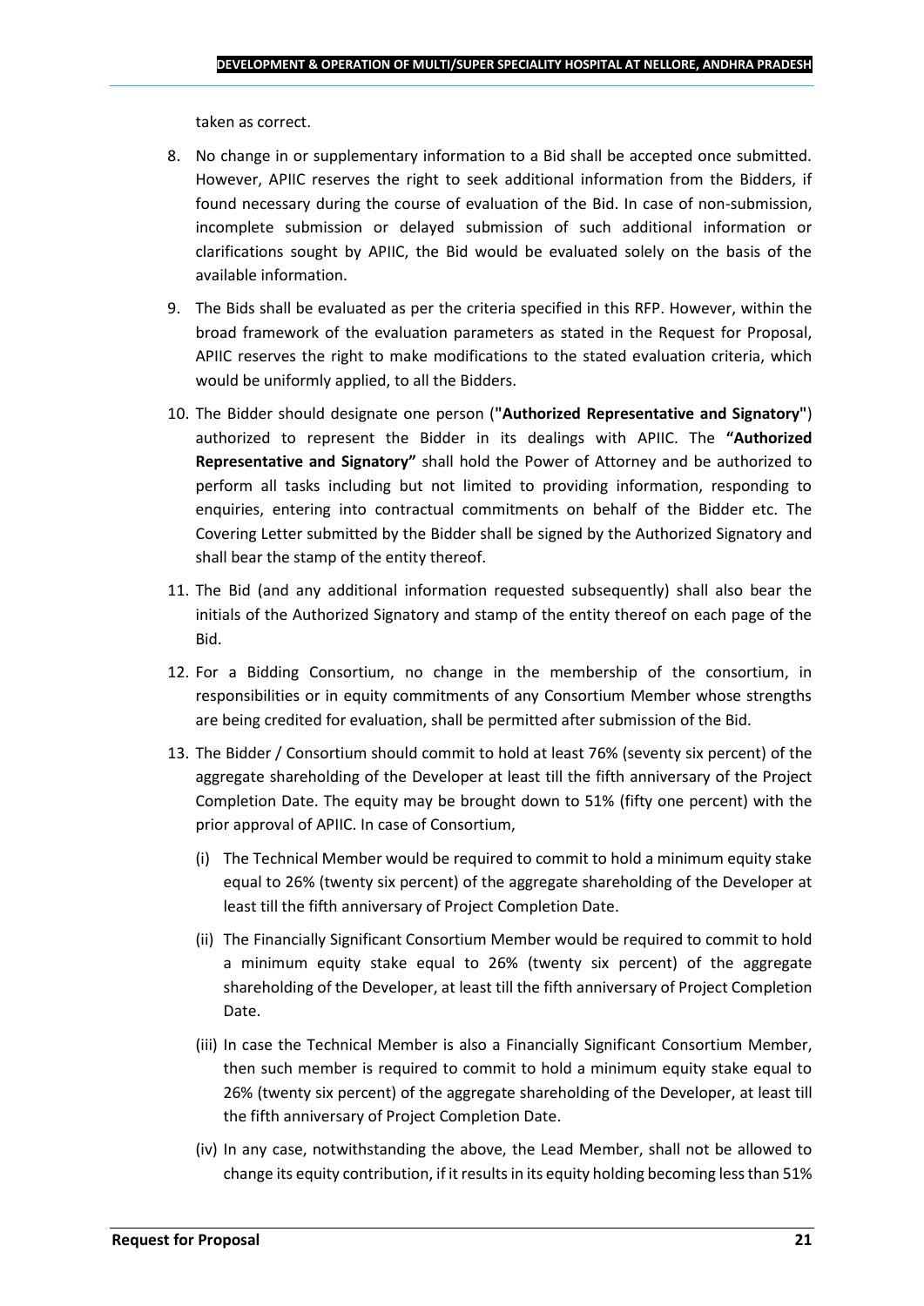taken as correct.

8. No change in or supplementary information to a Bid shall be accepted once submitted. However, APIIC reserves the right to seek additional information from the Bidders, if found necessary during the course of evaluation of the Bid. In case of non-submission, incomplete submission or delayed submission of such additional information or clarifications sought by APIIC, the Bid would be evaluated solely on the basis of the available information.

9. The Bids shall be evaluated as per the criteria specified in this RFP. However, within the broad framework of the evaluation parameters as stated in the Request for Proposal, APIIC reserves the right to make modifications to the stated evaluation criteria, which would be uniformly applied, to all the Bidders.

10. The Bidder should designate one person (**"Authorized Representative and Signatory"**) authorized to represent the Bidder in its dealings with APIIC. The **"Authorized Representative and Signatory"** shall hold the Power of Attorney and be authorized to perform all tasks including but not limited to providing information, responding to enquiries, entering into contractual commitments on behalf of the Bidder etc. The Covering Letter submitted by the Bidder shall be signed by the Authorized Signatory and shall bear the stamp of the entity thereof.

11. The Bid (and any additional information requested subsequently) shall also bear the initials of the Authorized Signatory and stamp of the entity thereof on each page of the Bid.

12. For a Bidding Consortium, no change in the membership of the consortium, in responsibilities or in equity commitments of any Consortium Member whose strengths are being credited for evaluation, shall be permitted after submission of the Bid.

13. The Bidder / Consortium should commit to hold at least 76% (seventy six percent) of the aggregate shareholding of the Developer at least till the fifth anniversary of the Project Completion Date. The equity may be brought down to 51% (fifty one percent) with the prior approval of APIIC. In case of Consortium,

    (i) The Technical Member would be required to commit to hold a minimum equity stake equal to 26% (twenty six percent) of the aggregate shareholding of the Developer at least till the fifth anniversary of Project Completion Date.

    (ii) The Financially Significant Consortium Member would be required to commit to hold a minimum equity stake equal to 26% (twenty six percent) of the aggregate shareholding of the Developer, at least till the fifth anniversary of Project Completion Date.

    (iii) In case the Technical Member is also a Financially Significant Consortium Member, then such member is required to commit to hold a minimum equity stake equal to 26% (twenty six percent) of the aggregate shareholding of the Developer, at least till the fifth anniversary of Project Completion Date.

    (iv) In any case, notwithstanding the above, the Lead Member, shall not be allowed to change its equity contribution, if it results in its equity holding becoming less than 51%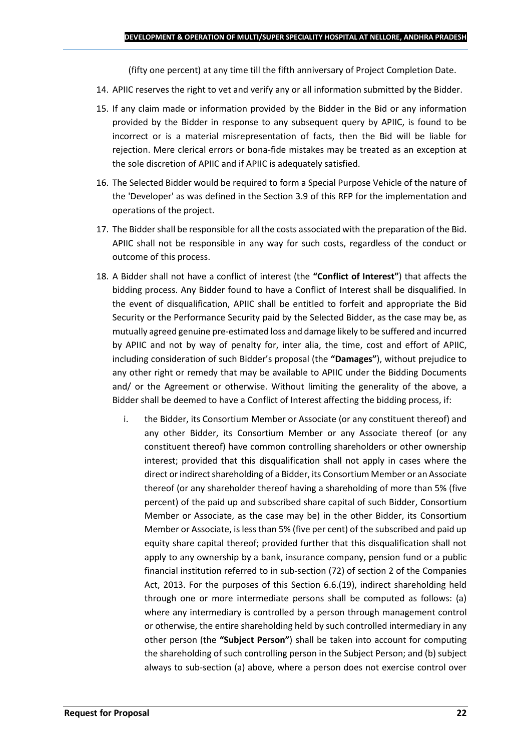(fifty one percent) at any time till the fifth anniversary of Project Completion Date.

14. APIIC reserves the right to vet and verify any or all information submitted by the Bidder.
15. If any claim made or information provided by the Bidder in the Bid or any information provided by the Bidder in response to any subsequent query by APIIC, is found to be incorrect or is a material misrepresentation of facts, then the Bid will be liable for rejection. Mere clerical errors or bona-fide mistakes may be treated as an exception at the sole discretion of APIIC and if APIIC is adequately satisfied.
16. The Selected Bidder would be required to form a Special Purpose Vehicle of the nature of the 'Developer' as was defined in the Section 3.9 of this RFP for the implementation and operations of the project.
17. The Bidder shall be responsible for all the costs associated with the preparation of the Bid. APIIC shall not be responsible in any way for such costs, regardless of the conduct or outcome of this process.
18. A Bidder shall not have a conflict of interest (the **"Conflict of Interest"**) that affects the bidding process. Any Bidder found to have a Conflict of Interest shall be disqualified. In the event of disqualification, APIIC shall be entitled to forfeit and appropriate the Bid Security or the Performance Security paid by the Selected Bidder, as the case may be, as mutually agreed genuine pre-estimated loss and damage likely to be suffered and incurred by APIIC and not by way of penalty for, inter alia, the time, cost and effort of APIIC, including consideration of such Bidder's proposal (the **"Damages"**), without prejudice to any other right or remedy that may be available to APIIC under the Bidding Documents and/ or the Agreement or otherwise. Without limiting the generality of the above, a Bidder shall be deemed to have a Conflict of Interest affecting the bidding process, if:

    i. the Bidder, its Consortium Member or Associate (or any constituent thereof) and any other Bidder, its Consortium Member or any Associate thereof (or any constituent thereof) have common controlling shareholders or other ownership interest; provided that this disqualification shall not apply in cases where the direct or indirect shareholding of a Bidder, its Consortium Member or an Associate thereof (or any shareholder thereof having a shareholding of more than 5% (five percent) of the paid up and subscribed share capital of such Bidder, Consortium Member or Associate, as the case may be) in the other Bidder, its Consortium Member or Associate, is less than 5% (five per cent) of the subscribed and paid up equity share capital thereof; provided further that this disqualification shall not apply to any ownership by a bank, insurance company, pension fund or a public financial institution referred to in sub-section (72) of section 2 of the Companies Act, 2013. For the purposes of this Section 6.6.(19), indirect shareholding held through one or more intermediate persons shall be computed as follows: (a) where any intermediary is controlled by a person through management control or otherwise, the entire shareholding held by such controlled intermediary in any other person (the **"Subject Person"**) shall be taken into account for computing the shareholding of such controlling person in the Subject Person; and (b) subject always to sub-section (a) above, where a person does not exercise control over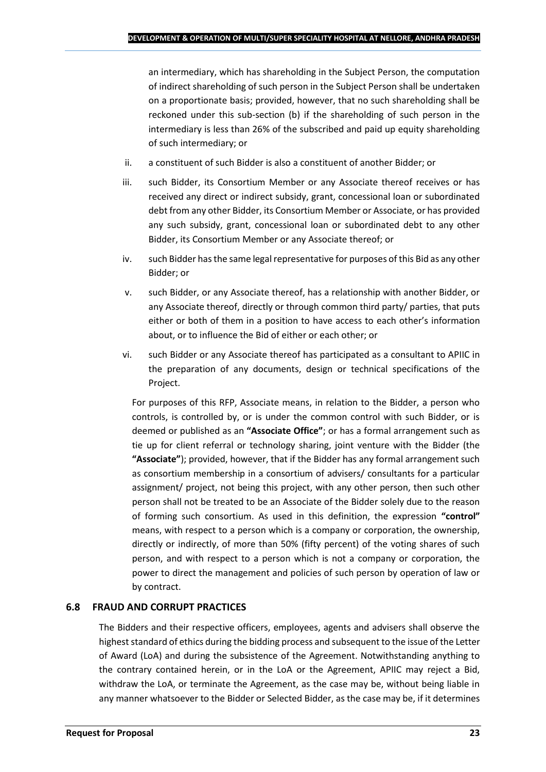an intermediary, which has shareholding in the Subject Person, the computation of indirect shareholding of such person in the Subject Person shall be undertaken on a proportionate basis; provided, however, that no such shareholding shall be reckoned under this sub-section (b) if the shareholding of such person in the intermediary is less than 26% of the subscribed and paid up equity shareholding of such intermediary; or

ii. a constituent of such Bidder is also a constituent of another Bidder; or

iii. such Bidder, its Consortium Member or any Associate thereof receives or has received any direct or indirect subsidy, grant, concessional loan or subordinated debt from any other Bidder, its Consortium Member or Associate, or has provided any such subsidy, grant, concessional loan or subordinated debt to any other Bidder, its Consortium Member or any Associate thereof; or

iv. such Bidder has the same legal representative for purposes of this Bid as any other Bidder; or

v. such Bidder, or any Associate thereof, has a relationship with another Bidder, or any Associate thereof, directly or through common third party/ parties, that puts either or both of them in a position to have access to each other's information about, or to influence the Bid of either or each other; or

vi. such Bidder or any Associate thereof has participated as a consultant to APIIC in the preparation of any documents, design or technical specifications of the Project.

For purposes of this RFP, Associate means, in relation to the Bidder, a person who controls, is controlled by, or is under the common control with such Bidder, or is deemed or published as an **"Associate Office"**; or has a formal arrangement such as tie up for client referral or technology sharing, joint venture with the Bidder (the **"Associate"**); provided, however, that if the Bidder has any formal arrangement such as consortium membership in a consortium of advisers/ consultants for a particular assignment/ project, not being this project, with any other person, then such other person shall not be treated to be an Associate of the Bidder solely due to the reason of forming such consortium. As used in this definition, the expression **"control"** means, with respect to a person which is a company or corporation, the ownership, directly or indirectly, of more than 50% (fifty percent) of the voting shares of such person, and with respect to a person which is not a company or corporation, the power to direct the management and policies of such person by operation of law or by contract.

### 6.8 FRAUD AND CORRUPT PRACTICES

The Bidders and their respective officers, employees, agents and advisers shall observe the highest standard of ethics during the bidding process and subsequent to the issue of the Letter of Award (LoA) and during the subsistence of the Agreement. Notwithstanding anything to the contrary contained herein, or in the LoA or the Agreement, APIIC may reject a Bid, withdraw the LoA, or terminate the Agreement, as the case may be, without being liable in any manner whatsoever to the Bidder or Selected Bidder, as the case may be, if it determines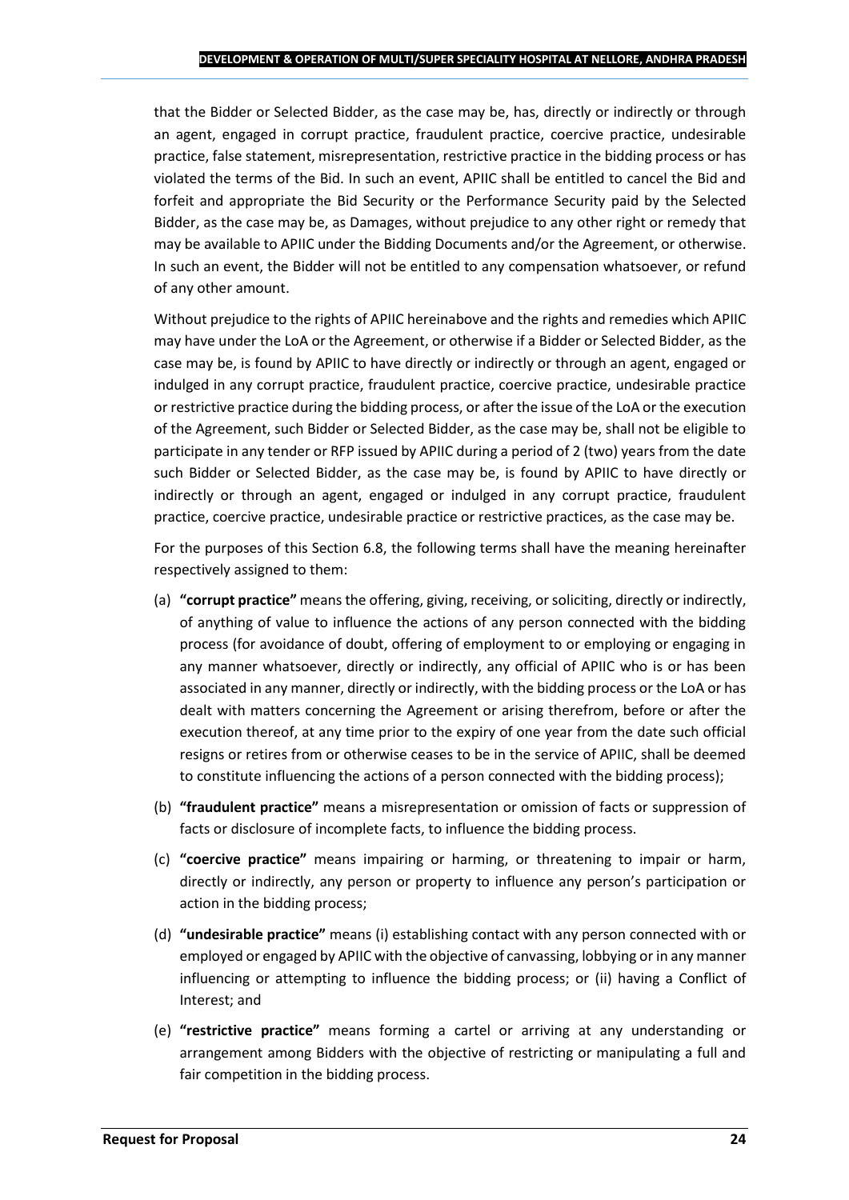that the Bidder or Selected Bidder, as the case may be, has, directly or indirectly or through an agent, engaged in corrupt practice, fraudulent practice, coercive practice, undesirable practice, false statement, misrepresentation, restrictive practice in the bidding process or has violated the terms of the Bid. In such an event, APIIC shall be entitled to cancel the Bid and forfeit and appropriate the Bid Security or the Performance Security paid by the Selected Bidder, as the case may be, as Damages, without prejudice to any other right or remedy that may be available to APIIC under the Bidding Documents and/or the Agreement, or otherwise. In such an event, the Bidder will not be entitled to any compensation whatsoever, or refund of any other amount.

Without prejudice to the rights of APIIC hereinabove and the rights and remedies which APIIC may have under the LoA or the Agreement, or otherwise if a Bidder or Selected Bidder, as the case may be, is found by APIIC to have directly or indirectly or through an agent, engaged or indulged in any corrupt practice, fraudulent practice, coercive practice, undesirable practice or restrictive practice during the bidding process, or after the issue of the LoA or the execution of the Agreement, such Bidder or Selected Bidder, as the case may be, shall not be eligible to participate in any tender or RFP issued by APIIC during a period of 2 (two) years from the date such Bidder or Selected Bidder, as the case may be, is found by APIIC to have directly or indirectly or through an agent, engaged or indulged in any corrupt practice, fraudulent practice, coercive practice, undesirable practice or restrictive practices, as the case may be.

For the purposes of this Section 6.8, the following terms shall have the meaning hereinafter respectively assigned to them:

(a) **"corrupt practice"** means the offering, giving, receiving, or soliciting, directly or indirectly, of anything of value to influence the actions of any person connected with the bidding process (for avoidance of doubt, offering of employment to or employing or engaging in any manner whatsoever, directly or indirectly, any official of APIIC who is or has been associated in any manner, directly or indirectly, with the bidding process or the LoA or has dealt with matters concerning the Agreement or arising therefrom, before or after the execution thereof, at any time prior to the expiry of one year from the date such official resigns or retires from or otherwise ceases to be in the service of APIIC, shall be deemed to constitute influencing the actions of a person connected with the bidding process);

(b) **"fraudulent practice"** means a misrepresentation or omission of facts or suppression of facts or disclosure of incomplete facts, to influence the bidding process.

(c) **"coercive practice"** means impairing or harming, or threatening to impair or harm, directly or indirectly, any person or property to influence any person's participation or action in the bidding process;

(d) **"undesirable practice"** means (i) establishing contact with any person connected with or employed or engaged by APIIC with the objective of canvassing, lobbying or in any manner influencing or attempting to influence the bidding process; or (ii) having a Conflict of Interest; and

(e) **"restrictive practice"** means forming a cartel or arriving at any understanding or arrangement among Bidders with the objective of restricting or manipulating a full and fair competition in the bidding process.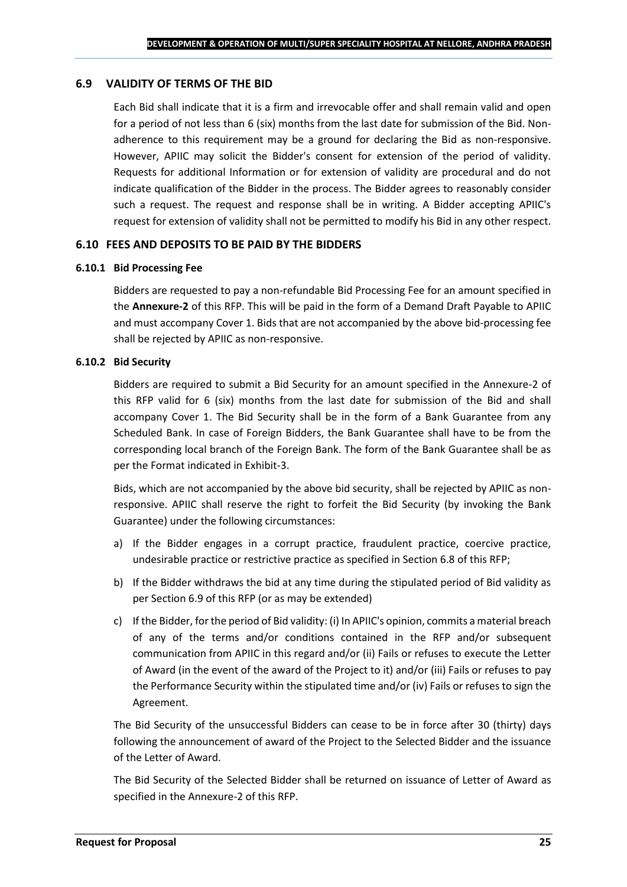## 6.9 VALIDITY OF TERMS OF THE BID

Each Bid shall indicate that it is a firm and irrevocable offer and shall remain valid and open for a period of not less than 6 (six) months from the last date for submission of the Bid. Non-adherence to this requirement may be a ground for declaring the Bid as non-responsive. However, APIIC may solicit the Bidder's consent for extension of the period of validity. Requests for additional Information or for extension of validity are procedural and do not indicate qualification of the Bidder in the process. The Bidder agrees to reasonably consider such a request. The request and response shall be in writing. A Bidder accepting APIIC's request for extension of validity shall not be permitted to modify his Bid in any other respect.

## 6.10 FEES AND DEPOSITS TO BE PAID BY THE BIDDERS

### 6.10.1 Bid Processing Fee

Bidders are requested to pay a non-refundable Bid Processing Fee for an amount specified in the **Annexure-2** of this RFP. This will be paid in the form of a Demand Draft Payable to APIIC and must accompany Cover 1. Bids that are not accompanied by the above bid-processing fee shall be rejected by APIIC as non-responsive.

### 6.10.2 Bid Security

Bidders are required to submit a Bid Security for an amount specified in the Annexure-2 of this RFP valid for 6 (six) months from the last date for submission of the Bid and shall accompany Cover 1. The Bid Security shall be in the form of a Bank Guarantee from any Scheduled Bank. In case of Foreign Bidders, the Bank Guarantee shall have to be from the corresponding local branch of the Foreign Bank. The form of the Bank Guarantee shall be as per the Format indicated in Exhibit-3.

Bids, which are not accompanied by the above bid security, shall be rejected by APIIC as non-responsive. APIIC shall reserve the right to forfeit the Bid Security (by invoking the Bank Guarantee) under the following circumstances:

a) If the Bidder engages in a corrupt practice, fraudulent practice, coercive practice, undesirable practice or restrictive practice as specified in Section 6.8 of this RFP;

b) If the Bidder withdraws the bid at any time during the stipulated period of Bid validity as per Section 6.9 of this RFP (or as may be extended)

c) If the Bidder, for the period of Bid validity: (i) In APIIC's opinion, commits a material breach of any of the terms and/or conditions contained in the RFP and/or subsequent communication from APIIC in this regard and/or (ii) Fails or refuses to execute the Letter of Award (in the event of the award of the Project to it) and/or (iii) Fails or refuses to pay the Performance Security within the stipulated time and/or (iv) Fails or refuses to sign the Agreement.

The Bid Security of the unsuccessful Bidders can cease to be in force after 30 (thirty) days following the announcement of award of the Project to the Selected Bidder and the issuance of the Letter of Award.

The Bid Security of the Selected Bidder shall be returned on issuance of Letter of Award as specified in the Annexure-2 of this RFP.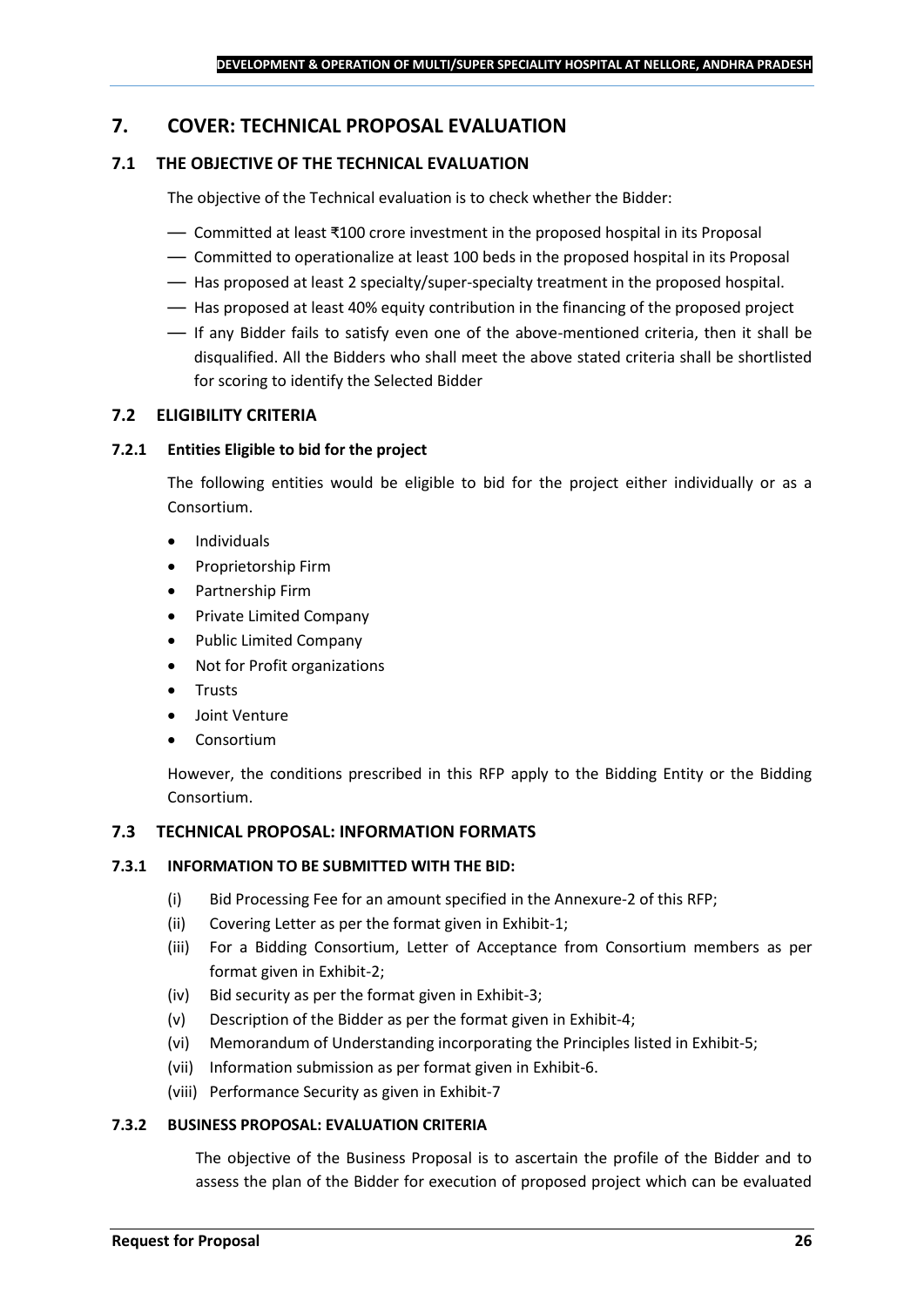## 7. COVER: TECHNICAL PROPOSAL EVALUATION

### 7.1 THE OBJECTIVE OF THE TECHNICAL EVALUATION

The objective of the Technical evaluation is to check whether the Bidder:

- Committed at least ₹100 crore investment in the proposed hospital in its Proposal
- Committed to operationalize at least 100 beds in the proposed hospital in its Proposal
- Has proposed at least 2 specialty/super-specialty treatment in the proposed hospital.
- Has proposed at least 40% equity contribution in the financing of the proposed project
- If any Bidder fails to satisfy even one of the above-mentioned criteria, then it shall be disqualified. All the Bidders who shall meet the above stated criteria shall be shortlisted for scoring to identify the Selected Bidder

### 7.2 ELIGIBILITY CRITERIA

#### 7.2.1 Entities Eligible to bid for the project

The following entities would be eligible to bid for the project either individually or as a Consortium.

- Individuals
- Proprietorship Firm
- Partnership Firm
- Private Limited Company
- Public Limited Company
- Not for Profit organizations
- Trusts
- Joint Venture
- Consortium

However, the conditions prescribed in this RFP apply to the Bidding Entity or the Bidding Consortium.

### 7.3 TECHNICAL PROPOSAL: INFORMATION FORMATS

#### 7.3.1 INFORMATION TO BE SUBMITTED WITH THE BID:

(i) Bid Processing Fee for an amount specified in the Annexure-2 of this RFP;

(ii) Covering Letter as per the format given in Exhibit-1;

(iii) For a Bidding Consortium, Letter of Acceptance from Consortium members as per format given in Exhibit-2;

(iv) Bid security as per the format given in Exhibit-3;

(v) Description of the Bidder as per the format given in Exhibit-4;

(vi) Memorandum of Understanding incorporating the Principles listed in Exhibit-5;

(vii) Information submission as per format given in Exhibit-6.

(viii) Performance Security as given in Exhibit-7

#### 7.3.2 BUSINESS PROPOSAL: EVALUATION CRITERIA

The objective of the Business Proposal is to ascertain the profile of the Bidder and to assess the plan of the Bidder for execution of proposed project which can be evaluated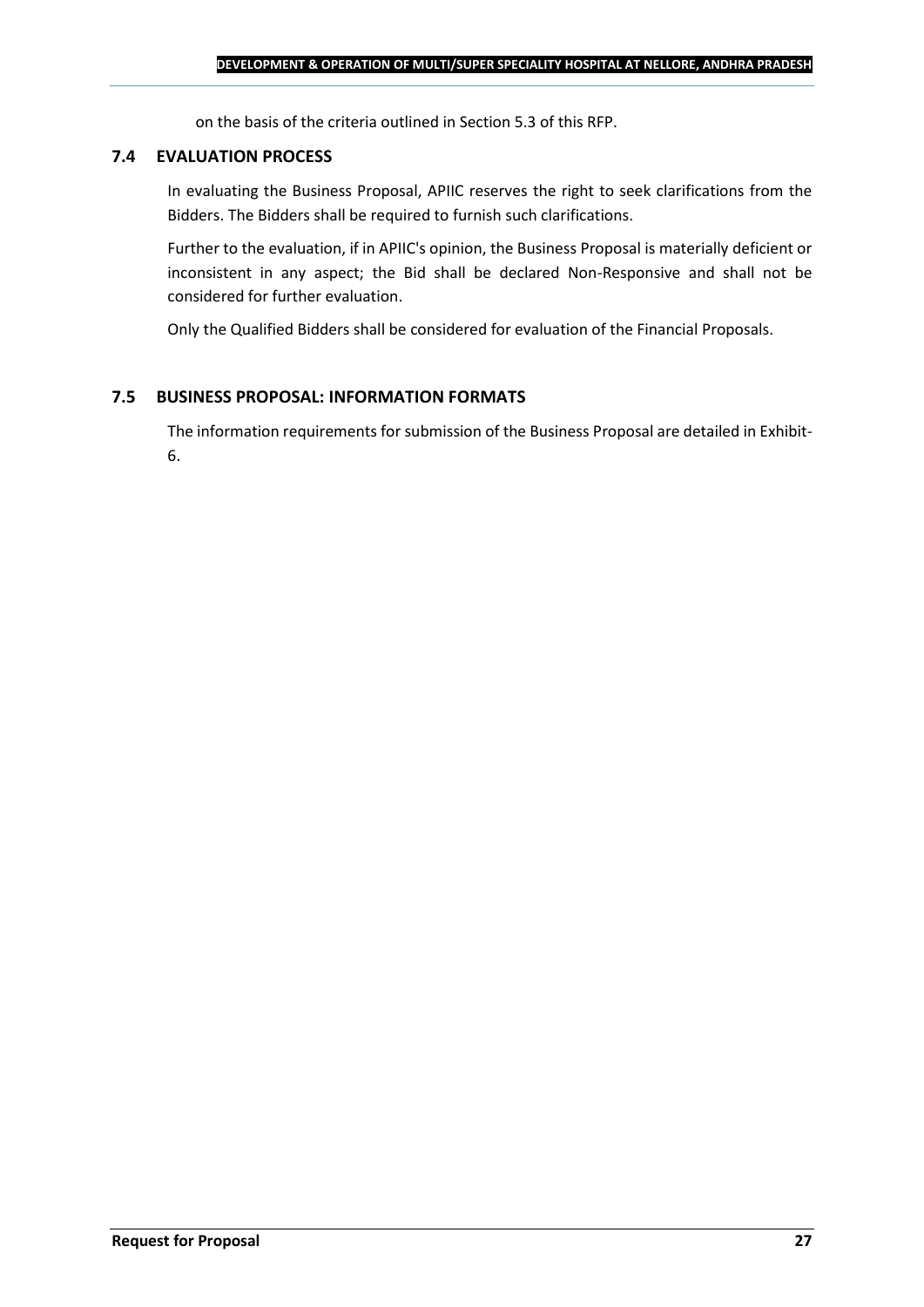on the basis of the criteria outlined in Section 5.3 of this RFP.

### 7.4 EVALUATION PROCESS

In evaluating the Business Proposal, APIIC reserves the right to seek clarifications from the Bidders. The Bidders shall be required to furnish such clarifications.

Further to the evaluation, if in APIIC's opinion, the Business Proposal is materially deficient or inconsistent in any aspect; the Bid shall be declared Non-Responsive and shall not be considered for further evaluation.

Only the Qualified Bidders shall be considered for evaluation of the Financial Proposals.

### 7.5 BUSINESS PROPOSAL: INFORMATION FORMATS

The information requirements for submission of the Business Proposal are detailed in Exhibit-6.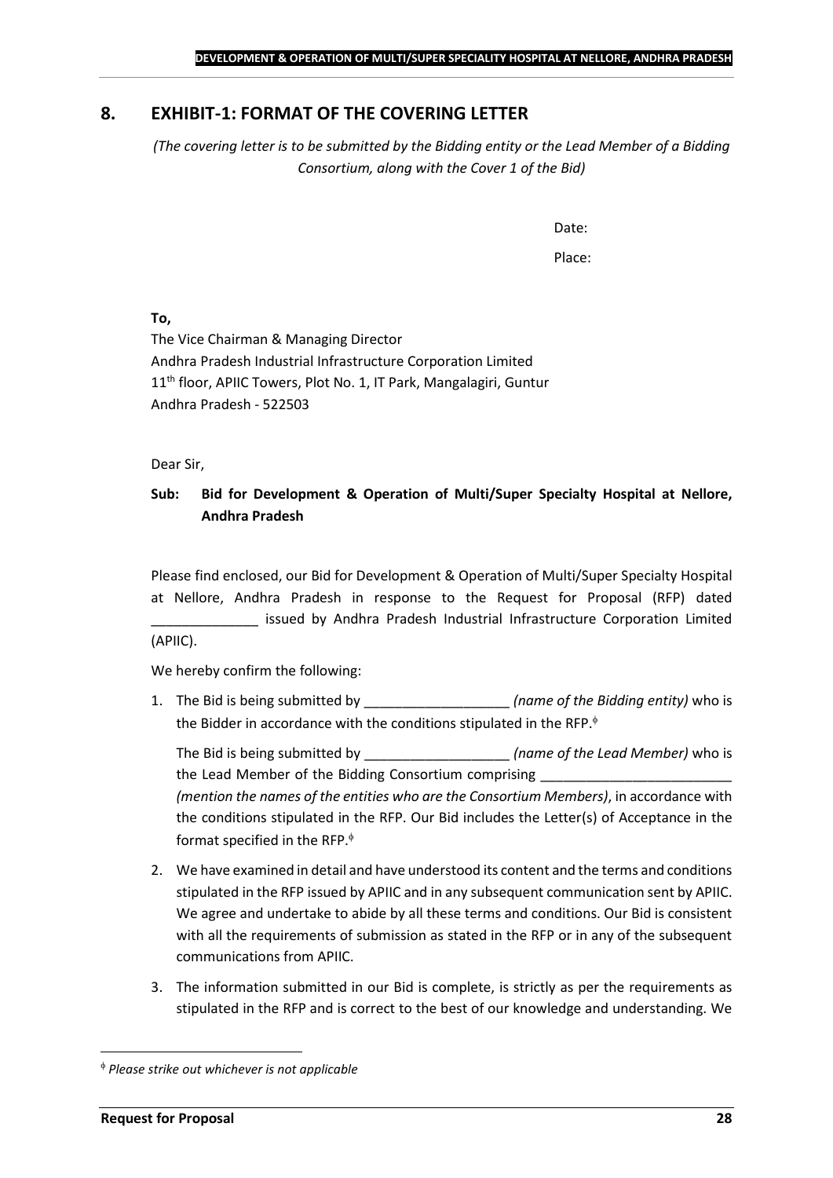## 8. EXHIBIT-1: FORMAT OF THE COVERING LETTER

*(The covering letter is to be submitted by the Bidding entity or the Lead Member of a Bidding Consortium, along with the Cover 1 of the Bid)*

Date:

Place:

**To,**

The Vice Chairman & Managing Director
Andhra Pradesh Industrial Infrastructure Corporation Limited
11th floor, APIIC Towers, Plot No. 1, IT Park, Mangalagiri, Guntur
Andhra Pradesh - 522503

Dear Sir,

**Sub: Bid for Development & Operation of Multi/Super Specialty Hospital at Nellore, Andhra Pradesh**

Please find enclosed, our Bid for Development & Operation of Multi/Super Specialty Hospital at Nellore, Andhra Pradesh in response to the Request for Proposal (RFP) dated ______________ issued by Andhra Pradesh Industrial Infrastructure Corporation Limited (APIIC).

We hereby confirm the following:

1. The Bid is being submitted by ___________________ *(name of the Bidding entity)* who is the Bidder in accordance with the conditions stipulated in the RFP.[ɸ]

   The Bid is being submitted by ___________________ *(name of the Lead Member)* who is the Lead Member of the Bidding Consortium comprising _________________________ *(mention the names of the entities who are the Consortium Members)*, in accordance with the conditions stipulated in the RFP. Our Bid includes the Letter(s) of Acceptance in the format specified in the RFP.[ɸ]

2. We have examined in detail and have understood its content and the terms and conditions stipulated in the RFP issued by APIIC and in any subsequent communication sent by APIIC. We agree and undertake to abide by all these terms and conditions. Our Bid is consistent with all the requirements of submission as stated in the RFP or in any of the subsequent communications from APIIC.

3. The information submitted in our Bid is complete, is strictly as per the requirements as stipulated in the RFP and is correct to the best of our knowledge and understanding. We

---

[ɸ] *Please strike out whichever is not applicable*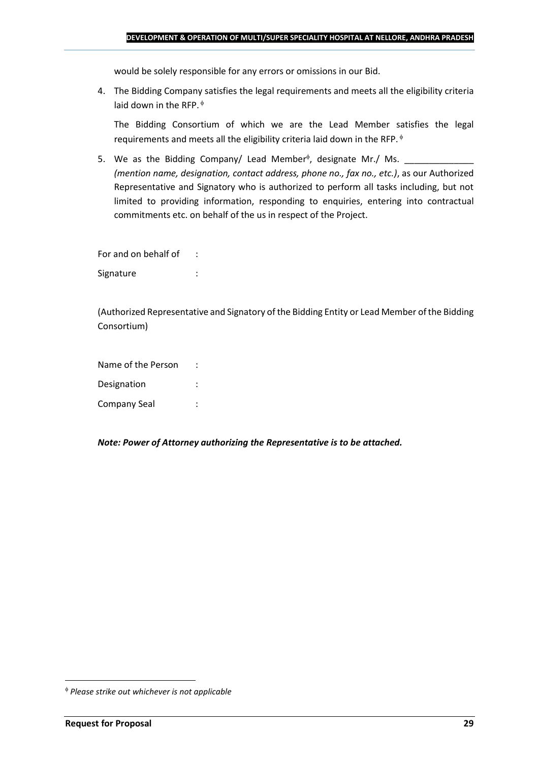would be solely responsible for any errors or omissions in our Bid.

4. The Bidding Company satisfies the legal requirements and meets all the eligibility criteria laid down in the RFP. [ɸ]

   The Bidding Consortium of which we are the Lead Member satisfies the legal requirements and meets all the eligibility criteria laid down in the RFP. [ɸ]

5. We as the Bidding Company/ Lead Member[ɸ], designate Mr./ Ms. ______________ *(mention name, designation, contact address, phone no., fax no., etc.)*, as our Authorized Representative and Signatory who is authorized to perform all tasks including, but not limited to providing information, responding to enquiries, entering into contractual commitments etc. on behalf of the us in respect of the Project.

For and on behalf of :

Signature :

(Authorized Representative and Signatory of the Bidding Entity or Lead Member of the Bidding Consortium)

Name of the Person :

Designation :

Company Seal :

***Note: Power of Attorney authorizing the Representative is to be attached.***

[ɸ] *Please strike out whichever is not applicable*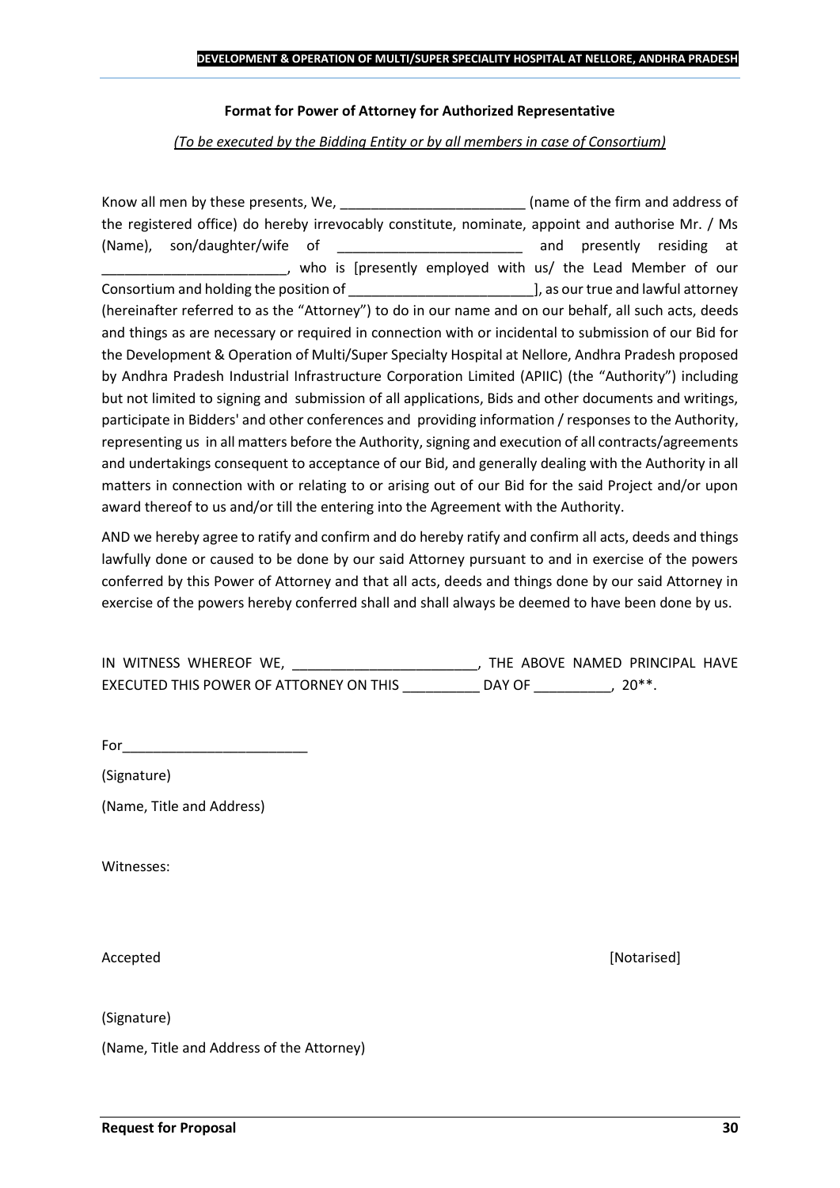**Format for Power of Attorney for Authorized Representative**

*(To be executed by the Bidding Entity or by all members in case of Consortium)*

Know all men by these presents, We, ________________________ (name of the firm and address of the registered office) do hereby irrevocably constitute, nominate, appoint and authorise Mr. / Ms (Name), son/daughter/wife of ________________________ and presently residing at ________________________, who is [presently employed with us/ the Lead Member of our Consortium and holding the position of ________________________], as our true and lawful attorney (hereinafter referred to as the "Attorney") to do in our name and on our behalf, all such acts, deeds and things as are necessary or required in connection with or incidental to submission of our Bid for the Development & Operation of Multi/Super Specialty Hospital at Nellore, Andhra Pradesh proposed by Andhra Pradesh Industrial Infrastructure Corporation Limited (APIIC) (the "Authority") including but not limited to signing and submission of all applications, Bids and other documents and writings, participate in Bidders' and other conferences and providing information / responses to the Authority, representing us in all matters before the Authority, signing and execution of all contracts/agreements and undertakings consequent to acceptance of our Bid, and generally dealing with the Authority in all matters in connection with or relating to or arising out of our Bid for the said Project and/or upon award thereof to us and/or till the entering into the Agreement with the Authority.

AND we hereby agree to ratify and confirm and do hereby ratify and confirm all acts, deeds and things lawfully done or caused to be done by our said Attorney pursuant to and in exercise of the powers conferred by this Power of Attorney and that all acts, deeds and things done by our said Attorney in exercise of the powers hereby conferred shall and shall always be deemed to have been done by us.

IN WITNESS WHEREOF WE, ________________________, THE ABOVE NAMED PRINCIPAL HAVE EXECUTED THIS POWER OF ATTORNEY ON THIS __________ DAY OF __________, 20**.

For________________________

(Signature)

(Name, Title and Address)

Witnesses:

Accepted [Notarised]

(Signature)

(Name, Title and Address of the Attorney)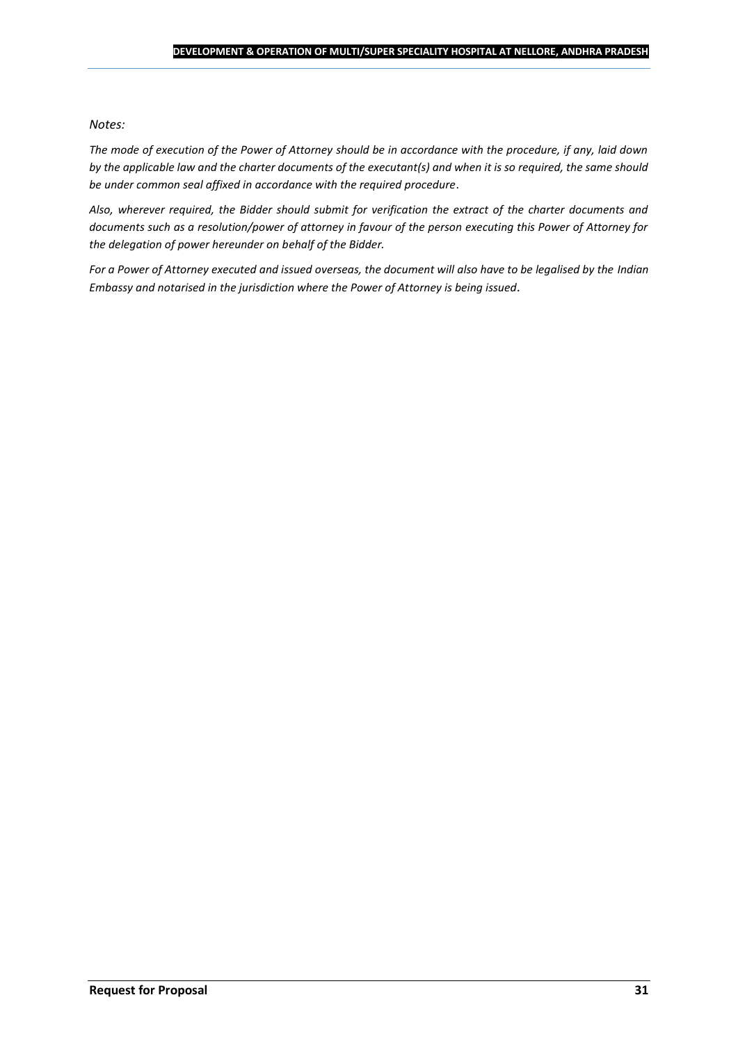*Notes:*

*The mode of execution of the Power of Attorney should be in accordance with the procedure, if any, laid down by the applicable law and the charter documents of the executant(s) and when it is so required, the same should be under common seal affixed in accordance with the required procedure.*

*Also, wherever required, the Bidder should submit for verification the extract of the charter documents and documents such as a resolution/power of attorney in favour of the person executing this Power of Attorney for the delegation of power hereunder on behalf of the Bidder.*

*For a Power of Attorney executed and issued overseas, the document will also have to be legalised by the Indian Embassy and notarised in the jurisdiction where the Power of Attorney is being issued.*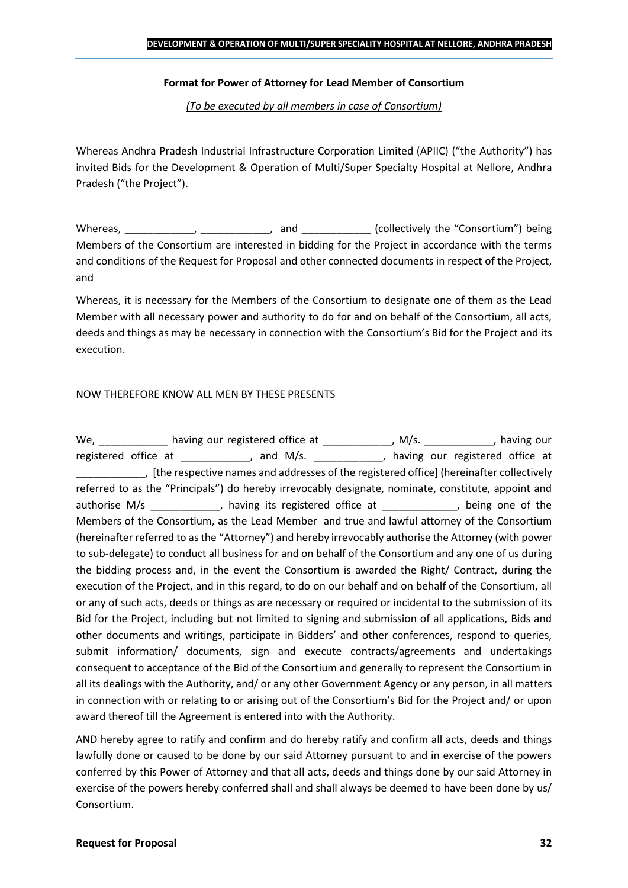**Format for Power of Attorney for Lead Member of Consortium**

*(To be executed by all members in case of Consortium)*

Whereas Andhra Pradesh Industrial Infrastructure Corporation Limited (APIIC) ("the Authority") has invited Bids for the Development & Operation of Multi/Super Specialty Hospital at Nellore, Andhra Pradesh ("the Project").

Whereas, ____________, ____________, and ____________ (collectively the "Consortium") being Members of the Consortium are interested in bidding for the Project in accordance with the terms and conditions of the Request for Proposal and other connected documents in respect of the Project, and

Whereas, it is necessary for the Members of the Consortium to designate one of them as the Lead Member with all necessary power and authority to do for and on behalf of the Consortium, all acts, deeds and things as may be necessary in connection with the Consortium's Bid for the Project and its execution.

NOW THEREFORE KNOW ALL MEN BY THESE PRESENTS

We, ____________ having our registered office at ____________, M/s. ____________, having our registered office at ____________, and M/s. ____________, having our registered office at ____________, [the respective names and addresses of the registered office] (hereinafter collectively referred to as the "Principals") do hereby irrevocably designate, nominate, constitute, appoint and authorise M/s ____________, having its registered office at _____________, being one of the Members of the Consortium, as the Lead Member and true and lawful attorney of the Consortium (hereinafter referred to as the "Attorney") and hereby irrevocably authorise the Attorney (with power to sub-delegate) to conduct all business for and on behalf of the Consortium and any one of us during the bidding process and, in the event the Consortium is awarded the Right/ Contract, during the execution of the Project, and in this regard, to do on our behalf and on behalf of the Consortium, all or any of such acts, deeds or things as are necessary or required or incidental to the submission of its Bid for the Project, including but not limited to signing and submission of all applications, Bids and other documents and writings, participate in Bidders' and other conferences, respond to queries, submit information/ documents, sign and execute contracts/agreements and undertakings consequent to acceptance of the Bid of the Consortium and generally to represent the Consortium in all its dealings with the Authority, and/ or any other Government Agency or any person, in all matters in connection with or relating to or arising out of the Consortium's Bid for the Project and/ or upon award thereof till the Agreement is entered into with the Authority.

AND hereby agree to ratify and confirm and do hereby ratify and confirm all acts, deeds and things lawfully done or caused to be done by our said Attorney pursuant to and in exercise of the powers conferred by this Power of Attorney and that all acts, deeds and things done by our said Attorney in exercise of the powers hereby conferred shall and shall always be deemed to have been done by us/ Consortium.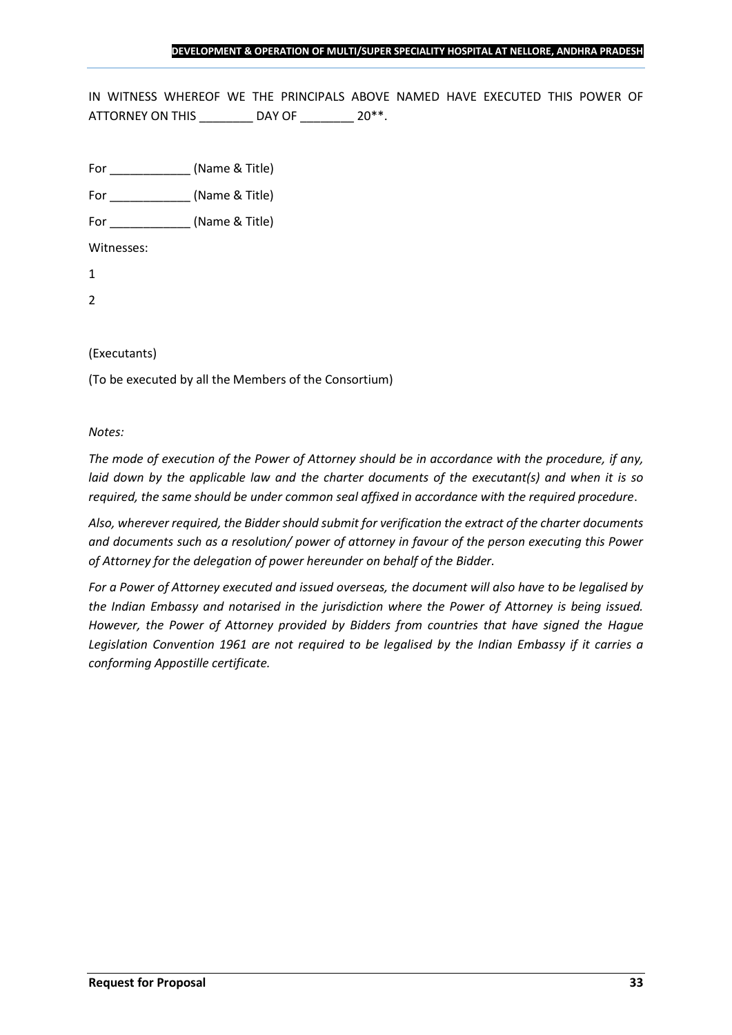IN WITNESS WHEREOF WE THE PRINCIPALS ABOVE NAMED HAVE EXECUTED THIS POWER OF ATTORNEY ON THIS ________ DAY OF ________ 20**.

For ____________ (Name & Title)

For ____________ (Name & Title)

For ____________ (Name & Title)

Witnesses:

1

2

(Executants)

(To be executed by all the Members of the Consortium)

*Notes:*

*The mode of execution of the Power of Attorney should be in accordance with the procedure, if any, laid down by the applicable law and the charter documents of the executant(s) and when it is so required, the same should be under common seal affixed in accordance with the required procedure*.

*Also, wherever required, the Bidder should submit for verification the extract of the charter documents and documents such as a resolution/ power of attorney in favour of the person executing this Power of Attorney for the delegation of power hereunder on behalf of the Bidder.*

*For a Power of Attorney executed and issued overseas, the document will also have to be legalised by the Indian Embassy and notarised in the jurisdiction where the Power of Attorney is being issued. However, the Power of Attorney provided by Bidders from countries that have signed the Hague Legislation Convention 1961 are not required to be legalised by the Indian Embassy if it carries a conforming Appostille certificate.*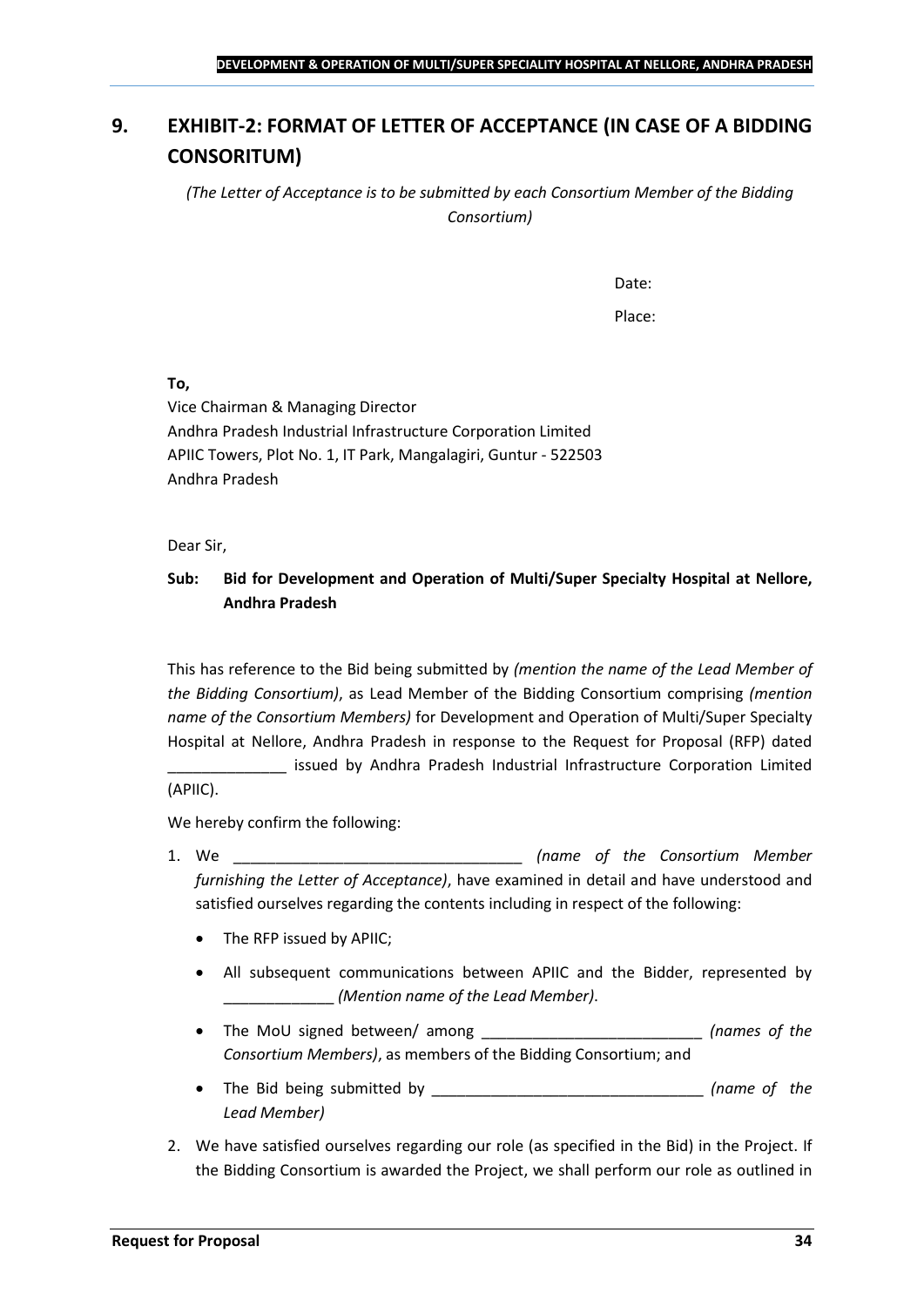## 9. EXHIBIT-2: FORMAT OF LETTER OF ACCEPTANCE (IN CASE OF A BIDDING CONSORITUM)

*(The Letter of Acceptance is to be submitted by each Consortium Member of the Bidding Consortium)*

Date:

Place:

**To,**

Vice Chairman & Managing Director
Andhra Pradesh Industrial Infrastructure Corporation Limited
APIIC Towers, Plot No. 1, IT Park, Mangalagiri, Guntur - 522503
Andhra Pradesh

Dear Sir,

**Sub: Bid for Development and Operation of Multi/Super Specialty Hospital at Nellore, Andhra Pradesh**

This has reference to the Bid being submitted by *(mention the name of the Lead Member of the Bidding Consortium)*, as Lead Member of the Bidding Consortium comprising *(mention name of the Consortium Members)* for Development and Operation of Multi/Super Specialty Hospital at Nellore, Andhra Pradesh in response to the Request for Proposal (RFP) dated ______________ issued by Andhra Pradesh Industrial Infrastructure Corporation Limited (APIIC).

We hereby confirm the following:

1. We __________________________________ *(name of the Consortium Member furnishing the Letter of Acceptance)*, have examined in detail and have understood and satisfied ourselves regarding the contents including in respect of the following:
   - The RFP issued by APIIC;
   - All subsequent communications between APIIC and the Bidder, represented by _____________ *(Mention name of the Lead Member)*.
   - The MoU signed between/ among __________________________ *(names of the Consortium Members)*, as members of the Bidding Consortium; and
   - The Bid being submitted by ________________________________ *(name of the Lead Member)*
2. We have satisfied ourselves regarding our role (as specified in the Bid) in the Project. If the Bidding Consortium is awarded the Project, we shall perform our role as outlined in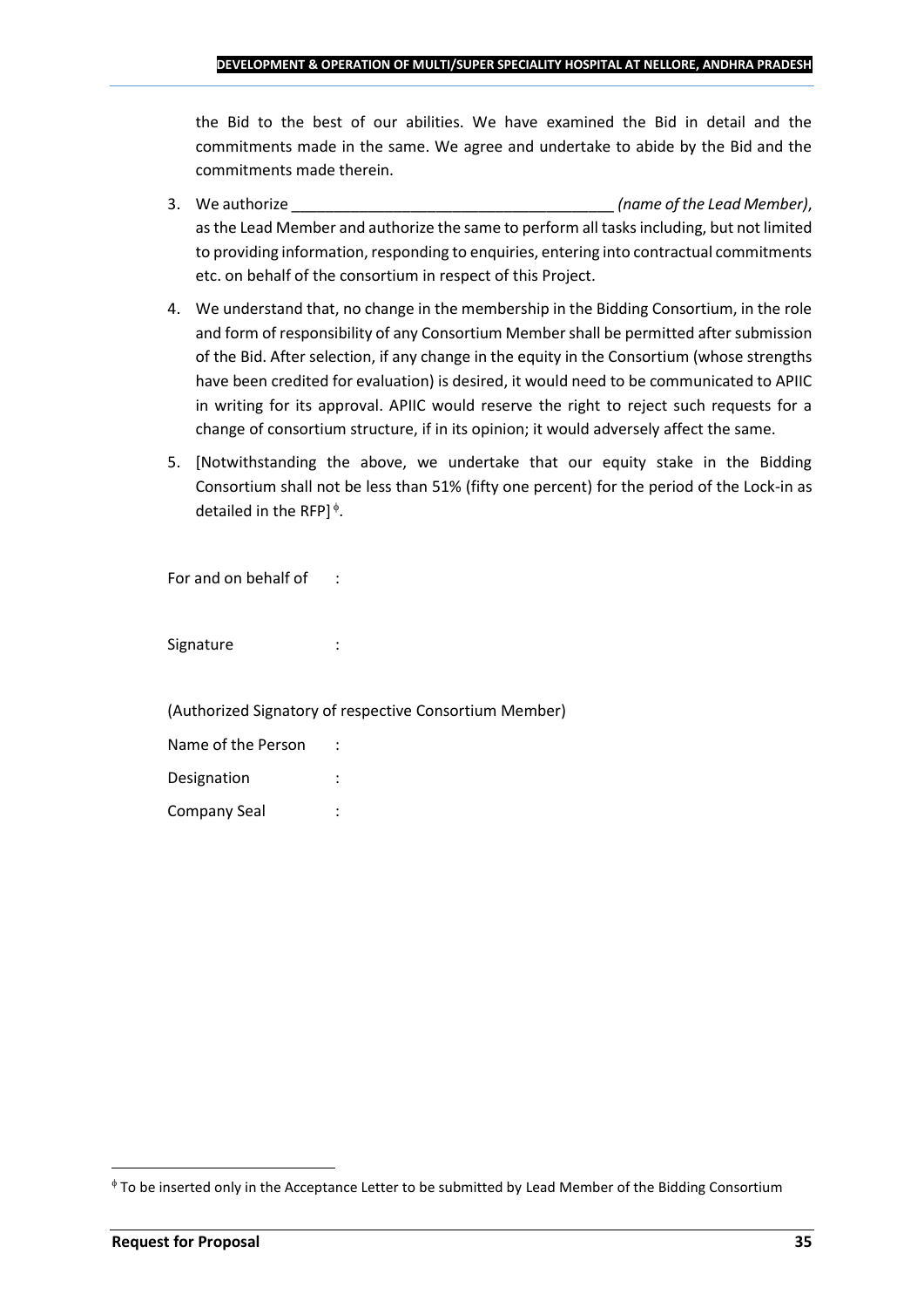the Bid to the best of our abilities. We have examined the Bid in detail and the commitments made in the same. We agree and undertake to abide by the Bid and the commitments made therein.

3. We authorize ______________________________________ *(name of the Lead Member)*, as the Lead Member and authorize the same to perform all tasks including, but not limited to providing information, responding to enquiries, entering into contractual commitments etc. on behalf of the consortium in respect of this Project.
4. We understand that, no change in the membership in the Bidding Consortium, in the role and form of responsibility of any Consortium Member shall be permitted after submission of the Bid. After selection, if any change in the equity in the Consortium (whose strengths have been credited for evaluation) is desired, it would need to be communicated to APIIC in writing for its approval. APIIC would reserve the right to reject such requests for a change of consortium structure, if in its opinion; it would adversely affect the same.
5. [Notwithstanding the above, we undertake that our equity stake in the Bidding Consortium shall not be less than 51% (fifty one percent) for the period of the Lock-in as detailed in the RFP] [ϕ].

For and on behalf of :

Signature :

(Authorized Signatory of respective Consortium Member)

Name of the Person :

Designation :

Company Seal :

[ϕ] To be inserted only in the Acceptance Letter to be submitted by Lead Member of the Bidding Consortium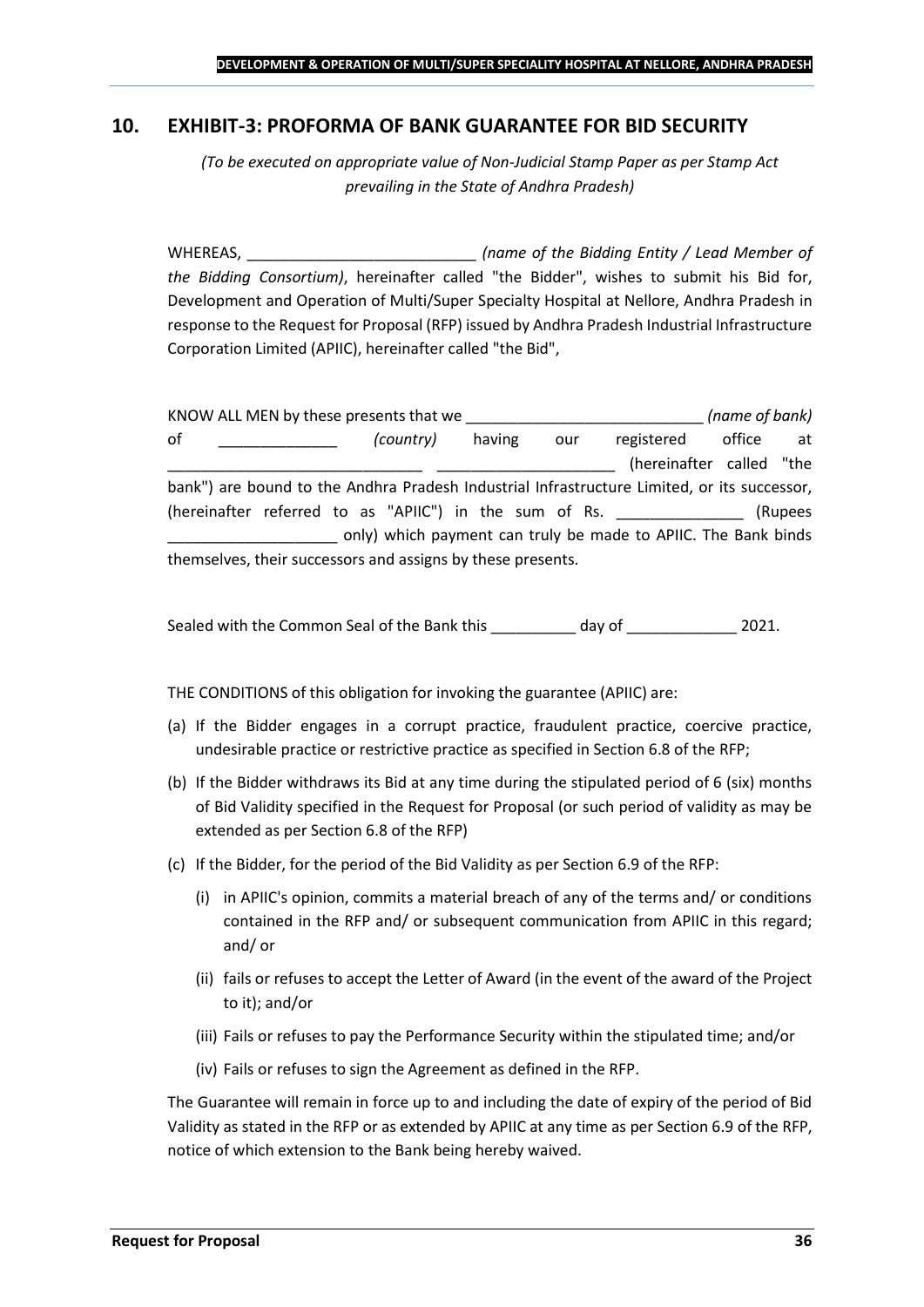## 10. EXHIBIT-3: PROFORMA OF BANK GUARANTEE FOR BID SECURITY

*(To be executed on appropriate value of Non-Judicial Stamp Paper as per Stamp Act prevailing in the State of Andhra Pradesh)*

WHEREAS, ___________________________ *(name of the Bidding Entity / Lead Member of the Bidding Consortium)*, hereinafter called "the Bidder", wishes to submit his Bid for, Development and Operation of Multi/Super Specialty Hospital at Nellore, Andhra Pradesh in response to the Request for Proposal (RFP) issued by Andhra Pradesh Industrial Infrastructure Corporation Limited (APIIC), hereinafter called "the Bid",

KNOW ALL MEN by these presents that we ____________________________ *(name of bank)* of ______________ *(country)* having our registered office at ______________________________ _____________________ (hereinafter called "the bank") are bound to the Andhra Pradesh Industrial Infrastructure Limited, or its successor, (hereinafter referred to as "APIIC") in the sum of Rs. _______________ (Rupees ____________________ only) which payment can truly be made to APIIC. The Bank binds themselves, their successors and assigns by these presents.

Sealed with the Common Seal of the Bank this __________ day of _____________ 2021.

THE CONDITIONS of this obligation for invoking the guarantee (APIIC) are:

(a) If the Bidder engages in a corrupt practice, fraudulent practice, coercive practice, undesirable practice or restrictive practice as specified in Section 6.8 of the RFP;

(b) If the Bidder withdraws its Bid at any time during the stipulated period of 6 (six) months of Bid Validity specified in the Request for Proposal (or such period of validity as may be extended as per Section 6.8 of the RFP)

(c) If the Bidder, for the period of the Bid Validity as per Section 6.9 of the RFP:

   (i) in APIIC's opinion, commits a material breach of any of the terms and/ or conditions contained in the RFP and/ or subsequent communication from APIIC in this regard; and/ or

   (ii) fails or refuses to accept the Letter of Award (in the event of the award of the Project to it); and/or

   (iii) Fails or refuses to pay the Performance Security within the stipulated time; and/or

   (iv) Fails or refuses to sign the Agreement as defined in the RFP.

The Guarantee will remain in force up to and including the date of expiry of the period of Bid Validity as stated in the RFP or as extended by APIIC at any time as per Section 6.9 of the RFP, notice of which extension to the Bank being hereby waived.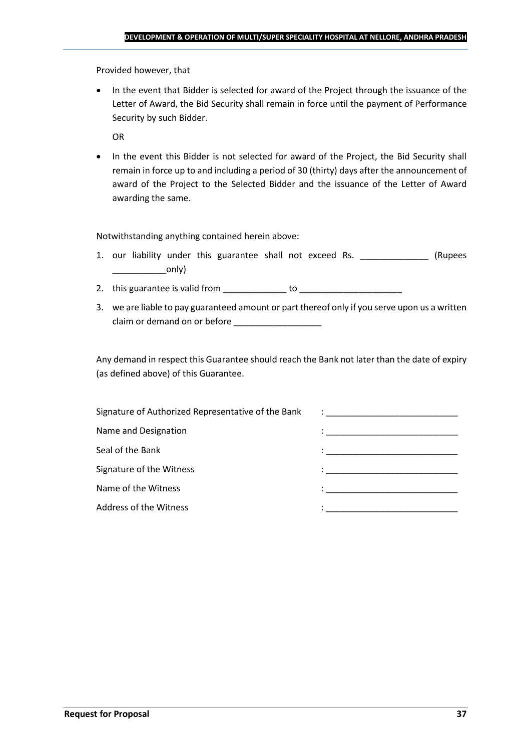Provided however, that

- In the event that Bidder is selected for award of the Project through the issuance of the Letter of Award, the Bid Security shall remain in force until the payment of Performance Security by such Bidder.

  OR

- In the event this Bidder is not selected for award of the Project, the Bid Security shall remain in force up to and including a period of 30 (thirty) days after the announcement of award of the Project to the Selected Bidder and the issuance of the Letter of Award awarding the same.

Notwithstanding anything contained herein above:

1. our liability under this guarantee shall not exceed Rs. ______________ (Rupees ___________only)
2. this guarantee is valid from _____________ to _____________________
3. we are liable to pay guaranteed amount or part thereof only if you serve upon us a written claim or demand on or before __________________

Any demand in respect this Guarantee should reach the Bank not later than the date of expiry (as defined above) of this Guarantee.

Signature of Authorized Representative of the Bank : ___________________________

Name and Designation : ___________________________

Seal of the Bank : ___________________________

Signature of the Witness : ___________________________

Name of the Witness : ___________________________

Address of the Witness : ___________________________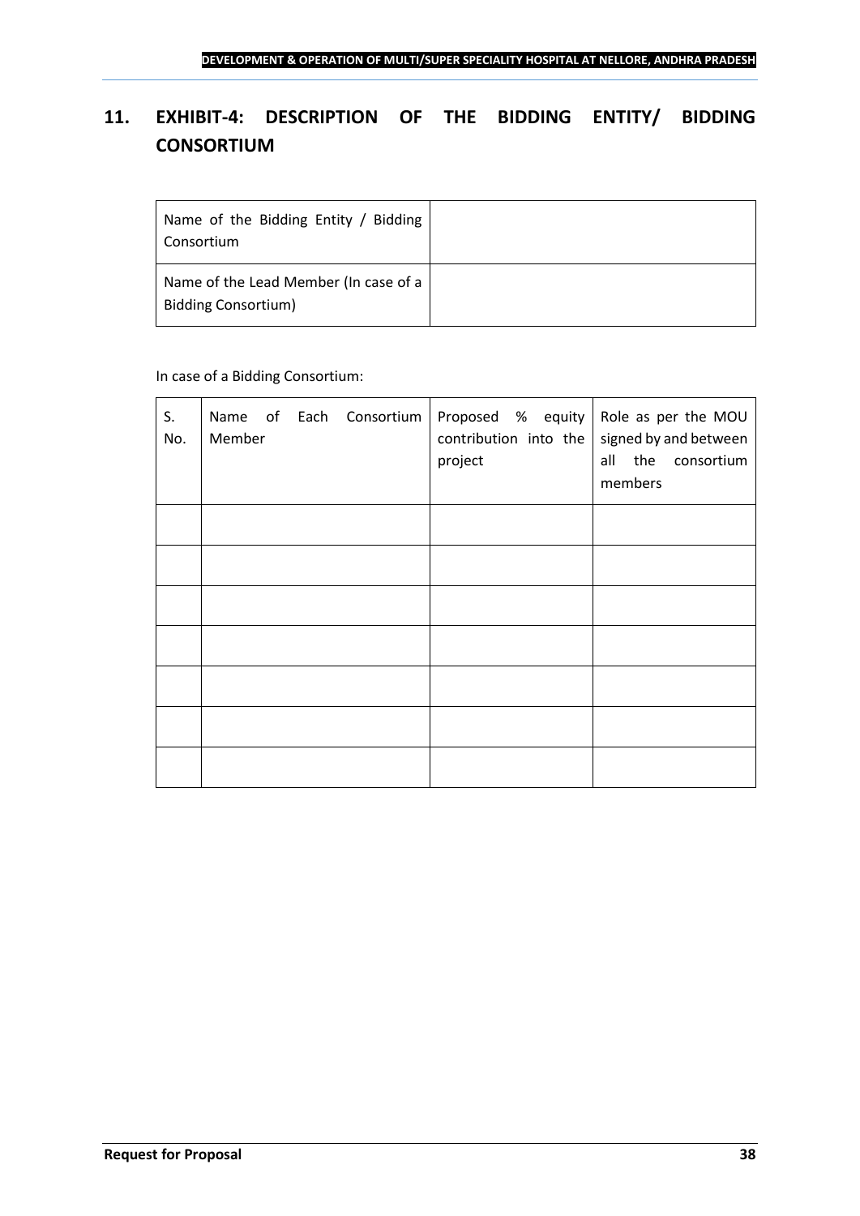# 11. EXHIBIT-4: DESCRIPTION OF THE BIDDING ENTITY/ BIDDING CONSORTIUM

| Name of the Bidding Entity / Bidding Consortium | |
|---|---|
| Name of the Lead Member (In case of a Bidding Consortium) | |

In case of a Bidding Consortium:

| S. No. | Name of Each Consortium Member | Proposed % equity contribution into the project | Role as per the MOU signed by and between all the consortium members |
|---|---|---|---|
| | | | |
| | | | |
| | | | |
| | | | |
| | | | |
| | | | |
| | | | |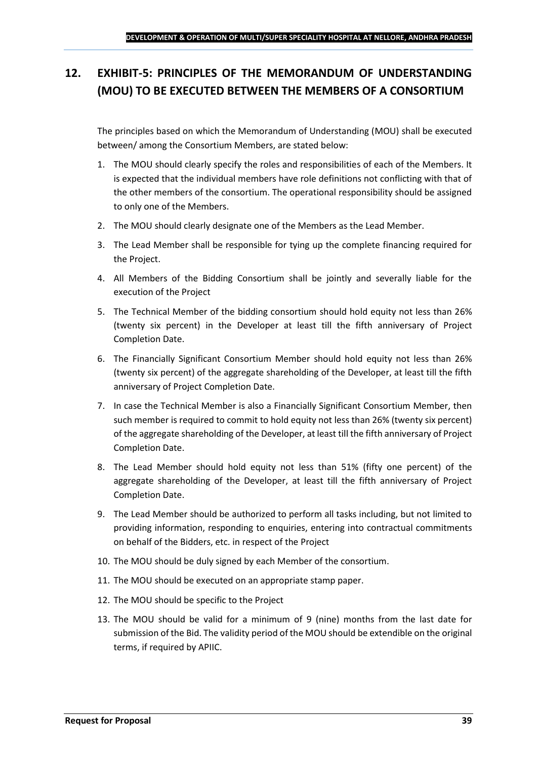## 12. EXHIBIT-5: PRINCIPLES OF THE MEMORANDUM OF UNDERSTANDING (MOU) TO BE EXECUTED BETWEEN THE MEMBERS OF A CONSORTIUM

The principles based on which the Memorandum of Understanding (MOU) shall be executed between/ among the Consortium Members, are stated below:

1. The MOU should clearly specify the roles and responsibilities of each of the Members. It is expected that the individual members have role definitions not conflicting with that of the other members of the consortium. The operational responsibility should be assigned to only one of the Members.
2. The MOU should clearly designate one of the Members as the Lead Member.
3. The Lead Member shall be responsible for tying up the complete financing required for the Project.
4. All Members of the Bidding Consortium shall be jointly and severally liable for the execution of the Project
5. The Technical Member of the bidding consortium should hold equity not less than 26% (twenty six percent) in the Developer at least till the fifth anniversary of Project Completion Date.
6. The Financially Significant Consortium Member should hold equity not less than 26% (twenty six percent) of the aggregate shareholding of the Developer, at least till the fifth anniversary of Project Completion Date.
7. In case the Technical Member is also a Financially Significant Consortium Member, then such member is required to commit to hold equity not less than 26% (twenty six percent) of the aggregate shareholding of the Developer, at least till the fifth anniversary of Project Completion Date.
8. The Lead Member should hold equity not less than 51% (fifty one percent) of the aggregate shareholding of the Developer, at least till the fifth anniversary of Project Completion Date.
9. The Lead Member should be authorized to perform all tasks including, but not limited to providing information, responding to enquiries, entering into contractual commitments on behalf of the Bidders, etc. in respect of the Project
10. The MOU should be duly signed by each Member of the consortium.
11. The MOU should be executed on an appropriate stamp paper.
12. The MOU should be specific to the Project
13. The MOU should be valid for a minimum of 9 (nine) months from the last date for submission of the Bid. The validity period of the MOU should be extendible on the original terms, if required by APIIC.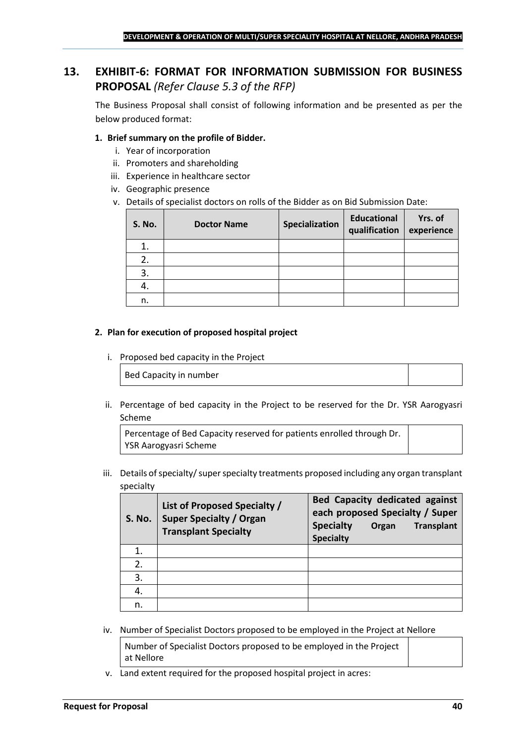## 13. EXHIBIT-6: FORMAT FOR INFORMATION SUBMISSION FOR BUSINESS PROPOSAL *(Refer Clause 5.3 of the RFP)*

The Business Proposal shall consist of following information and be presented as per the below produced format:

**1. Brief summary on the profile of Bidder.**

i. Year of incorporation
ii. Promoters and shareholding
iii. Experience in healthcare sector
iv. Geographic presence
v. Details of specialist doctors on rolls of the Bidder as on Bid Submission Date:

| S. No. | Doctor Name | Specialization | Educational qualification | Yrs. of experience |
|---|---|---|---|---|
| 1. | | | | |
| 2. | | | | |
| 3. | | | | |
| 4. | | | | |
| n. | | | | |

**2. Plan for execution of proposed hospital project**

i. Proposed bed capacity in the Project

| Bed Capacity in number | |
|---|---|

ii. Percentage of bed capacity in the Project to be reserved for the Dr. YSR Aarogyasri Scheme

| Percentage of Bed Capacity reserved for patients enrolled through Dr. YSR Aarogyasri Scheme | |
|---|---|

iii. Details of specialty/ super specialty treatments proposed including any organ transplant specialty

| S. No. | List of Proposed Specialty / Super Specialty / Organ Transplant Specialty | Bed Capacity dedicated against each proposed Specialty / Super Specialty Organ Transplant Specialty |
|---|---|---|
| 1. | | |
| 2. | | |
| 3. | | |
| 4. | | |
| n. | | |

iv. Number of Specialist Doctors proposed to be employed in the Project at Nellore

| Number of Specialist Doctors proposed to be employed in the Project at Nellore | |
|---|---|

v. Land extent required for the proposed hospital project in acres: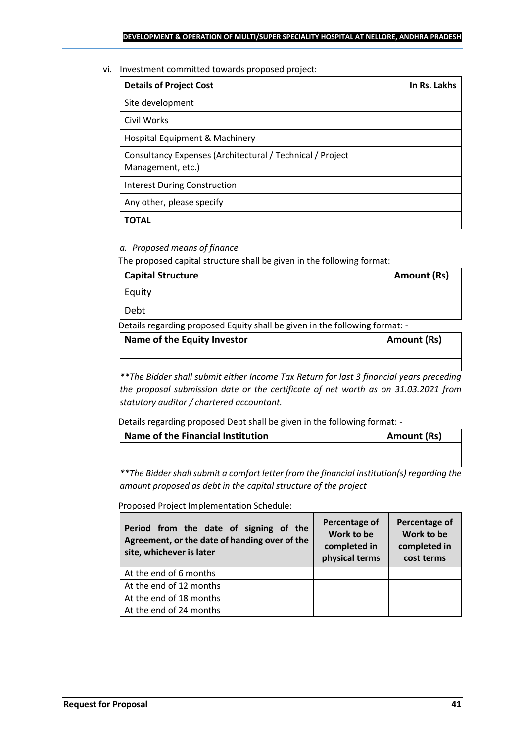vi. Investment committed towards proposed project:

| Details of Project Cost | In Rs. Lakhs |
|---|---|
| Site development | |
| Civil Works | |
| Hospital Equipment & Machinery | |
| Consultancy Expenses (Architectural / Technical / Project Management, etc.) | |
| Interest During Construction | |
| Any other, please specify | |
| **TOTAL** | |

*a. Proposed means of finance*

The proposed capital structure shall be given in the following format:

| Capital Structure | Amount (Rs) |
|---|---|
| Equity | |
| Debt | |

Details regarding proposed Equity shall be given in the following format: -

| Name of the Equity Investor | Amount (Rs) |
|---|---|
| | |
| | |

***The Bidder shall submit either Income Tax Return for last 3 financial years preceding the proposal submission date or the certificate of net worth as on 31.03.2021 from statutory auditor / chartered accountant.*

Details regarding proposed Debt shall be given in the following format: -

| Name of the Financial Institution | Amount (Rs) |
|---|---|
| | |
| | |

***The Bidder shall submit a comfort letter from the financial institution(s) regarding the amount proposed as debt in the capital structure of the project*

Proposed Project Implementation Schedule:

| Period from the date of signing of the Agreement, or the date of handing over of the site, whichever is later | Percentage of Work to be completed in physical terms | Percentage of Work to be completed in cost terms |
|---|---|---|
| At the end of 6 months | | |
| At the end of 12 months | | |
| At the end of 18 months | | |
| At the end of 24 months | | |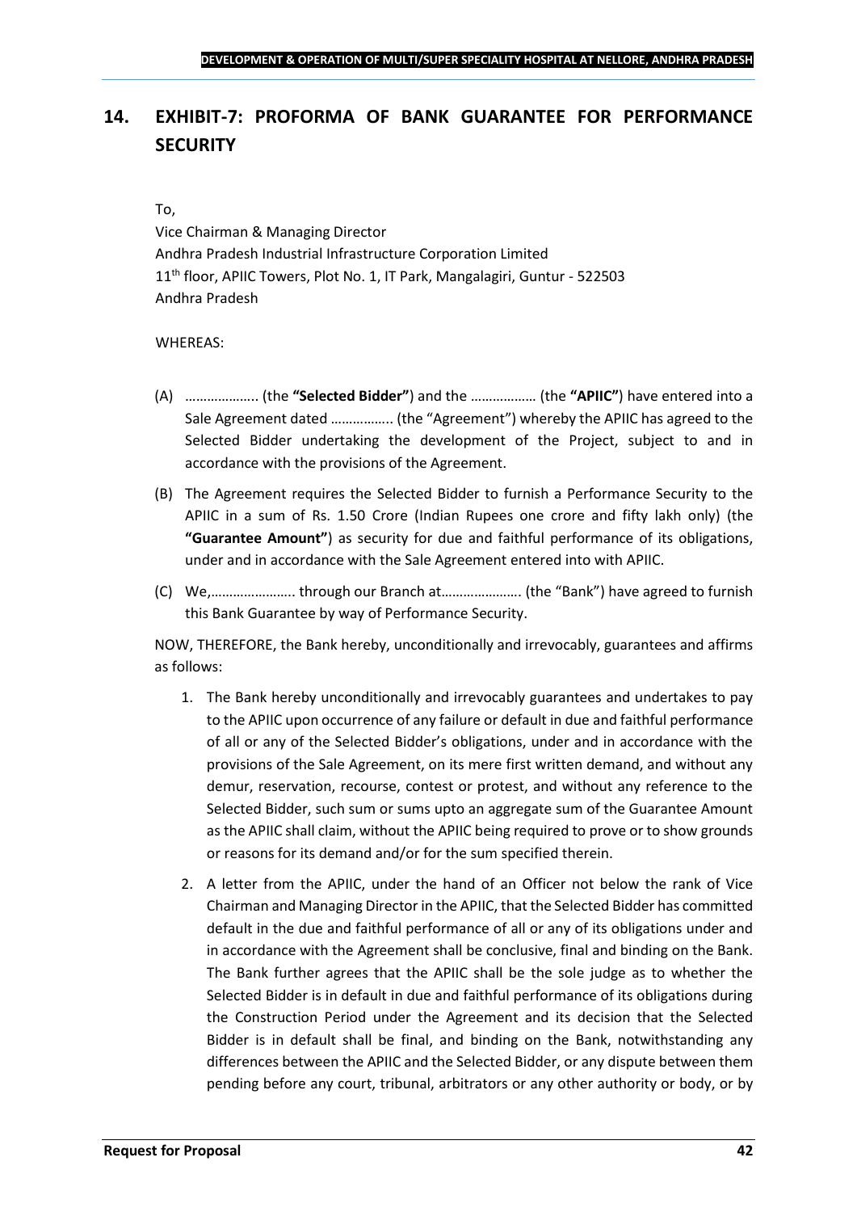# 14. EXHIBIT-7: PROFORMA OF BANK GUARANTEE FOR PERFORMANCE SECURITY

To,
Vice Chairman & Managing Director
Andhra Pradesh Industrial Infrastructure Corporation Limited
11th floor, APIIC Towers, Plot No. 1, IT Park, Mangalagiri, Guntur - 522503
Andhra Pradesh

WHEREAS:

(A) ……………….. (the **"Selected Bidder"**) and the …………….. (the **"APIIC"**) have entered into a Sale Agreement dated ……………. (the "Agreement") whereby the APIIC has agreed to the Selected Bidder undertaking the development of the Project, subject to and in accordance with the provisions of the Agreement.

(B) The Agreement requires the Selected Bidder to furnish a Performance Security to the APIIC in a sum of Rs. 1.50 Crore (Indian Rupees one crore and fifty lakh only) (the **"Guarantee Amount"**) as security for due and faithful performance of its obligations, under and in accordance with the Sale Agreement entered into with APIIC.

(C) We,………………….. through our Branch at…………………. (the "Bank") have agreed to furnish this Bank Guarantee by way of Performance Security.

NOW, THEREFORE, the Bank hereby, unconditionally and irrevocably, guarantees and affirms as follows:

1. The Bank hereby unconditionally and irrevocably guarantees and undertakes to pay to the APIIC upon occurrence of any failure or default in due and faithful performance of all or any of the Selected Bidder's obligations, under and in accordance with the provisions of the Sale Agreement, on its mere first written demand, and without any demur, reservation, recourse, contest or protest, and without any reference to the Selected Bidder, such sum or sums upto an aggregate sum of the Guarantee Amount as the APIIC shall claim, without the APIIC being required to prove or to show grounds or reasons for its demand and/or for the sum specified therein.

2. A letter from the APIIC, under the hand of an Officer not below the rank of Vice Chairman and Managing Director in the APIIC, that the Selected Bidder has committed default in the due and faithful performance of all or any of its obligations under and in accordance with the Agreement shall be conclusive, final and binding on the Bank. The Bank further agrees that the APIIC shall be the sole judge as to whether the Selected Bidder is in default in due and faithful performance of its obligations during the Construction Period under the Agreement and its decision that the Selected Bidder is in default shall be final, and binding on the Bank, notwithstanding any differences between the APIIC and the Selected Bidder, or any dispute between them pending before any court, tribunal, arbitrators or any other authority or body, or by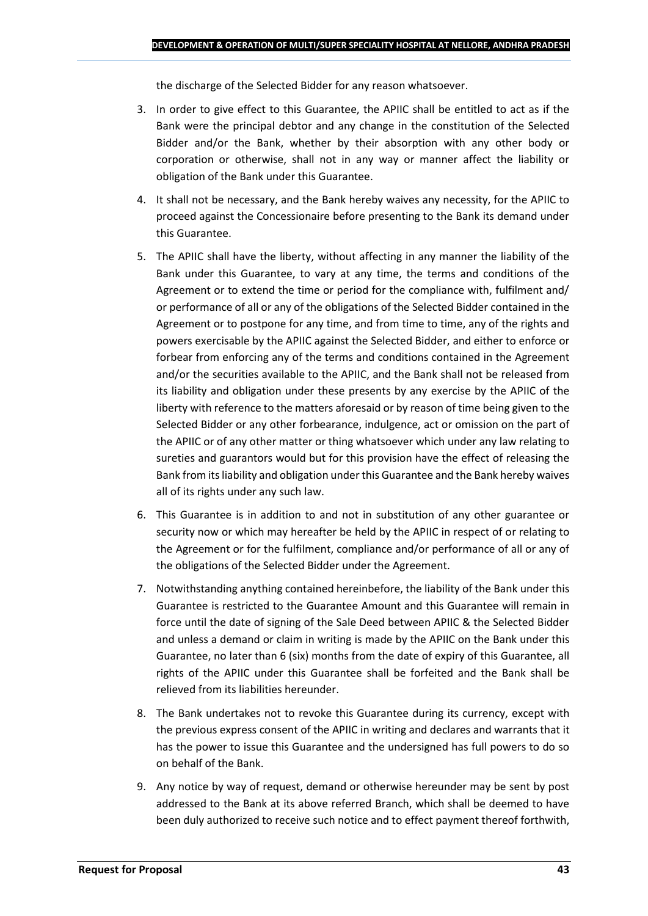the discharge of the Selected Bidder for any reason whatsoever.

3. In order to give effect to this Guarantee, the APIIC shall be entitled to act as if the Bank were the principal debtor and any change in the constitution of the Selected Bidder and/or the Bank, whether by their absorption with any other body or corporation or otherwise, shall not in any way or manner affect the liability or obligation of the Bank under this Guarantee.

4. It shall not be necessary, and the Bank hereby waives any necessity, for the APIIC to proceed against the Concessionaire before presenting to the Bank its demand under this Guarantee.

5. The APIIC shall have the liberty, without affecting in any manner the liability of the Bank under this Guarantee, to vary at any time, the terms and conditions of the Agreement or to extend the time or period for the compliance with, fulfilment and/ or performance of all or any of the obligations of the Selected Bidder contained in the Agreement or to postpone for any time, and from time to time, any of the rights and powers exercisable by the APIIC against the Selected Bidder, and either to enforce or forbear from enforcing any of the terms and conditions contained in the Agreement and/or the securities available to the APIIC, and the Bank shall not be released from its liability and obligation under these presents by any exercise by the APIIC of the liberty with reference to the matters aforesaid or by reason of time being given to the Selected Bidder or any other forbearance, indulgence, act or omission on the part of the APIIC or of any other matter or thing whatsoever which under any law relating to sureties and guarantors would but for this provision have the effect of releasing the Bank from its liability and obligation under this Guarantee and the Bank hereby waives all of its rights under any such law.

6. This Guarantee is in addition to and not in substitution of any other guarantee or security now or which may hereafter be held by the APIIC in respect of or relating to the Agreement or for the fulfilment, compliance and/or performance of all or any of the obligations of the Selected Bidder under the Agreement.

7. Notwithstanding anything contained hereinbefore, the liability of the Bank under this Guarantee is restricted to the Guarantee Amount and this Guarantee will remain in force until the date of signing of the Sale Deed between APIIC & the Selected Bidder and unless a demand or claim in writing is made by the APIIC on the Bank under this Guarantee, no later than 6 (six) months from the date of expiry of this Guarantee, all rights of the APIIC under this Guarantee shall be forfeited and the Bank shall be relieved from its liabilities hereunder.

8. The Bank undertakes not to revoke this Guarantee during its currency, except with the previous express consent of the APIIC in writing and declares and warrants that it has the power to issue this Guarantee and the undersigned has full powers to do so on behalf of the Bank.

9. Any notice by way of request, demand or otherwise hereunder may be sent by post addressed to the Bank at its above referred Branch, which shall be deemed to have been duly authorized to receive such notice and to effect payment thereof forthwith,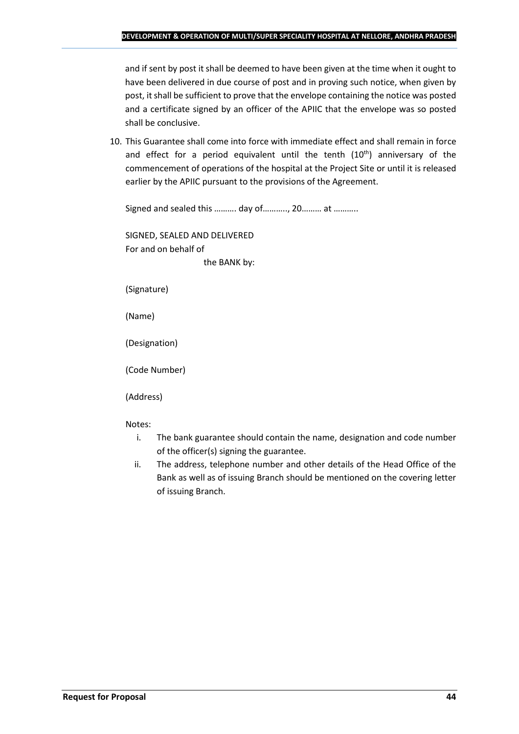and if sent by post it shall be deemed to have been given at the time when it ought to have been delivered in due course of post and in proving such notice, when given by post, it shall be sufficient to prove that the envelope containing the notice was posted and a certificate signed by an officer of the APIIC that the envelope was so posted shall be conclusive.

10. This Guarantee shall come into force with immediate effect and shall remain in force and effect for a period equivalent until the tenth (10th) anniversary of the commencement of operations of the hospital at the Project Site or until it is released earlier by the APIIC pursuant to the provisions of the Agreement.

Signed and sealed this ………. day of……….., 20……… at ………..

SIGNED, SEALED AND DELIVERED
For and on behalf of
the BANK by:

(Signature)

(Name)

(Designation)

(Code Number)

(Address)

Notes:

i. The bank guarantee should contain the name, designation and code number of the officer(s) signing the guarantee.
ii. The address, telephone number and other details of the Head Office of the Bank as well as of issuing Branch should be mentioned on the covering letter of issuing Branch.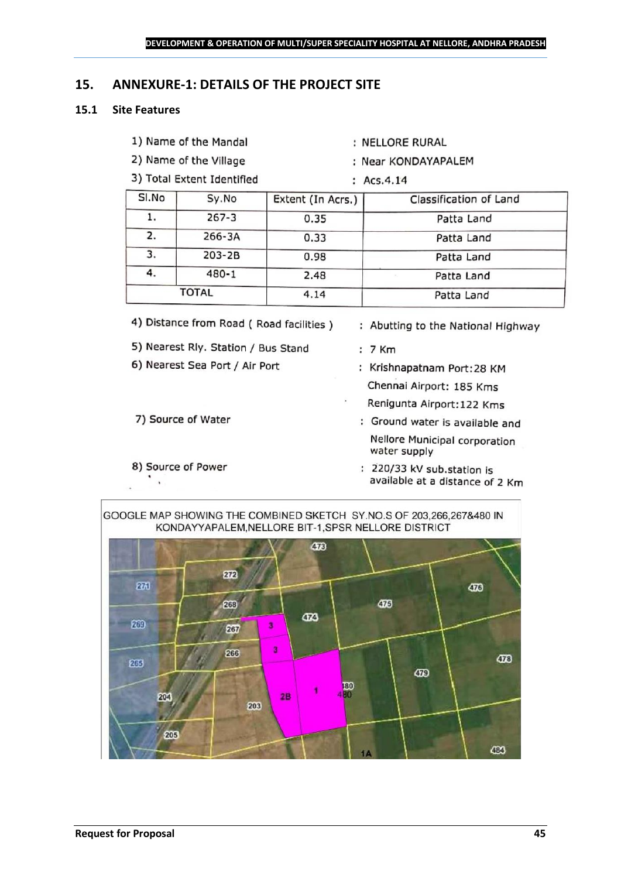## 15. ANNEXURE-1: DETAILS OF THE PROJECT SITE

### 15.1 Site Features

1) Name of the Mandal : NELLORE RURAL

2) Name of the Village : Near KONDAYAPALEM

3) Total Extent Identified : Acs.4.14

| Sl.No | Sy.No | Extent (In Acrs.) | Classification of Land |
|---|---|---|---|
| 1. | 267-3 | 0.35 | Patta Land |
| 2. | 266-3A | 0.33 | Patta Land |
| 3. | 203-2B | 0.98 | Patta Land |
| 4. | 480-1 | 2.48 | Patta Land |
| TOTAL | | 4.14 | Patta Land |

4) Distance from Road ( Road facilities ) : Abutting to the National Highway

5) Nearest Rly. Station / Bus Stand : 7 Km

6) Nearest Sea Port / Air Port : Krishnapatnam Port:28 KM
Chennai Airport: 185 Kms
Renigunta Airport:122 Kms

7) Source of Water : Ground water is available and Nellore Municipal corporation water supply

8) Source of Power : 220/33 kV sub.station is available at a distance of 2 Km

GOOGLE MAP SHOWING THE COMBINED SKETCH SY.NO.S OF 203,266,267&480 IN KONDAYYAPALEM,NELLORE BIT-1,SPSR NELLORE DISTRICT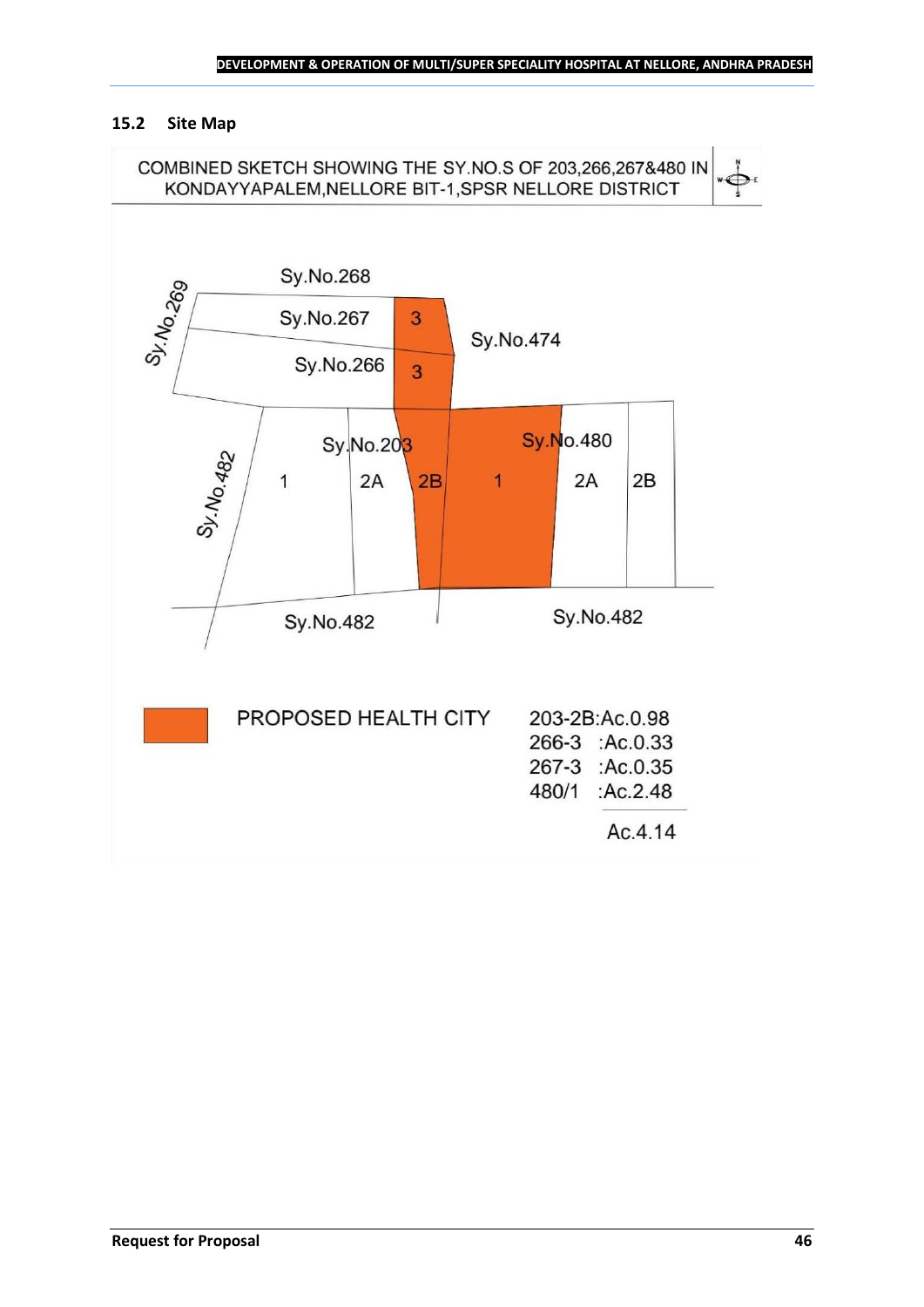## 15.2 Site Map

COMBINED SKETCH SHOWING THE SY.NO.S OF 203,266,267&480 IN KONDAYYAPALEM,NELLORE BIT-1,SPSR NELLORE DISTRICT

Sy.No.268

Sy.No.269

Sy.No.267 3

Sy.No.266 3

Sy.No.474

Sy.No.482

Sy.No.203

1 2A 2B

Sy.No.480

1 2A 2B

Sy.No.482

Sy.No.482

PROPOSED HEALTH CITY

203-2B:Ac.0.98
266-3 :Ac.0.33
267-3 :Ac.0.35
480/1 :Ac.2.48

Ac.4.14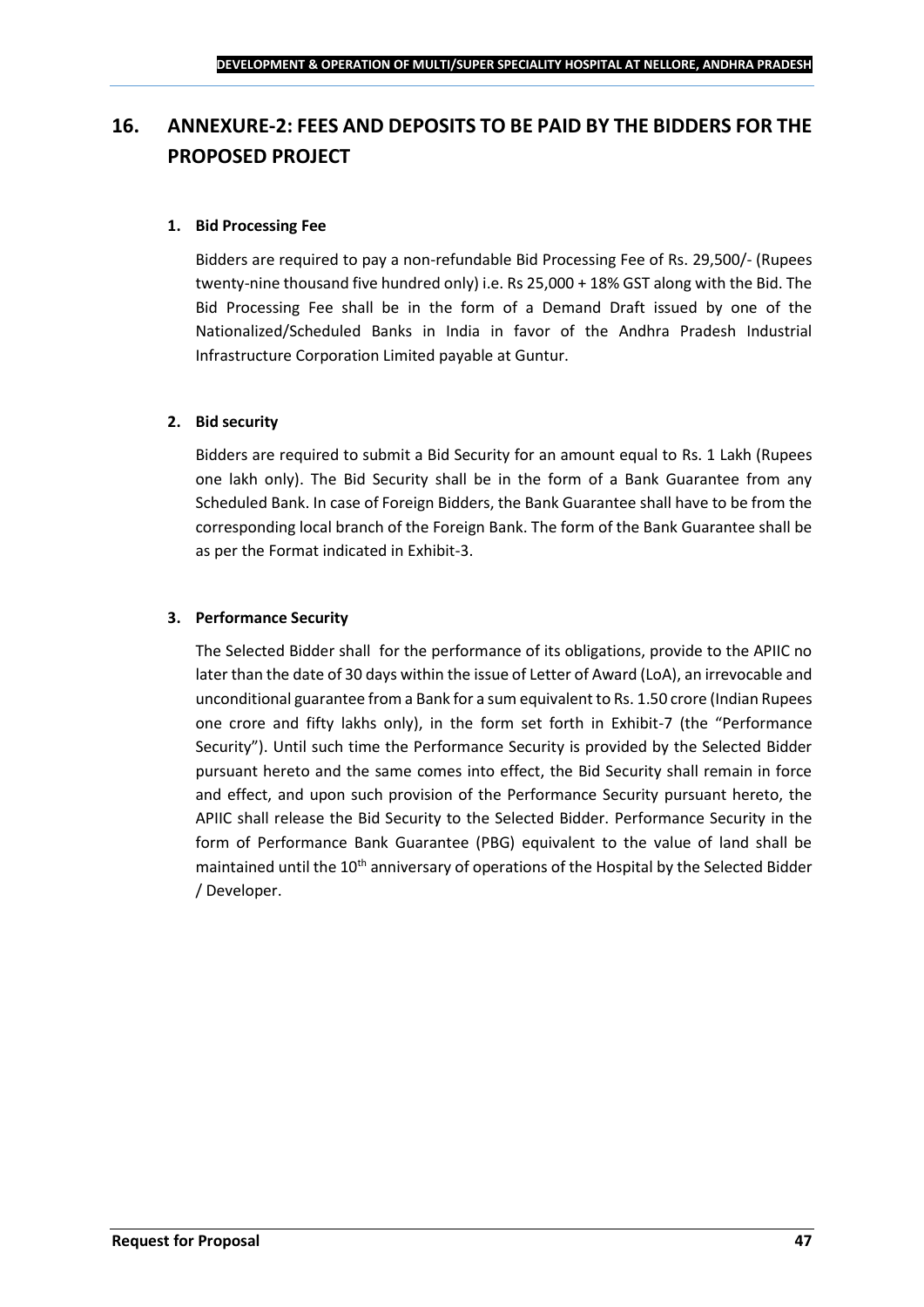# 16. ANNEXURE-2: FEES AND DEPOSITS TO BE PAID BY THE BIDDERS FOR THE PROPOSED PROJECT

**1. Bid Processing Fee**

Bidders are required to pay a non-refundable Bid Processing Fee of Rs. 29,500/- (Rupees twenty-nine thousand five hundred only) i.e. Rs 25,000 + 18% GST along with the Bid. The Bid Processing Fee shall be in the form of a Demand Draft issued by one of the Nationalized/Scheduled Banks in India in favor of the Andhra Pradesh Industrial Infrastructure Corporation Limited payable at Guntur.

**2. Bid security**

Bidders are required to submit a Bid Security for an amount equal to Rs. 1 Lakh (Rupees one lakh only). The Bid Security shall be in the form of a Bank Guarantee from any Scheduled Bank. In case of Foreign Bidders, the Bank Guarantee shall have to be from the corresponding local branch of the Foreign Bank. The form of the Bank Guarantee shall be as per the Format indicated in Exhibit-3.

**3. Performance Security**

The Selected Bidder shall for the performance of its obligations, provide to the APIIC no later than the date of 30 days within the issue of Letter of Award (LoA), an irrevocable and unconditional guarantee from a Bank for a sum equivalent to Rs. 1.50 crore (Indian Rupees one crore and fifty lakhs only), in the form set forth in Exhibit-7 (the "Performance Security"). Until such time the Performance Security is provided by the Selected Bidder pursuant hereto and the same comes into effect, the Bid Security shall remain in force and effect, and upon such provision of the Performance Security pursuant hereto, the APIIC shall release the Bid Security to the Selected Bidder. Performance Security in the form of Performance Bank Guarantee (PBG) equivalent to the value of land shall be maintained until the 10th anniversary of operations of the Hospital by the Selected Bidder / Developer.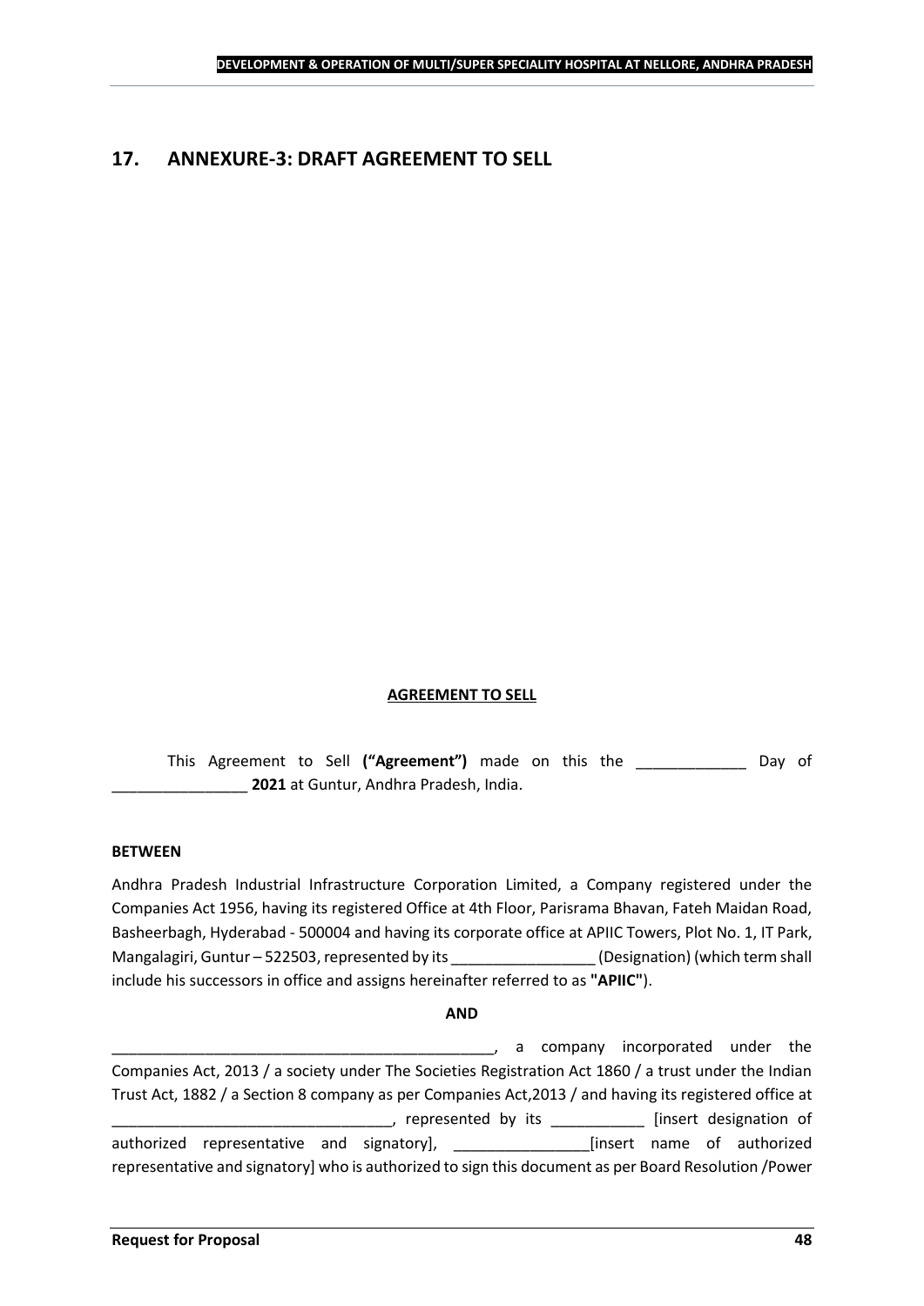## 17. ANNEXURE-3: DRAFT AGREEMENT TO SELL

**AGREEMENT TO SELL**

This Agreement to Sell **("Agreement")** made on this the _____________ Day of ________________ **2021** at Guntur, Andhra Pradesh, India.

**BETWEEN**

Andhra Pradesh Industrial Infrastructure Corporation Limited, a Company registered under the Companies Act 1956, having its registered Office at 4th Floor, Parisrama Bhavan, Fateh Maidan Road, Basheerbagh, Hyderabad - 500004 and having its corporate office at APIIC Towers, Plot No. 1, IT Park, Mangalagiri, Guntur – 522503, represented by its _________________ (Designation) (which term shall include his successors in office and assigns hereinafter referred to as **"APIIC"**).

**AND**

______________________________________________, a company incorporated under the Companies Act, 2013 / a society under The Societies Registration Act 1860 / a trust under the Indian Trust Act, 1882 / a Section 8 company as per Companies Act,2013 / and having its registered office at _________________________________, represented by its ___________ [insert designation of authorized representative and signatory], ________________[insert name of authorized representative and signatory] who is authorized to sign this document as per Board Resolution /Power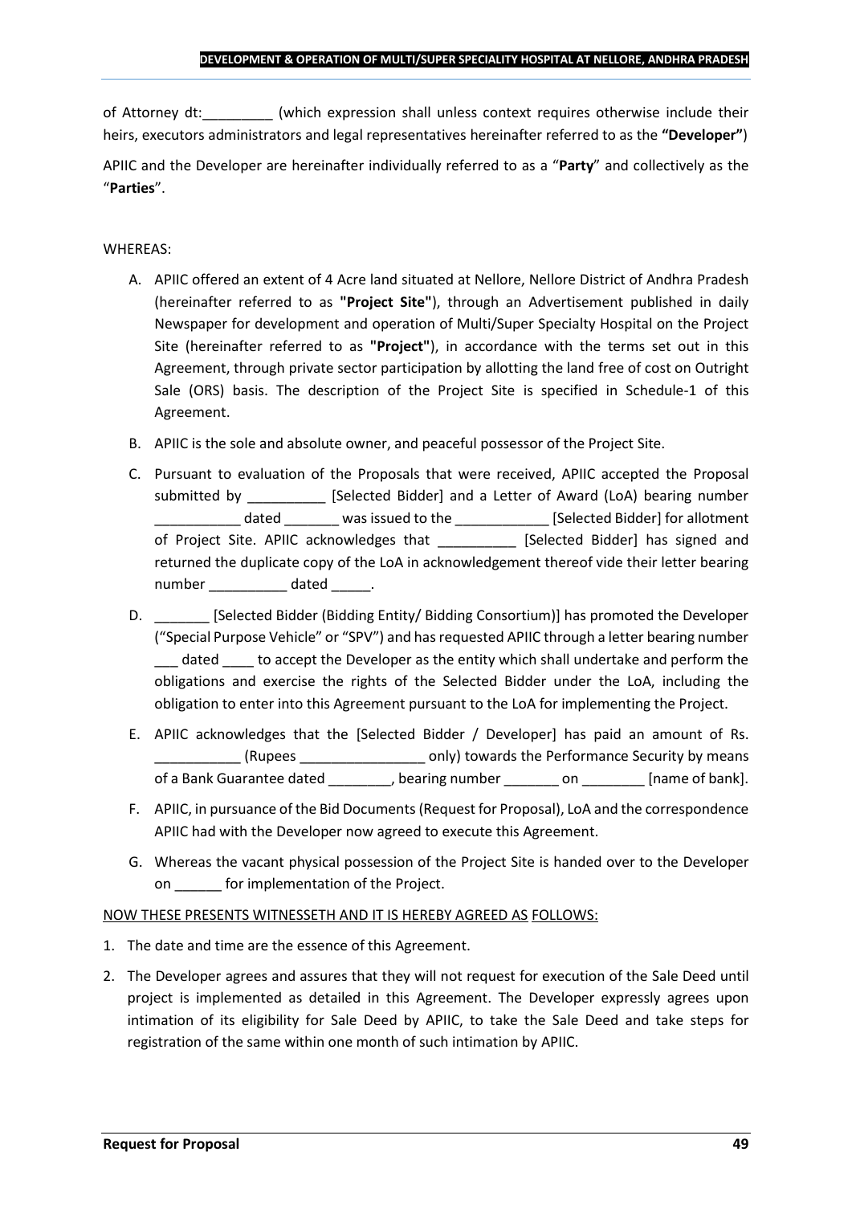of Attorney dt:_________ (which expression shall unless context requires otherwise include their heirs, executors administrators and legal representatives hereinafter referred to as the **"Developer"**)

APIIC and the Developer are hereinafter individually referred to as a "**Party**" and collectively as the "**Parties**".

WHEREAS:

A. APIIC offered an extent of 4 Acre land situated at Nellore, Nellore District of Andhra Pradesh (hereinafter referred to as **"Project Site"**), through an Advertisement published in daily Newspaper for development and operation of Multi/Super Specialty Hospital on the Project Site (hereinafter referred to as **"Project"**), in accordance with the terms set out in this Agreement, through private sector participation by allotting the land free of cost on Outright Sale (ORS) basis. The description of the Project Site is specified in Schedule-1 of this Agreement.

B. APIIC is the sole and absolute owner, and peaceful possessor of the Project Site.

C. Pursuant to evaluation of the Proposals that were received, APIIC accepted the Proposal submitted by __________ [Selected Bidder] and a Letter of Award (LoA) bearing number ___________ dated _______ was issued to the ____________ [Selected Bidder] for allotment of Project Site. APIIC acknowledges that __________ [Selected Bidder] has signed and returned the duplicate copy of the LoA in acknowledgement thereof vide their letter bearing number __________ dated _____.

D. _______ [Selected Bidder (Bidding Entity/ Bidding Consortium)] has promoted the Developer ("Special Purpose Vehicle" or "SPV") and has requested APIIC through a letter bearing number ___ dated ____ to accept the Developer as the entity which shall undertake and perform the obligations and exercise the rights of the Selected Bidder under the LoA, including the obligation to enter into this Agreement pursuant to the LoA for implementing the Project.

E. APIIC acknowledges that the [Selected Bidder / Developer] has paid an amount of Rs. ___________ (Rupees ________________ only) towards the Performance Security by means of a Bank Guarantee dated ________, bearing number _______ on ________ [name of bank].

F. APIIC, in pursuance of the Bid Documents (Request for Proposal), LoA and the correspondence APIIC had with the Developer now agreed to execute this Agreement.

G. Whereas the vacant physical possession of the Project Site is handed over to the Developer on ______ for implementation of the Project.

NOW THESE PRESENTS WITNESSETH AND IT IS HEREBY AGREED AS FOLLOWS:

1. The date and time are the essence of this Agreement.

2. The Developer agrees and assures that they will not request for execution of the Sale Deed until project is implemented as detailed in this Agreement. The Developer expressly agrees upon intimation of its eligibility for Sale Deed by APIIC, to take the Sale Deed and take steps for registration of the same within one month of such intimation by APIIC.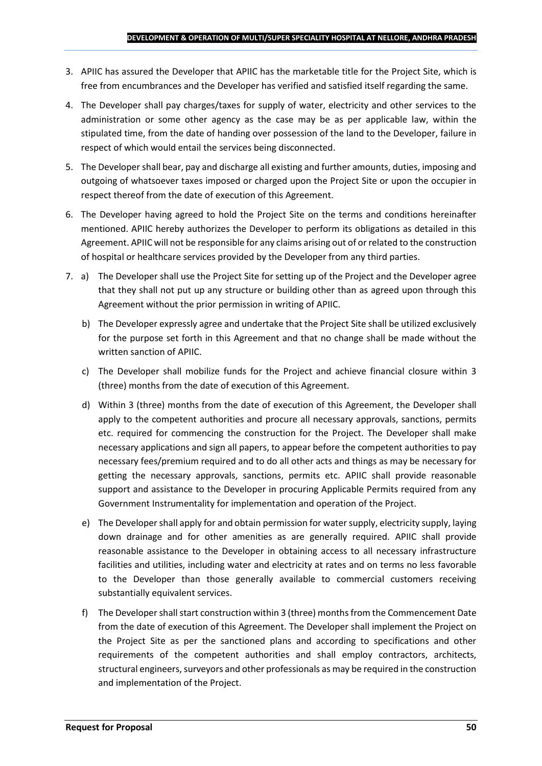3. APIIC has assured the Developer that APIIC has the marketable title for the Project Site, which is free from encumbrances and the Developer has verified and satisfied itself regarding the same.

4. The Developer shall pay charges/taxes for supply of water, electricity and other services to the administration or some other agency as the case may be as per applicable law, within the stipulated time, from the date of handing over possession of the land to the Developer, failure in respect of which would entail the services being disconnected.

5. The Developer shall bear, pay and discharge all existing and further amounts, duties, imposing and outgoing of whatsoever taxes imposed or charged upon the Project Site or upon the occupier in respect thereof from the date of execution of this Agreement.

6. The Developer having agreed to hold the Project Site on the terms and conditions hereinafter mentioned. APIIC hereby authorizes the Developer to perform its obligations as detailed in this Agreement. APIIC will not be responsible for any claims arising out of or related to the construction of hospital or healthcare services provided by the Developer from any third parties.

7. a) The Developer shall use the Project Site for setting up of the Project and the Developer agree that they shall not put up any structure or building other than as agreed upon through this Agreement without the prior permission in writing of APIIC.

   b) The Developer expressly agree and undertake that the Project Site shall be utilized exclusively for the purpose set forth in this Agreement and that no change shall be made without the written sanction of APIIC.

   c) The Developer shall mobilize funds for the Project and achieve financial closure within 3 (three) months from the date of execution of this Agreement.

   d) Within 3 (three) months from the date of execution of this Agreement, the Developer shall apply to the competent authorities and procure all necessary approvals, sanctions, permits etc. required for commencing the construction for the Project. The Developer shall make necessary applications and sign all papers, to appear before the competent authorities to pay necessary fees/premium required and to do all other acts and things as may be necessary for getting the necessary approvals, sanctions, permits etc. APIIC shall provide reasonable support and assistance to the Developer in procuring Applicable Permits required from any Government Instrumentality for implementation and operation of the Project.

   e) The Developer shall apply for and obtain permission for water supply, electricity supply, laying down drainage and for other amenities as are generally required. APIIC shall provide reasonable assistance to the Developer in obtaining access to all necessary infrastructure facilities and utilities, including water and electricity at rates and on terms no less favorable to the Developer than those generally available to commercial customers receiving substantially equivalent services.

   f) The Developer shall start construction within 3 (three) months from the Commencement Date from the date of execution of this Agreement. The Developer shall implement the Project on the Project Site as per the sanctioned plans and according to specifications and other requirements of the competent authorities and shall employ contractors, architects, structural engineers, surveyors and other professionals as may be required in the construction and implementation of the Project.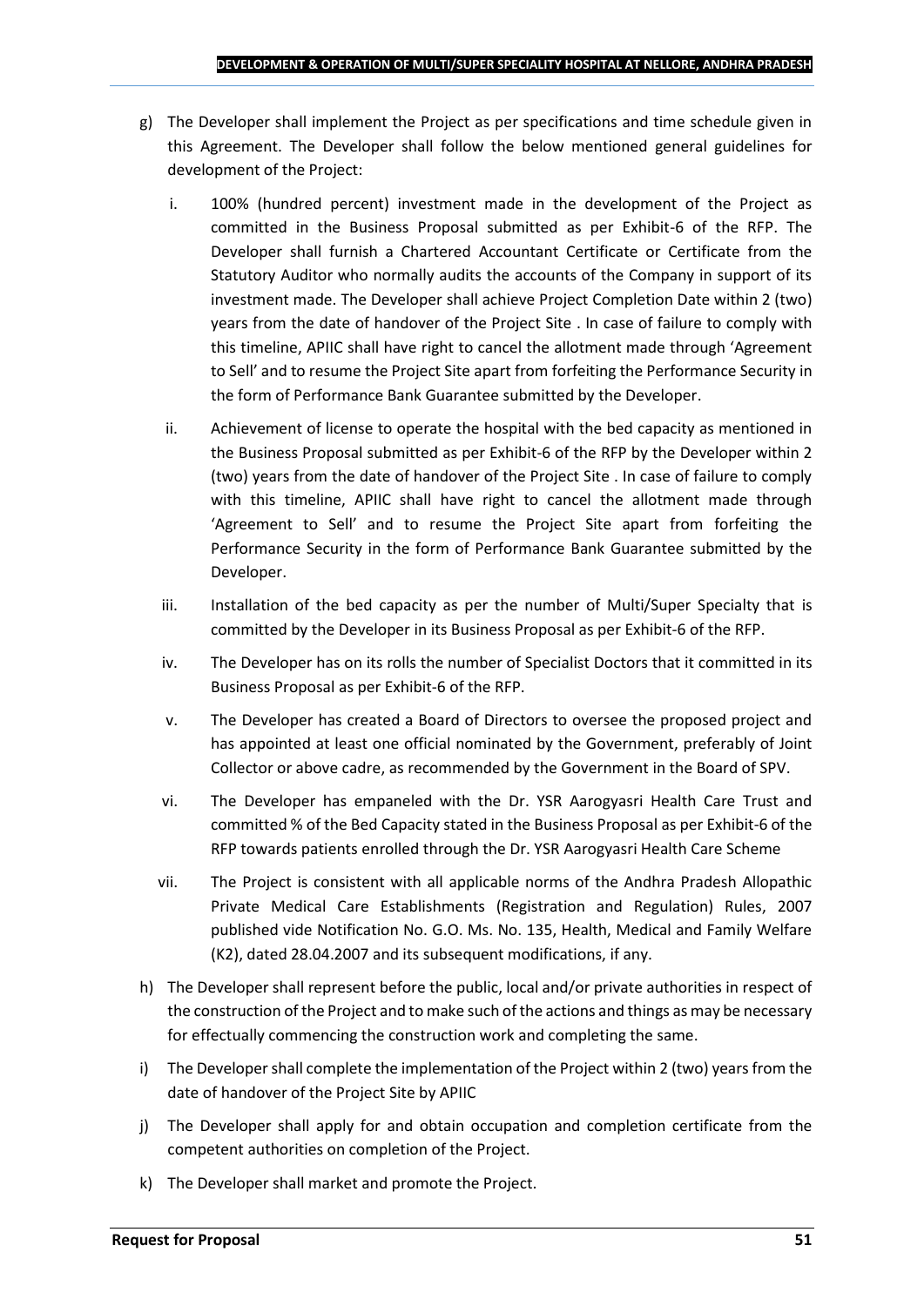g) The Developer shall implement the Project as per specifications and time schedule given in this Agreement. The Developer shall follow the below mentioned general guidelines for development of the Project:

   i. 100% (hundred percent) investment made in the development of the Project as committed in the Business Proposal submitted as per Exhibit-6 of the RFP. The Developer shall furnish a Chartered Accountant Certificate or Certificate from the Statutory Auditor who normally audits the accounts of the Company in support of its investment made. The Developer shall achieve Project Completion Date within 2 (two) years from the date of handover of the Project Site . In case of failure to comply with this timeline, APIIC shall have right to cancel the allotment made through 'Agreement to Sell' and to resume the Project Site apart from forfeiting the Performance Security in the form of Performance Bank Guarantee submitted by the Developer.

   ii. Achievement of license to operate the hospital with the bed capacity as mentioned in the Business Proposal submitted as per Exhibit-6 of the RFP by the Developer within 2 (two) years from the date of handover of the Project Site . In case of failure to comply with this timeline, APIIC shall have right to cancel the allotment made through 'Agreement to Sell' and to resume the Project Site apart from forfeiting the Performance Security in the form of Performance Bank Guarantee submitted by the Developer.

   iii. Installation of the bed capacity as per the number of Multi/Super Specialty that is committed by the Developer in its Business Proposal as per Exhibit-6 of the RFP.

   iv. The Developer has on its rolls the number of Specialist Doctors that it committed in its Business Proposal as per Exhibit-6 of the RFP.

   v. The Developer has created a Board of Directors to oversee the proposed project and has appointed at least one official nominated by the Government, preferably of Joint Collector or above cadre, as recommended by the Government in the Board of SPV.

   vi. The Developer has empaneled with the Dr. YSR Aarogyasri Health Care Trust and committed % of the Bed Capacity stated in the Business Proposal as per Exhibit-6 of the RFP towards patients enrolled through the Dr. YSR Aarogyasri Health Care Scheme

   vii. The Project is consistent with all applicable norms of the Andhra Pradesh Allopathic Private Medical Care Establishments (Registration and Regulation) Rules, 2007 published vide Notification No. G.O. Ms. No. 135, Health, Medical and Family Welfare (K2), dated 28.04.2007 and its subsequent modifications, if any.

h) The Developer shall represent before the public, local and/or private authorities in respect of the construction of the Project and to make such of the actions and things as may be necessary for effectually commencing the construction work and completing the same.

i) The Developer shall complete the implementation of the Project within 2 (two) years from the date of handover of the Project Site by APIIC

j) The Developer shall apply for and obtain occupation and completion certificate from the competent authorities on completion of the Project.

k) The Developer shall market and promote the Project.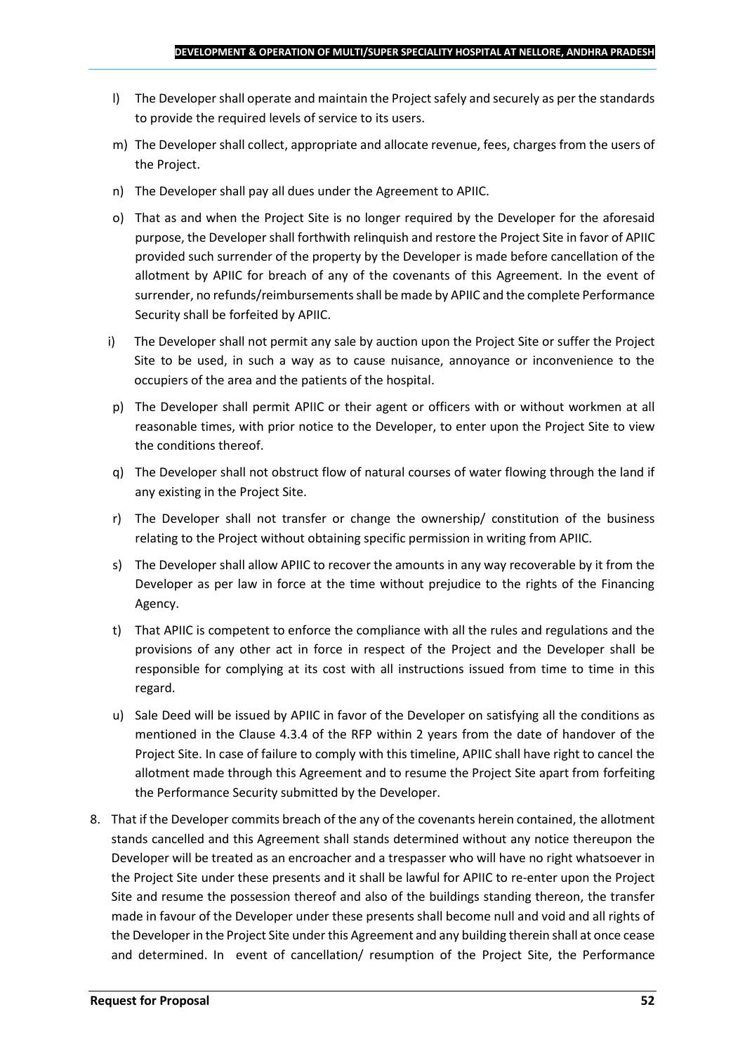l) The Developer shall operate and maintain the Project safely and securely as per the standards to provide the required levels of service to its users.

m) The Developer shall collect, appropriate and allocate revenue, fees, charges from the users of the Project.

n) The Developer shall pay all dues under the Agreement to APIIC.

o) That as and when the Project Site is no longer required by the Developer for the aforesaid purpose, the Developer shall forthwith relinquish and restore the Project Site in favor of APIIC provided such surrender of the property by the Developer is made before cancellation of the allotment by APIIC for breach of any of the covenants of this Agreement. In the event of surrender, no refunds/reimbursements shall be made by APIIC and the complete Performance Security shall be forfeited by APIIC.

i) The Developer shall not permit any sale by auction upon the Project Site or suffer the Project Site to be used, in such a way as to cause nuisance, annoyance or inconvenience to the occupiers of the area and the patients of the hospital.

p) The Developer shall permit APIIC or their agent or officers with or without workmen at all reasonable times, with prior notice to the Developer, to enter upon the Project Site to view the conditions thereof.

q) The Developer shall not obstruct flow of natural courses of water flowing through the land if any existing in the Project Site.

r) The Developer shall not transfer or change the ownership/ constitution of the business relating to the Project without obtaining specific permission in writing from APIIC.

s) The Developer shall allow APIIC to recover the amounts in any way recoverable by it from the Developer as per law in force at the time without prejudice to the rights of the Financing Agency.

t) That APIIC is competent to enforce the compliance with all the rules and regulations and the provisions of any other act in force in respect of the Project and the Developer shall be responsible for complying at its cost with all instructions issued from time to time in this regard.

u) Sale Deed will be issued by APIIC in favor of the Developer on satisfying all the conditions as mentioned in the Clause 4.3.4 of the RFP within 2 years from the date of handover of the Project Site. In case of failure to comply with this timeline, APIIC shall have right to cancel the allotment made through this Agreement and to resume the Project Site apart from forfeiting the Performance Security submitted by the Developer.

8. That if the Developer commits breach of the any of the covenants herein contained, the allotment stands cancelled and this Agreement shall stands determined without any notice thereupon the Developer will be treated as an encroacher and a trespasser who will have no right whatsoever in the Project Site under these presents and it shall be lawful for APIIC to re-enter upon the Project Site and resume the possession thereof and also of the buildings standing thereon, the transfer made in favour of the Developer under these presents shall become null and void and all rights of the Developer in the Project Site under this Agreement and any building therein shall at once cease and determined. In event of cancellation/ resumption of the Project Site, the Performance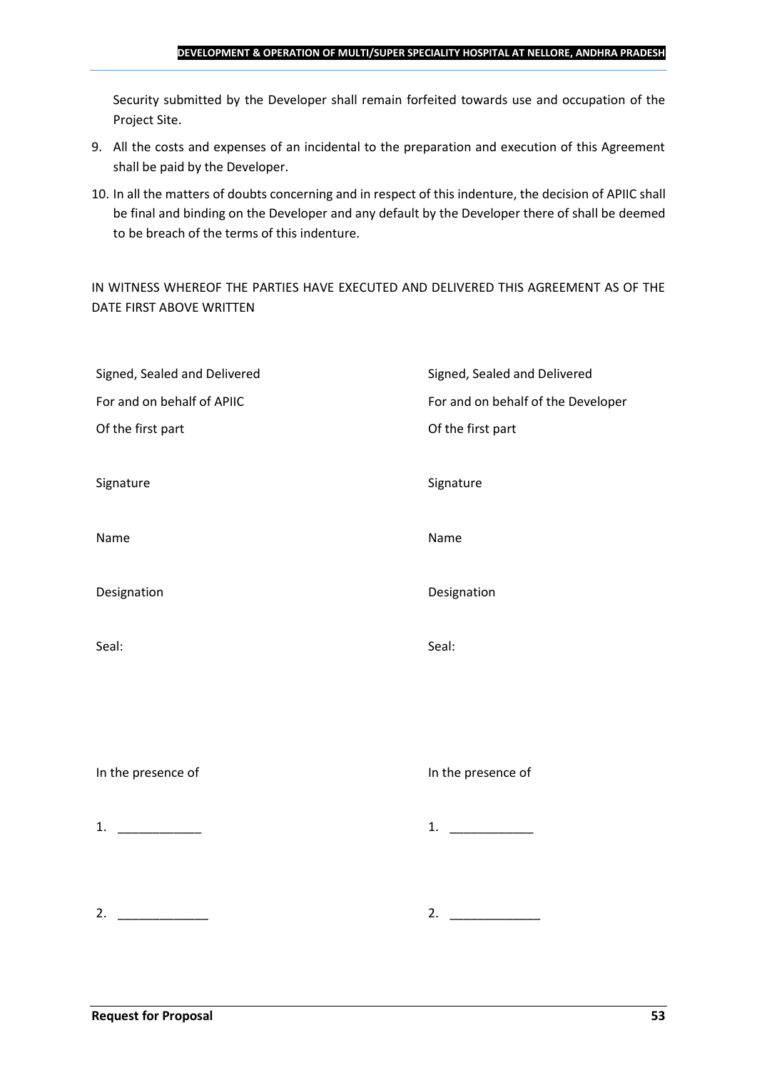Security submitted by the Developer shall remain forfeited towards use and occupation of the Project Site.

9. All the costs and expenses of an incidental to the preparation and execution of this Agreement shall be paid by the Developer.
10. In all the matters of doubts concerning and in respect of this indenture, the decision of APIIC shall be final and binding on the Developer and any default by the Developer there of shall be deemed to be breach of the terms of this indenture.

IN WITNESS WHEREOF THE PARTIES HAVE EXECUTED AND DELIVERED THIS AGREEMENT AS OF THE DATE FIRST ABOVE WRITTEN

| | |
|---|---|
| Signed, Sealed and Delivered | Signed, Sealed and Delivered |
| For and on behalf of APIIC | For and on behalf of the Developer |
| Of the first part | Of the first part |
| Signature | Signature |
| Name | Name |
| Designation | Designation |
| Seal: | Seal: |
| In the presence of | In the presence of |
| 1. ____________ | 1. ____________ |
| 2. _____________ | 2. _____________ |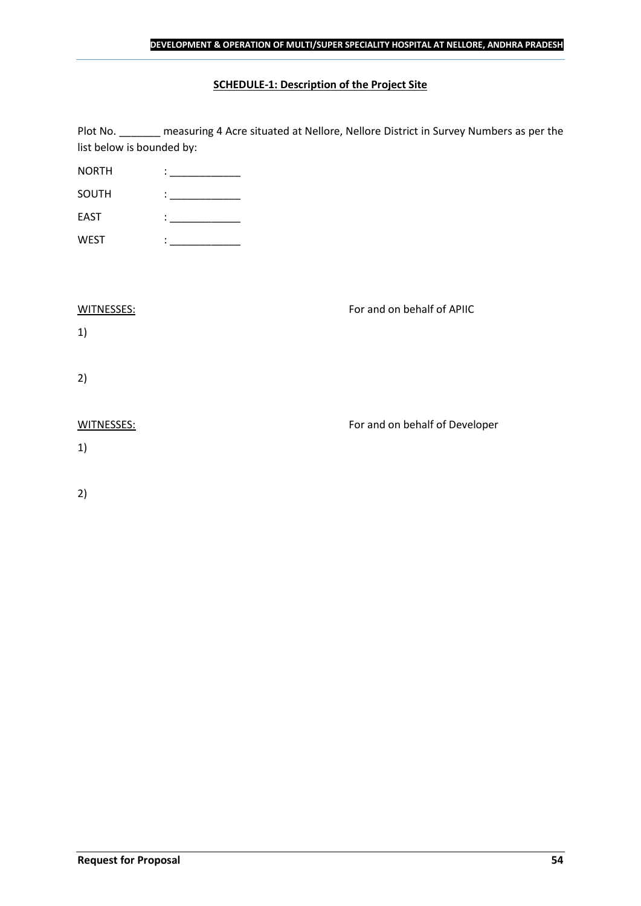**SCHEDULE-1: Description of the Project Site**

Plot No. _______ measuring 4 Acre situated at Nellore, Nellore District in Survey Numbers as per the list below is bounded by:

NORTH : ____________

SOUTH : ____________

EAST : ____________

WEST : ____________

WITNESSES: For and on behalf of APIIC

1)

2)

WITNESSES: For and on behalf of Developer

1)

2)